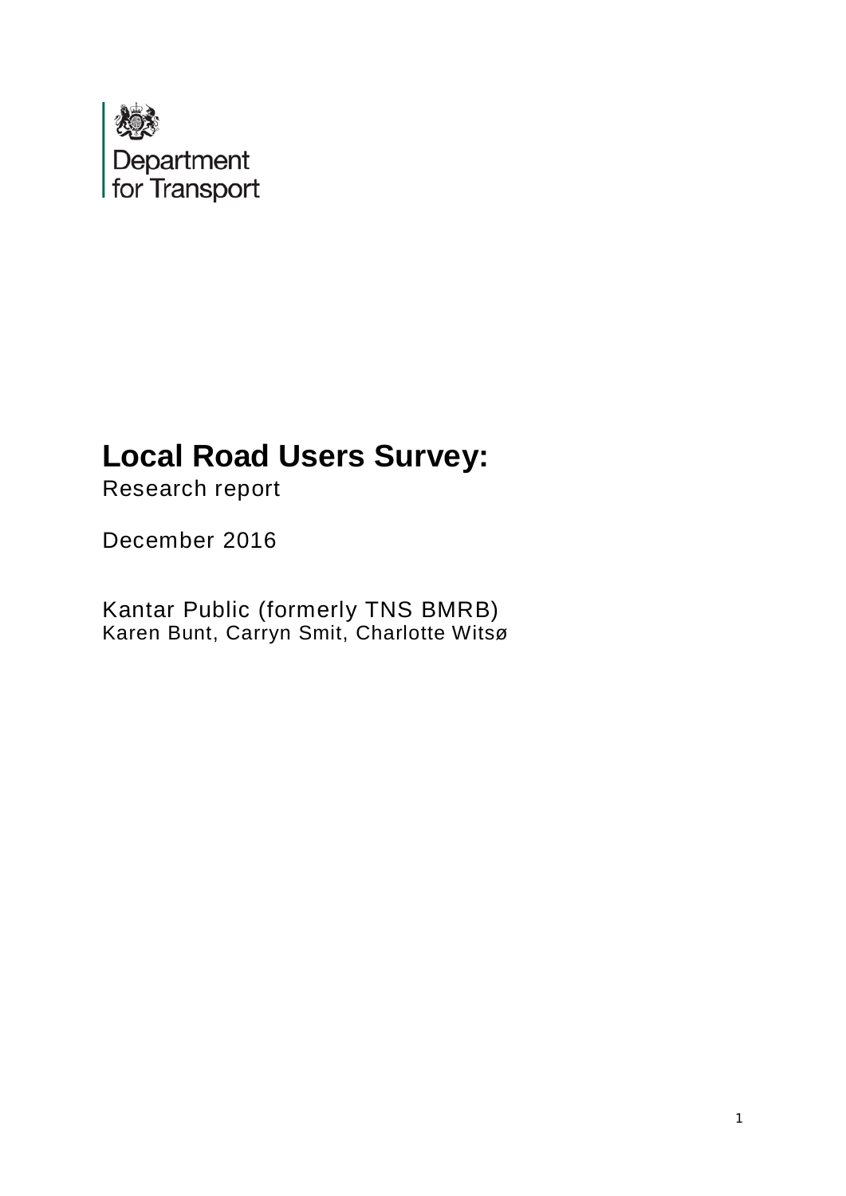Department for Transport

# Local Road Users Survey:

Research report

December 2016

Kantar Public (formerly TNS BMRB)
Karen Bunt, Carryn Smit, Charlotte Witsø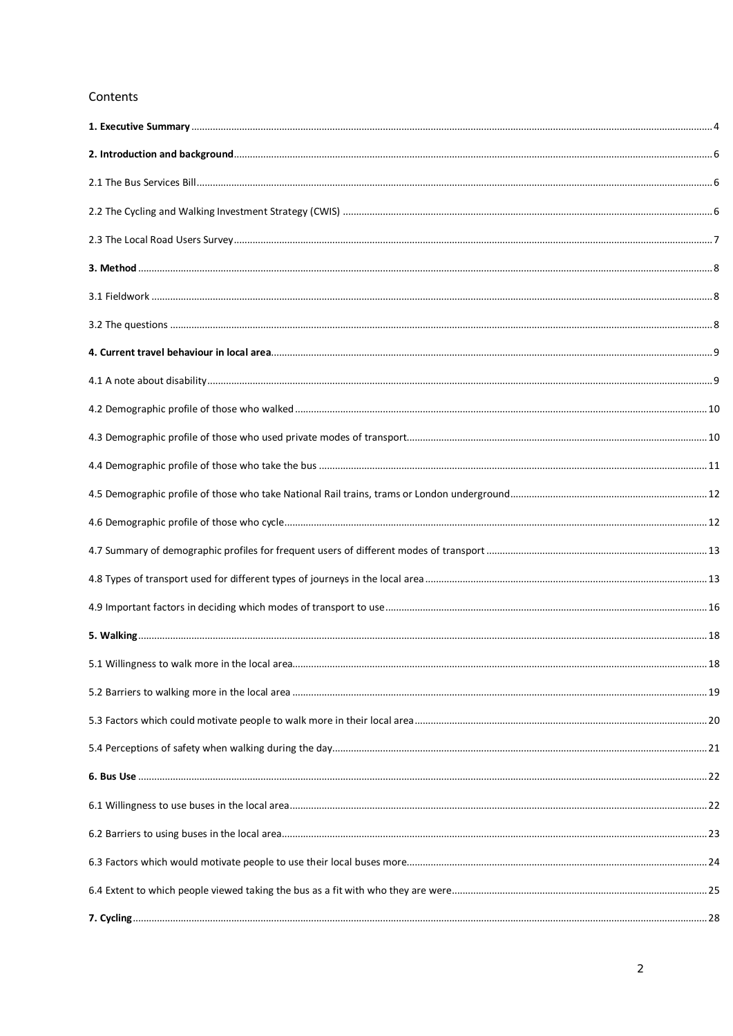# Contents

**1. Executive Summary** ..... 4

**2. Introduction and background** ..... 6

2.1 The Bus Services Bill ..... 6

2.2 The Cycling and Walking Investment Strategy (CWIS) ..... 6

2.3 The Local Road Users Survey ..... 7

**3. Method** ..... 8

3.1 Fieldwork ..... 8

3.2 The questions ..... 8

**4. Current travel behaviour in local area** ..... 9

4.1 A note about disability ..... 9

4.2 Demographic profile of those who walked ..... 10

4.3 Demographic profile of those who used private modes of transport ..... 10

4.4 Demographic profile of those who take the bus ..... 11

4.5 Demographic profile of those who take National Rail trains, trams or London underground ..... 12

4.6 Demographic profile of those who cycle ..... 12

4.7 Summary of demographic profiles for frequent users of different modes of transport ..... 13

4.8 Types of transport used for different types of journeys in the local area ..... 13

4.9 Important factors in deciding which modes of transport to use ..... 16

**5. Walking** ..... 18

5.1 Willingness to walk more in the local area ..... 18

5.2 Barriers to walking more in the local area ..... 19

5.3 Factors which could motivate people to walk more in their local area ..... 20

5.4 Perceptions of safety when walking during the day ..... 21

**6. Bus Use** ..... 22

6.1 Willingness to use buses in the local area ..... 22

6.2 Barriers to using buses in the local area ..... 23

6.3 Factors which would motivate people to use their local buses more ..... 24

6.4 Extent to which people viewed taking the bus as a fit with who they were ..... 25

**7. Cycling** ..... 28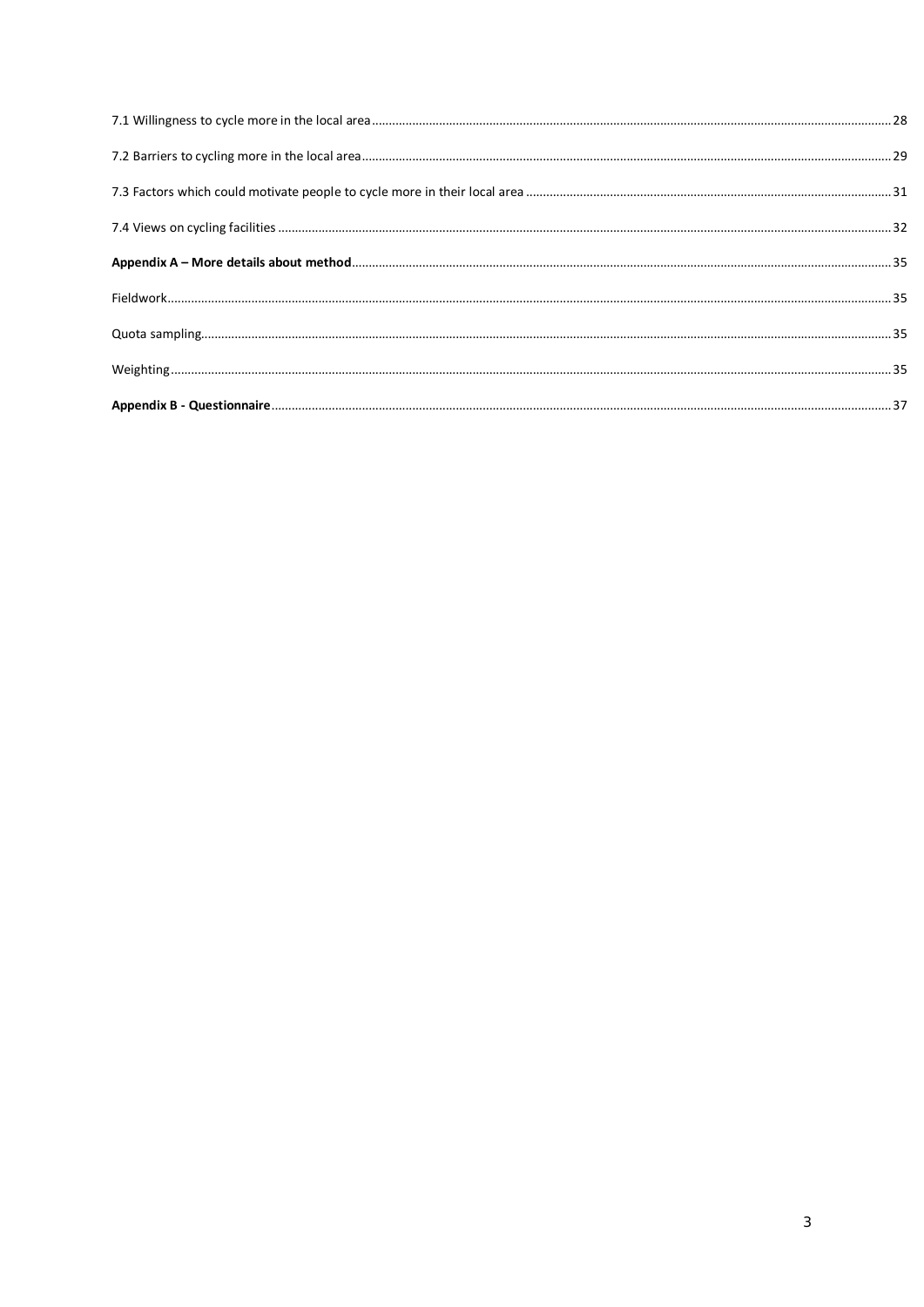7.1 Willingness to cycle more in the local area ........ 28

7.2 Barriers to cycling more in the local area ........ 29

7.3 Factors which could motivate people to cycle more in their local area ........ 31

7.4 Views on cycling facilities ........ 32

**Appendix A – More details about method** ........ 35

Fieldwork ........ 35

Quota sampling ........ 35

Weighting ........ 35

**Appendix B - Questionnaire** ........ 37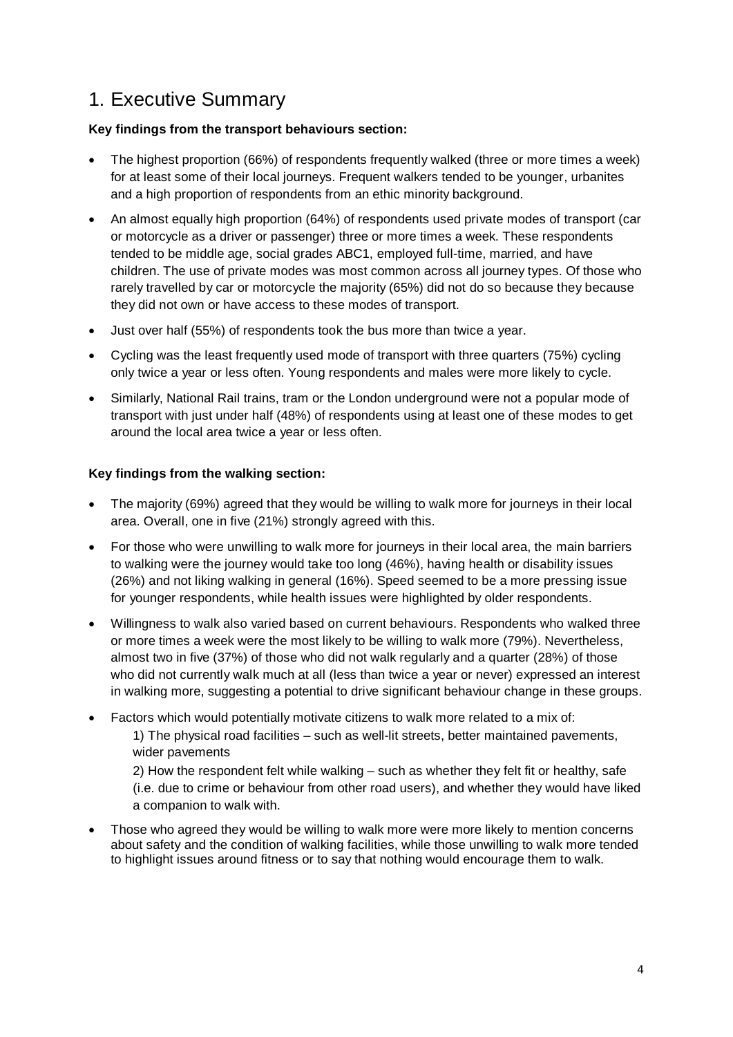# 1. Executive Summary

**Key findings from the transport behaviours section:**

- The highest proportion (66%) of respondents frequently walked (three or more times a week) for at least some of their local journeys. Frequent walkers tended to be younger, urbanites and a high proportion of respondents from an ethic minority background.
- An almost equally high proportion (64%) of respondents used private modes of transport (car or motorcycle as a driver or passenger) three or more times a week. These respondents tended to be middle age, social grades ABC1, employed full-time, married, and have children. The use of private modes was most common across all journey types. Of those who rarely travelled by car or motorcycle the majority (65%) did not do so because they because they did not own or have access to these modes of transport.
- Just over half (55%) of respondents took the bus more than twice a year.
- Cycling was the least frequently used mode of transport with three quarters (75%) cycling only twice a year or less often. Young respondents and males were more likely to cycle.
- Similarly, National Rail trains, tram or the London underground were not a popular mode of transport with just under half (48%) of respondents using at least one of these modes to get around the local area twice a year or less often.

**Key findings from the walking section:**

- The majority (69%) agreed that they would be willing to walk more for journeys in their local area. Overall, one in five (21%) strongly agreed with this.
- For those who were unwilling to walk more for journeys in their local area, the main barriers to walking were the journey would take too long (46%), having health or disability issues (26%) and not liking walking in general (16%). Speed seemed to be a more pressing issue for younger respondents, while health issues were highlighted by older respondents.
- Willingness to walk also varied based on current behaviours. Respondents who walked three or more times a week were the most likely to be willing to walk more (79%). Nevertheless, almost two in five (37%) of those who did not walk regularly and a quarter (28%) of those who did not currently walk much at all (less than twice a year or never) expressed an interest in walking more, suggesting a potential to drive significant behaviour change in these groups.
- Factors which would potentially motivate citizens to walk more related to a mix of:

  1) The physical road facilities – such as well-lit streets, better maintained pavements, wider pavements

  2) How the respondent felt while walking – such as whether they felt fit or healthy, safe (i.e. due to crime or behaviour from other road users), and whether they would have liked a companion to walk with.
- Those who agreed they would be willing to walk more were more likely to mention concerns about safety and the condition of walking facilities, while those unwilling to walk more tended to highlight issues around fitness or to say that nothing would encourage them to walk.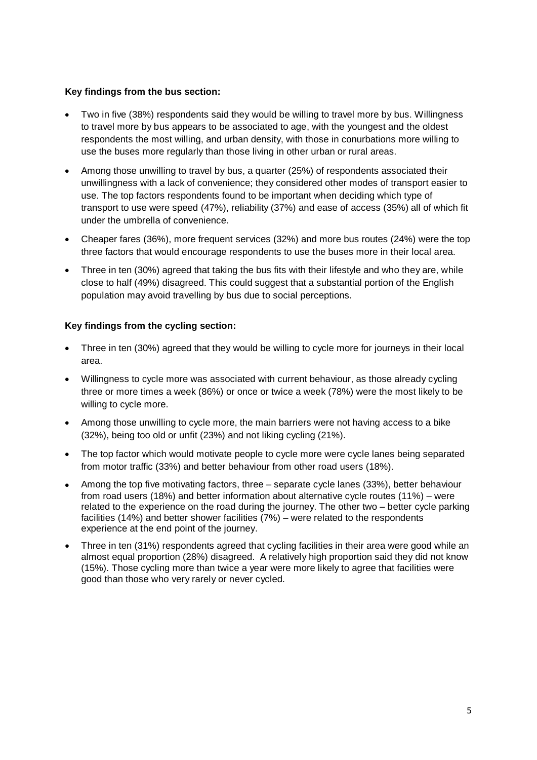**Key findings from the bus section:**

- Two in five (38%) respondents said they would be willing to travel more by bus. Willingness to travel more by bus appears to be associated to age, with the youngest and the oldest respondents the most willing, and urban density, with those in conurbations more willing to use the buses more regularly than those living in other urban or rural areas.
- Among those unwilling to travel by bus, a quarter (25%) of respondents associated their unwillingness with a lack of convenience; they considered other modes of transport easier to use. The top factors respondents found to be important when deciding which type of transport to use were speed (47%), reliability (37%) and ease of access (35%) all of which fit under the umbrella of convenience.
- Cheaper fares (36%), more frequent services (32%) and more bus routes (24%) were the top three factors that would encourage respondents to use the buses more in their local area.
- Three in ten (30%) agreed that taking the bus fits with their lifestyle and who they are, while close to half (49%) disagreed. This could suggest that a substantial portion of the English population may avoid travelling by bus due to social perceptions.

**Key findings from the cycling section:**

- Three in ten (30%) agreed that they would be willing to cycle more for journeys in their local area.
- Willingness to cycle more was associated with current behaviour, as those already cycling three or more times a week (86%) or once or twice a week (78%) were the most likely to be willing to cycle more.
- Among those unwilling to cycle more, the main barriers were not having access to a bike (32%), being too old or unfit (23%) and not liking cycling (21%).
- The top factor which would motivate people to cycle more were cycle lanes being separated from motor traffic (33%) and better behaviour from other road users (18%).
- Among the top five motivating factors, three – separate cycle lanes (33%), better behaviour from road users (18%) and better information about alternative cycle routes (11%) – were related to the experience on the road during the journey. The other two – better cycle parking facilities (14%) and better shower facilities (7%) – were related to the respondents experience at the end point of the journey.
- Three in ten (31%) respondents agreed that cycling facilities in their area were good while an almost equal proportion (28%) disagreed. A relatively high proportion said they did not know (15%). Those cycling more than twice a year were more likely to agree that facilities were good than those who very rarely or never cycled.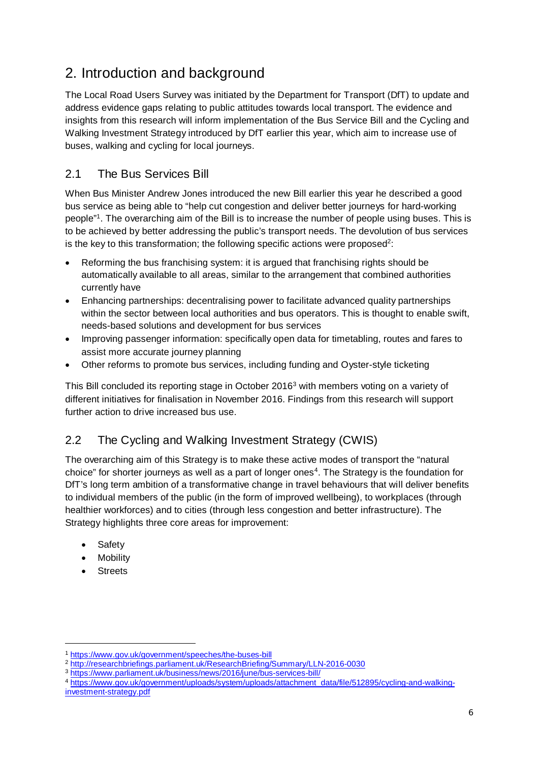# 2. Introduction and background

The Local Road Users Survey was initiated by the Department for Transport (DfT) to update and address evidence gaps relating to public attitudes towards local transport. The evidence and insights from this research will inform implementation of the Bus Service Bill and the Cycling and Walking Investment Strategy introduced by DfT earlier this year, which aim to increase use of buses, walking and cycling for local journeys.

## 2.1 The Bus Services Bill

When Bus Minister Andrew Jones introduced the new Bill earlier this year he described a good bus service as being able to "help cut congestion and deliver better journeys for hard-working people"[1]. The overarching aim of the Bill is to increase the number of people using buses. This is to be achieved by better addressing the public's transport needs. The devolution of bus services is the key to this transformation; the following specific actions were proposed[2]:

- Reforming the bus franchising system: it is argued that franchising rights should be automatically available to all areas, similar to the arrangement that combined authorities currently have
- Enhancing partnerships: decentralising power to facilitate advanced quality partnerships within the sector between local authorities and bus operators. This is thought to enable swift, needs-based solutions and development for bus services
- Improving passenger information: specifically open data for timetabling, routes and fares to assist more accurate journey planning
- Other reforms to promote bus services, including funding and Oyster-style ticketing

This Bill concluded its reporting stage in October 2016[3] with members voting on a variety of different initiatives for finalisation in November 2016. Findings from this research will support further action to drive increased bus use.

## 2.2 The Cycling and Walking Investment Strategy (CWIS)

The overarching aim of this Strategy is to make these active modes of transport the "natural choice" for shorter journeys as well as a part of longer ones[4]. The Strategy is the foundation for DfT's long term ambition of a transformative change in travel behaviours that will deliver benefits to individual members of the public (in the form of improved wellbeing), to workplaces (through healthier workforces) and to cities (through less congestion and better infrastructure). The Strategy highlights three core areas for improvement:

- Safety
- Mobility
- Streets

---

[1] https://www.gov.uk/government/speeches/the-buses-bill
[2] http://researchbriefings.parliament.uk/ResearchBriefing/Summary/LLN-2016-0030
[3] https://www.parliament.uk/business/news/2016/june/bus-services-bill/
[4] https://www.gov.uk/government/uploads/system/uploads/attachment_data/file/512895/cycling-and-walking-investment-strategy.pdf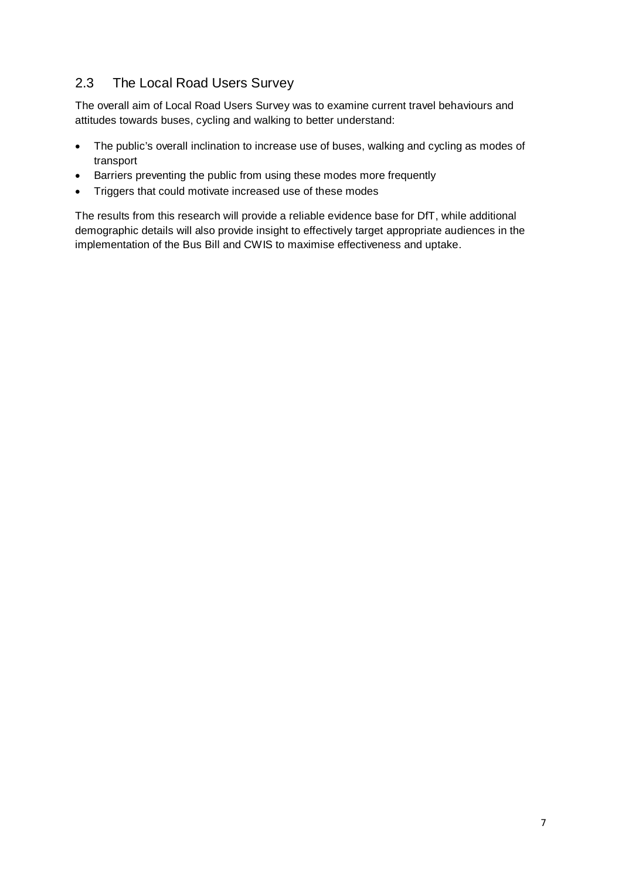## 2.3 The Local Road Users Survey

The overall aim of Local Road Users Survey was to examine current travel behaviours and attitudes towards buses, cycling and walking to better understand:

- The public's overall inclination to increase use of buses, walking and cycling as modes of transport
- Barriers preventing the public from using these modes more frequently
- Triggers that could motivate increased use of these modes

The results from this research will provide a reliable evidence base for DfT, while additional demographic details will also provide insight to effectively target appropriate audiences in the implementation of the Bus Bill and CWIS to maximise effectiveness and uptake.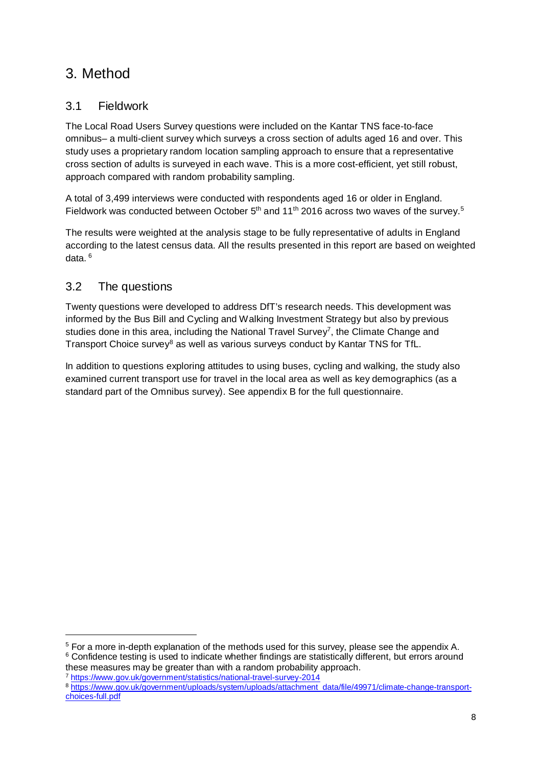# 3. Method

## 3.1 Fieldwork

The Local Road Users Survey questions were included on the Kantar TNS face-to-face omnibus– a multi-client survey which surveys a cross section of adults aged 16 and over. This study uses a proprietary random location sampling approach to ensure that a representative cross section of adults is surveyed in each wave. This is a more cost-efficient, yet still robust, approach compared with random probability sampling.

A total of 3,499 interviews were conducted with respondents aged 16 or older in England. Fieldwork was conducted between October 5th and 11th 2016 across two waves of the survey.[5]

The results were weighted at the analysis stage to be fully representative of adults in England according to the latest census data. All the results presented in this report are based on weighted data.[6]

## 3.2 The questions

Twenty questions were developed to address DfT's research needs. This development was informed by the Bus Bill and Cycling and Walking Investment Strategy but also by previous studies done in this area, including the National Travel Survey[7], the Climate Change and Transport Choice survey[8] as well as various surveys conduct by Kantar TNS for TfL.

In addition to questions exploring attitudes to using buses, cycling and walking, the study also examined current transport use for travel in the local area as well as key demographics (as a standard part of the Omnibus survey). See appendix B for the full questionnaire.

---

[5] For a more in-depth explanation of the methods used for this survey, please see the appendix A.

[6] Confidence testing is used to indicate whether findings are statistically different, but errors around these measures may be greater than with a random probability approach.

[7] https://www.gov.uk/government/statistics/national-travel-survey-2014

[8] https://www.gov.uk/government/uploads/system/uploads/attachment_data/file/49971/climate-change-transport-choices-full.pdf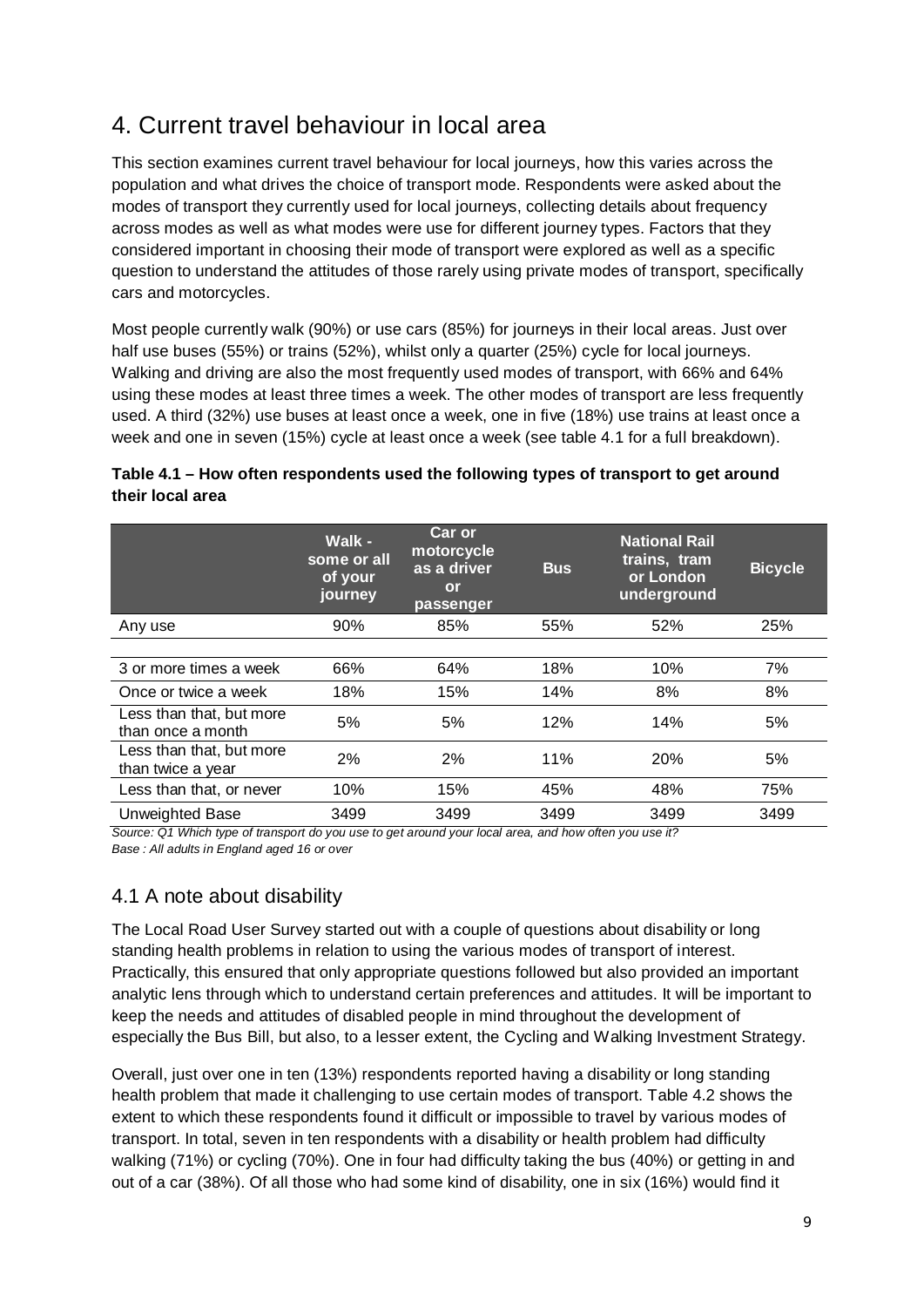# 4. Current travel behaviour in local area

This section examines current travel behaviour for local journeys, how this varies across the population and what drives the choice of transport mode. Respondents were asked about the modes of transport they currently used for local journeys, collecting details about frequency across modes as well as what modes were use for different journey types. Factors that they considered important in choosing their mode of transport were explored as well as a specific question to understand the attitudes of those rarely using private modes of transport, specifically cars and motorcycles.

Most people currently walk (90%) or use cars (85%) for journeys in their local areas. Just over half use buses (55%) or trains (52%), whilst only a quarter (25%) cycle for local journeys. Walking and driving are also the most frequently used modes of transport, with 66% and 64% using these modes at least three times a week. The other modes of transport are less frequently used. A third (32%) use buses at least once a week, one in five (18%) use trains at least once a week and one in seven (15%) cycle at least once a week (see table 4.1 for a full breakdown).

**Table 4.1 – How often respondents used the following types of transport to get around their local area**

| | Walk - some or all of your journey | Car or motorcycle as a driver or passenger | Bus | National Rail trains, tram or London underground | Bicycle |
|---|---|---|---|---|---|
| Any use | 90% | 85% | 55% | 52% | 25% |
| 3 or more times a week | 66% | 64% | 18% | 10% | 7% |
| Once or twice a week | 18% | 15% | 14% | 8% | 8% |
| Less than that, but more than once a month | 5% | 5% | 12% | 14% | 5% |
| Less than that, but more than twice a year | 2% | 2% | 11% | 20% | 5% |
| Less than that, or never | 10% | 15% | 45% | 48% | 75% |
| Unweighted Base | 3499 | 3499 | 3499 | 3499 | 3499 |

*Source: Q1 Which type of transport do you use to get around your local area, and how often you use it?*
*Base : All adults in England aged 16 or over*

## 4.1 A note about disability

The Local Road User Survey started out with a couple of questions about disability or long standing health problems in relation to using the various modes of transport of interest. Practically, this ensured that only appropriate questions followed but also provided an important analytic lens through which to understand certain preferences and attitudes. It will be important to keep the needs and attitudes of disabled people in mind throughout the development of especially the Bus Bill, but also, to a lesser extent, the Cycling and Walking Investment Strategy.

Overall, just over one in ten (13%) respondents reported having a disability or long standing health problem that made it challenging to use certain modes of transport. Table 4.2 shows the extent to which these respondents found it difficult or impossible to travel by various modes of transport. In total, seven in ten respondents with a disability or health problem had difficulty walking (71%) or cycling (70%). One in four had difficulty taking the bus (40%) or getting in and out of a car (38%). Of all those who had some kind of disability, one in six (16%) would find it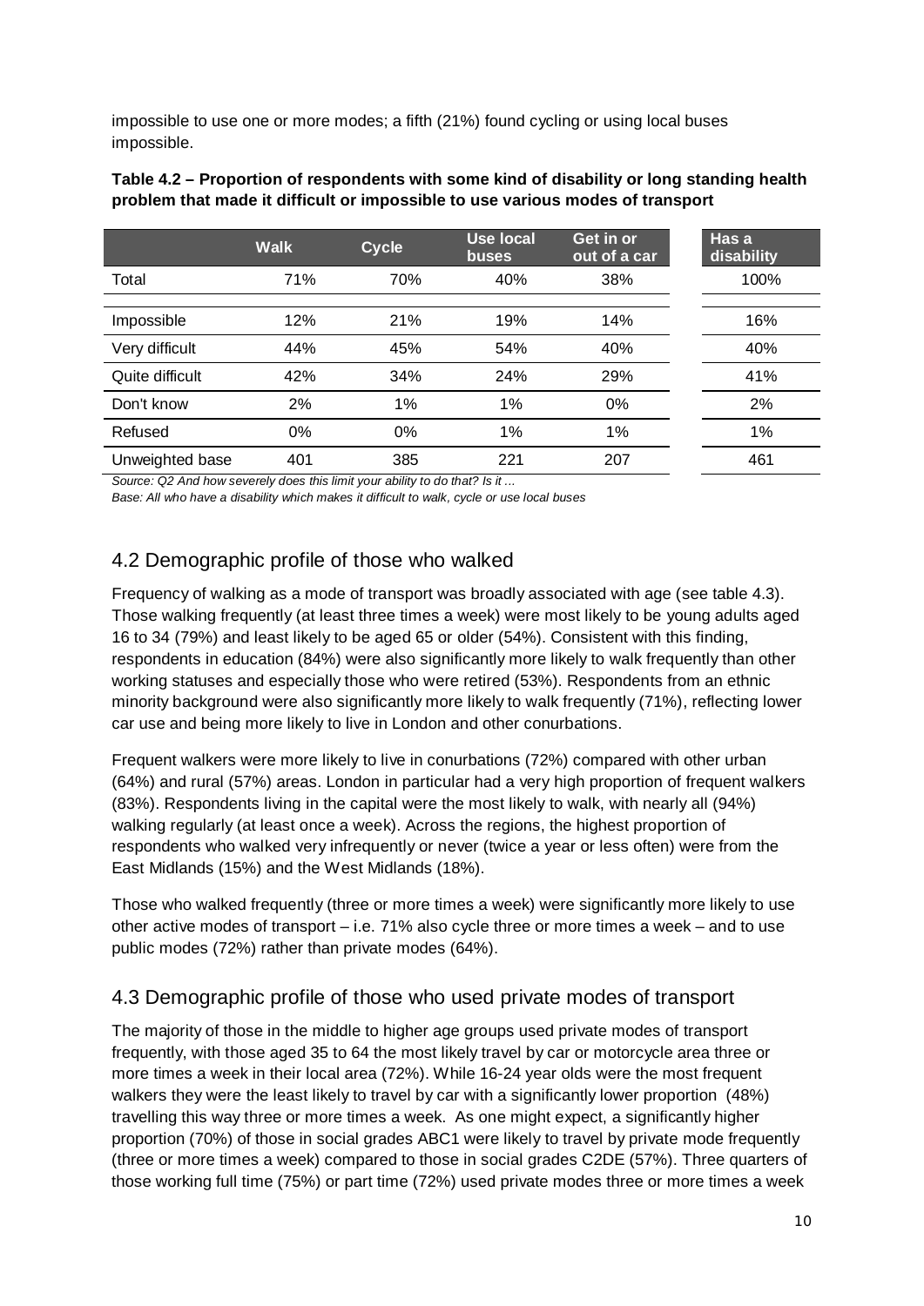impossible to use one or more modes; a fifth (21%) found cycling or using local buses impossible.

**Table 4.2 – Proportion of respondents with some kind of disability or long standing health problem that made it difficult or impossible to use various modes of transport**

| | Walk | Cycle | Use local buses | Get in or out of a car | Has a disability |
|---|---|---|---|---|---|
| Total | 71% | 70% | 40% | 38% | 100% |
| Impossible | 12% | 21% | 19% | 14% | 16% |
| Very difficult | 44% | 45% | 54% | 40% | 40% |
| Quite difficult | 42% | 34% | 24% | 29% | 41% |
| Don't know | 2% | 1% | 1% | 0% | 2% |
| Refused | 0% | 0% | 1% | 1% | 1% |
| Unweighted base | 401 | 385 | 221 | 207 | 461 |

*Source: Q2 And how severely does this limit your ability to do that? Is it ...*

*Base: All who have a disability which makes it difficult to walk, cycle or use local buses*

## 4.2 Demographic profile of those who walked

Frequency of walking as a mode of transport was broadly associated with age (see table 4.3). Those walking frequently (at least three times a week) were most likely to be young adults aged 16 to 34 (79%) and least likely to be aged 65 or older (54%). Consistent with this finding, respondents in education (84%) were also significantly more likely to walk frequently than other working statuses and especially those who were retired (53%). Respondents from an ethnic minority background were also significantly more likely to walk frequently (71%), reflecting lower car use and being more likely to live in London and other conurbations.

Frequent walkers were more likely to live in conurbations (72%) compared with other urban (64%) and rural (57%) areas. London in particular had a very high proportion of frequent walkers (83%). Respondents living in the capital were the most likely to walk, with nearly all (94%) walking regularly (at least once a week). Across the regions, the highest proportion of respondents who walked very infrequently or never (twice a year or less often) were from the East Midlands (15%) and the West Midlands (18%).

Those who walked frequently (three or more times a week) were significantly more likely to use other active modes of transport – i.e. 71% also cycle three or more times a week – and to use public modes (72%) rather than private modes (64%).

## 4.3 Demographic profile of those who used private modes of transport

The majority of those in the middle to higher age groups used private modes of transport frequently, with those aged 35 to 64 the most likely travel by car or motorcycle area three or more times a week in their local area (72%). While 16-24 year olds were the most frequent walkers they were the least likely to travel by car with a significantly lower proportion (48%) travelling this way three or more times a week. As one might expect, a significantly higher proportion (70%) of those in social grades ABC1 were likely to travel by private mode frequently (three or more times a week) compared to those in social grades C2DE (57%). Three quarters of those working full time (75%) or part time (72%) used private modes three or more times a week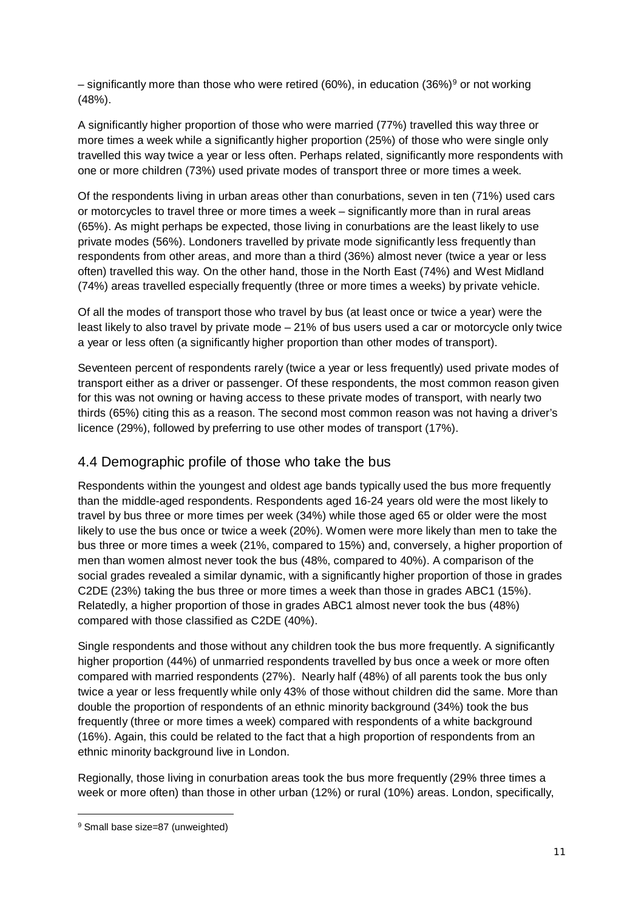– significantly more than those who were retired (60%), in education (36%)[9] or not working (48%).

A significantly higher proportion of those who were married (77%) travelled this way three or more times a week while a significantly higher proportion (25%) of those who were single only travelled this way twice a year or less often. Perhaps related, significantly more respondents with one or more children (73%) used private modes of transport three or more times a week.

Of the respondents living in urban areas other than conurbations, seven in ten (71%) used cars or motorcycles to travel three or more times a week – significantly more than in rural areas (65%). As might perhaps be expected, those living in conurbations are the least likely to use private modes (56%). Londoners travelled by private mode significantly less frequently than respondents from other areas, and more than a third (36%) almost never (twice a year or less often) travelled this way. On the other hand, those in the North East (74%) and West Midland (74%) areas travelled especially frequently (three or more times a weeks) by private vehicle.

Of all the modes of transport those who travel by bus (at least once or twice a year) were the least likely to also travel by private mode – 21% of bus users used a car or motorcycle only twice a year or less often (a significantly higher proportion than other modes of transport).

Seventeen percent of respondents rarely (twice a year or less frequently) used private modes of transport either as a driver or passenger. Of these respondents, the most common reason given for this was not owning or having access to these private modes of transport, with nearly two thirds (65%) citing this as a reason. The second most common reason was not having a driver's licence (29%), followed by preferring to use other modes of transport (17%).

## 4.4 Demographic profile of those who take the bus

Respondents within the youngest and oldest age bands typically used the bus more frequently than the middle-aged respondents. Respondents aged 16-24 years old were the most likely to travel by bus three or more times per week (34%) while those aged 65 or older were the most likely to use the bus once or twice a week (20%). Women were more likely than men to take the bus three or more times a week (21%, compared to 15%) and, conversely, a higher proportion of men than women almost never took the bus (48%, compared to 40%). A comparison of the social grades revealed a similar dynamic, with a significantly higher proportion of those in grades C2DE (23%) taking the bus three or more times a week than those in grades ABC1 (15%). Relatedly, a higher proportion of those in grades ABC1 almost never took the bus (48%) compared with those classified as C2DE (40%).

Single respondents and those without any children took the bus more frequently. A significantly higher proportion (44%) of unmarried respondents travelled by bus once a week or more often compared with married respondents (27%). Nearly half (48%) of all parents took the bus only twice a year or less frequently while only 43% of those without children did the same. More than double the proportion of respondents of an ethnic minority background (34%) took the bus frequently (three or more times a week) compared with respondents of a white background (16%). Again, this could be related to the fact that a high proportion of respondents from an ethnic minority background live in London.

Regionally, those living in conurbation areas took the bus more frequently (29% three times a week or more often) than those in other urban (12%) or rural (10%) areas. London, specifically,

[9] Small base size=87 (unweighted)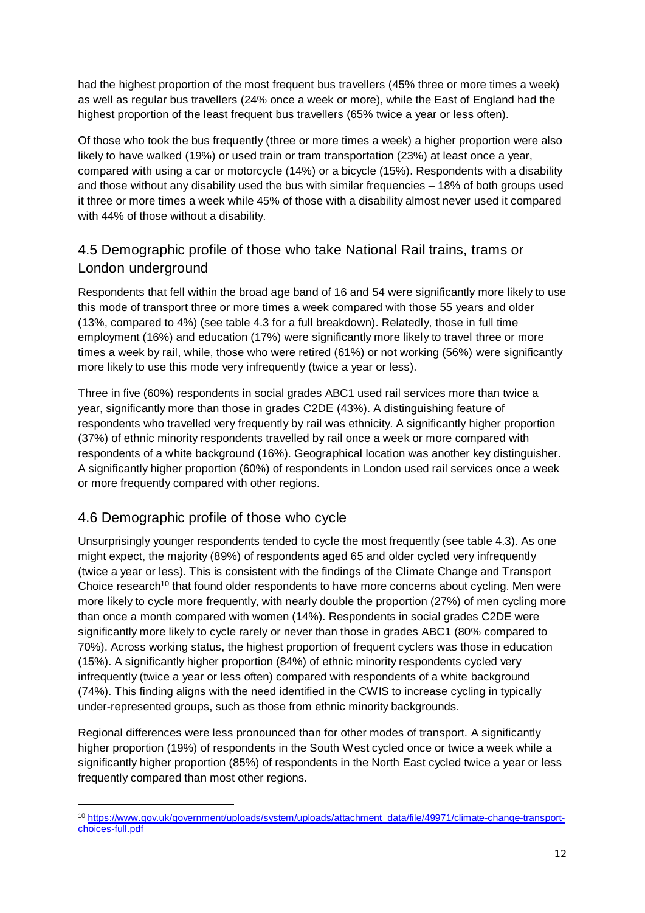had the highest proportion of the most frequent bus travellers (45% three or more times a week) as well as regular bus travellers (24% once a week or more), while the East of England had the highest proportion of the least frequent bus travellers (65% twice a year or less often).

Of those who took the bus frequently (three or more times a week) a higher proportion were also likely to have walked (19%) or used train or tram transportation (23%) at least once a year, compared with using a car or motorcycle (14%) or a bicycle (15%). Respondents with a disability and those without any disability used the bus with similar frequencies – 18% of both groups used it three or more times a week while 45% of those with a disability almost never used it compared with 44% of those without a disability.

## 4.5 Demographic profile of those who take National Rail trains, trams or London underground

Respondents that fell within the broad age band of 16 and 54 were significantly more likely to use this mode of transport three or more times a week compared with those 55 years and older (13%, compared to 4%) (see table 4.3 for a full breakdown). Relatedly, those in full time employment (16%) and education (17%) were significantly more likely to travel three or more times a week by rail, while, those who were retired (61%) or not working (56%) were significantly more likely to use this mode very infrequently (twice a year or less).

Three in five (60%) respondents in social grades ABC1 used rail services more than twice a year, significantly more than those in grades C2DE (43%). A distinguishing feature of respondents who travelled very frequently by rail was ethnicity. A significantly higher proportion (37%) of ethnic minority respondents travelled by rail once a week or more compared with respondents of a white background (16%). Geographical location was another key distinguisher. A significantly higher proportion (60%) of respondents in London used rail services once a week or more frequently compared with other regions.

## 4.6 Demographic profile of those who cycle

Unsurprisingly younger respondents tended to cycle the most frequently (see table 4.3). As one might expect, the majority (89%) of respondents aged 65 and older cycled very infrequently (twice a year or less). This is consistent with the findings of the Climate Change and Transport Choice research[10] that found older respondents to have more concerns about cycling. Men were more likely to cycle more frequently, with nearly double the proportion (27%) of men cycling more than once a month compared with women (14%). Respondents in social grades C2DE were significantly more likely to cycle rarely or never than those in grades ABC1 (80% compared to 70%). Across working status, the highest proportion of frequent cyclers was those in education (15%). A significantly higher proportion (84%) of ethnic minority respondents cycled very infrequently (twice a year or less often) compared with respondents of a white background (74%). This finding aligns with the need identified in the CWIS to increase cycling in typically under-represented groups, such as those from ethnic minority backgrounds.

Regional differences were less pronounced than for other modes of transport. A significantly higher proportion (19%) of respondents in the South West cycled once or twice a week while a significantly higher proportion (85%) of respondents in the North East cycled twice a year or less frequently compared than most other regions.

---

[10] https://www.gov.uk/government/uploads/system/uploads/attachment_data/file/49971/climate-change-transport-choices-full.pdf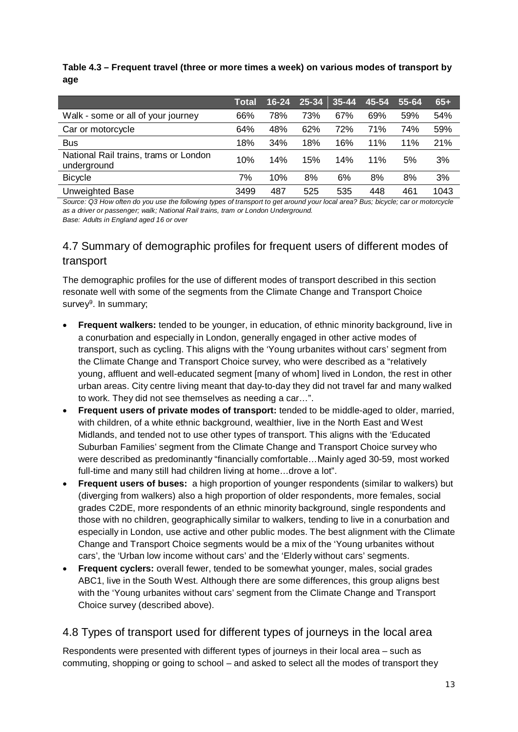**Table 4.3 – Frequent travel (three or more times a week) on various modes of transport by age**

| | Total | 16-24 | 25-34 | 35-44 | 45-54 | 55-64 | 65+ |
|---|---|---|---|---|---|---|---|
| Walk - some or all of your journey | 66% | 78% | 73% | 67% | 69% | 59% | 54% |
| Car or motorcycle | 64% | 48% | 62% | 72% | 71% | 74% | 59% |
| Bus | 18% | 34% | 18% | 16% | 11% | 11% | 21% |
| National Rail trains, trams or London underground | 10% | 14% | 15% | 14% | 11% | 5% | 3% |
| Bicycle | 7% | 10% | 8% | 6% | 8% | 8% | 3% |
| Unweighted Base | 3499 | 487 | 525 | 535 | 448 | 461 | 1043 |

*Source: Q3 How often do you use the following types of transport to get around your local area? Bus; bicycle; car or motorcycle as a driver or passenger; walk; National Rail trains, tram or London Underground.*
*Base: Adults in England aged 16 or over*

## 4.7 Summary of demographic profiles for frequent users of different modes of transport

The demographic profiles for the use of different modes of transport described in this section resonate well with some of the segments from the Climate Change and Transport Choice survey[9]. In summary;

- **Frequent walkers:** tended to be younger, in education, of ethnic minority background, live in a conurbation and especially in London, generally engaged in other active modes of transport, such as cycling. This aligns with the 'Young urbanites without cars' segment from the Climate Change and Transport Choice survey, who were described as a "relatively young, affluent and well-educated segment [many of whom] lived in London, the rest in other urban areas. City centre living meant that day-to-day they did not travel far and many walked to work. They did not see themselves as needing a car…".
- **Frequent users of private modes of transport:** tended to be middle-aged to older, married, with children, of a white ethnic background, wealthier, live in the North East and West Midlands, and tended not to use other types of transport. This aligns with the 'Educated Suburban Families' segment from the Climate Change and Transport Choice survey who were described as predominantly "financially comfortable…Mainly aged 30-59, most worked full-time and many still had children living at home…drove a lot".
- **Frequent users of buses:** a high proportion of younger respondents (similar to walkers) but (diverging from walkers) also a high proportion of older respondents, more females, social grades C2DE, more respondents of an ethnic minority background, single respondents and those with no children, geographically similar to walkers, tending to live in a conurbation and especially in London, use active and other public modes. The best alignment with the Climate Change and Transport Choice segments would be a mix of the 'Young urbanites without cars', the 'Urban low income without cars' and the 'Elderly without cars' segments.
- **Frequent cyclers:** overall fewer, tended to be somewhat younger, males, social grades ABC1, live in the South West. Although there are some differences, this group aligns best with the 'Young urbanites without cars' segment from the Climate Change and Transport Choice survey (described above).

## 4.8 Types of transport used for different types of journeys in the local area

Respondents were presented with different types of journeys in their local area – such as commuting, shopping or going to school – and asked to select all the modes of transport they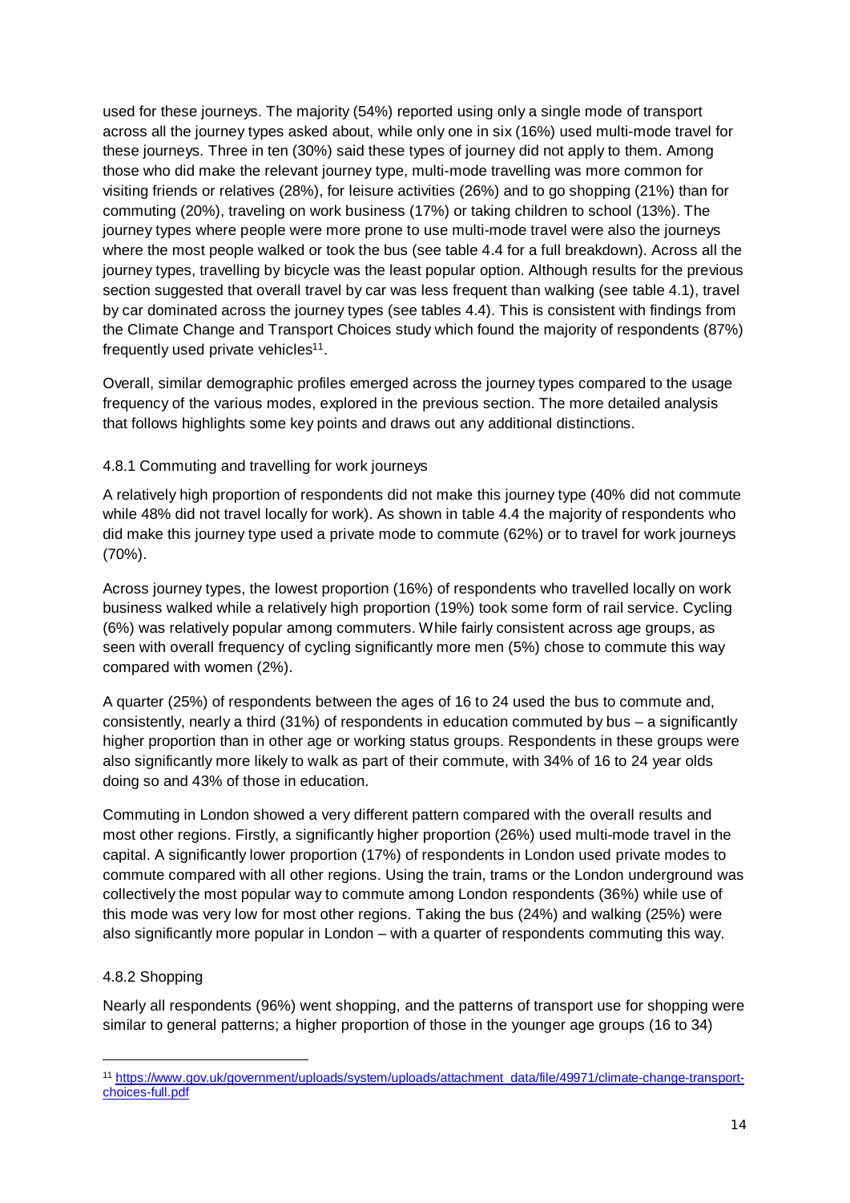used for these journeys. The majority (54%) reported using only a single mode of transport across all the journey types asked about, while only one in six (16%) used multi-mode travel for these journeys. Three in ten (30%) said these types of journey did not apply to them. Among those who did make the relevant journey type, multi-mode travelling was more common for visiting friends or relatives (28%), for leisure activities (26%) and to go shopping (21%) than for commuting (20%), traveling on work business (17%) or taking children to school (13%). The journey types where people were more prone to use multi-mode travel were also the journeys where the most people walked or took the bus (see table 4.4 for a full breakdown). Across all the journey types, travelling by bicycle was the least popular option. Although results for the previous section suggested that overall travel by car was less frequent than walking (see table 4.1), travel by car dominated across the journey types (see tables 4.4). This is consistent with findings from the Climate Change and Transport Choices study which found the majority of respondents (87%) frequently used private vehicles[11].

Overall, similar demographic profiles emerged across the journey types compared to the usage frequency of the various modes, explored in the previous section. The more detailed analysis that follows highlights some key points and draws out any additional distinctions.

### 4.8.1 Commuting and travelling for work journeys

A relatively high proportion of respondents did not make this journey type (40% did not commute while 48% did not travel locally for work). As shown in table 4.4 the majority of respondents who did make this journey type used a private mode to commute (62%) or to travel for work journeys (70%).

Across journey types, the lowest proportion (16%) of respondents who travelled locally on work business walked while a relatively high proportion (19%) took some form of rail service. Cycling (6%) was relatively popular among commuters. While fairly consistent across age groups, as seen with overall frequency of cycling significantly more men (5%) chose to commute this way compared with women (2%).

A quarter (25%) of respondents between the ages of 16 to 24 used the bus to commute and, consistently, nearly a third (31%) of respondents in education commuted by bus – a significantly higher proportion than in other age or working status groups. Respondents in these groups were also significantly more likely to walk as part of their commute, with 34% of 16 to 24 year olds doing so and 43% of those in education.

Commuting in London showed a very different pattern compared with the overall results and most other regions. Firstly, a significantly higher proportion (26%) used multi-mode travel in the capital. A significantly lower proportion (17%) of respondents in London used private modes to commute compared with all other regions. Using the train, trams or the London underground was collectively the most popular way to commute among London respondents (36%) while use of this mode was very low for most other regions. Taking the bus (24%) and walking (25%) were also significantly more popular in London – with a quarter of respondents commuting this way.

### 4.8.2 Shopping

Nearly all respondents (96%) went shopping, and the patterns of transport use for shopping were similar to general patterns; a higher proportion of those in the younger age groups (16 to 34)

---

[11] https://www.gov.uk/government/uploads/system/uploads/attachment_data/file/49971/climate-change-transport-choices-full.pdf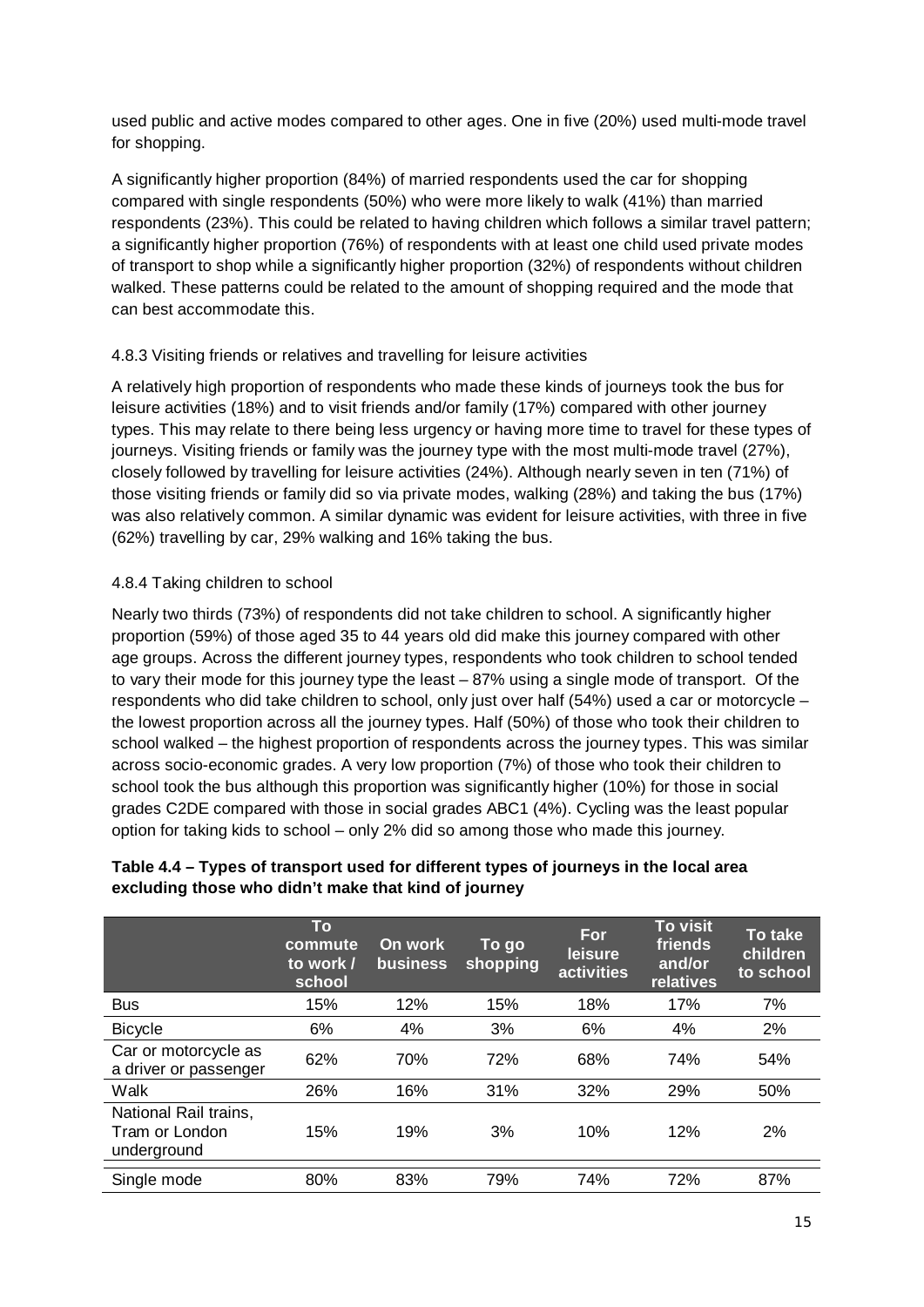used public and active modes compared to other ages. One in five (20%) used multi-mode travel for shopping.

A significantly higher proportion (84%) of married respondents used the car for shopping compared with single respondents (50%) who were more likely to walk (41%) than married respondents (23%). This could be related to having children which follows a similar travel pattern; a significantly higher proportion (76%) of respondents with at least one child used private modes of transport to shop while a significantly higher proportion (32%) of respondents without children walked. These patterns could be related to the amount of shopping required and the mode that can best accommodate this.

### 4.8.3 Visiting friends or relatives and travelling for leisure activities

A relatively high proportion of respondents who made these kinds of journeys took the bus for leisure activities (18%) and to visit friends and/or family (17%) compared with other journey types. This may relate to there being less urgency or having more time to travel for these types of journeys. Visiting friends or family was the journey type with the most multi-mode travel (27%), closely followed by travelling for leisure activities (24%). Although nearly seven in ten (71%) of those visiting friends or family did so via private modes, walking (28%) and taking the bus (17%) was also relatively common. A similar dynamic was evident for leisure activities, with three in five (62%) travelling by car, 29% walking and 16% taking the bus.

### 4.8.4 Taking children to school

Nearly two thirds (73%) of respondents did not take children to school. A significantly higher proportion (59%) of those aged 35 to 44 years old did make this journey compared with other age groups. Across the different journey types, respondents who took children to school tended to vary their mode for this journey type the least – 87% using a single mode of transport. Of the respondents who did take children to school, only just over half (54%) used a car or motorcycle – the lowest proportion across all the journey types. Half (50%) of those who took their children to school walked – the highest proportion of respondents across the journey types. This was similar across socio-economic grades. A very low proportion (7%) of those who took their children to school took the bus although this proportion was significantly higher (10%) for those in social grades C2DE compared with those in social grades ABC1 (4%). Cycling was the least popular option for taking kids to school – only 2% did so among those who made this journey.

**Table 4.4 – Types of transport used for different types of journeys in the local area excluding those who didn't make that kind of journey**

| | To commute to work / school | On work business | To go shopping | For leisure activities | To visit friends and/or relatives | To take children to school |
|---|---|---|---|---|---|---|
| Bus | 15% | 12% | 15% | 18% | 17% | 7% |
| Bicycle | 6% | 4% | 3% | 6% | 4% | 2% |
| Car or motorcycle as a driver or passenger | 62% | 70% | 72% | 68% | 74% | 54% |
| Walk | 26% | 16% | 31% | 32% | 29% | 50% |
| National Rail trains, Tram or London underground | 15% | 19% | 3% | 10% | 12% | 2% |
| Single mode | 80% | 83% | 79% | 74% | 72% | 87% |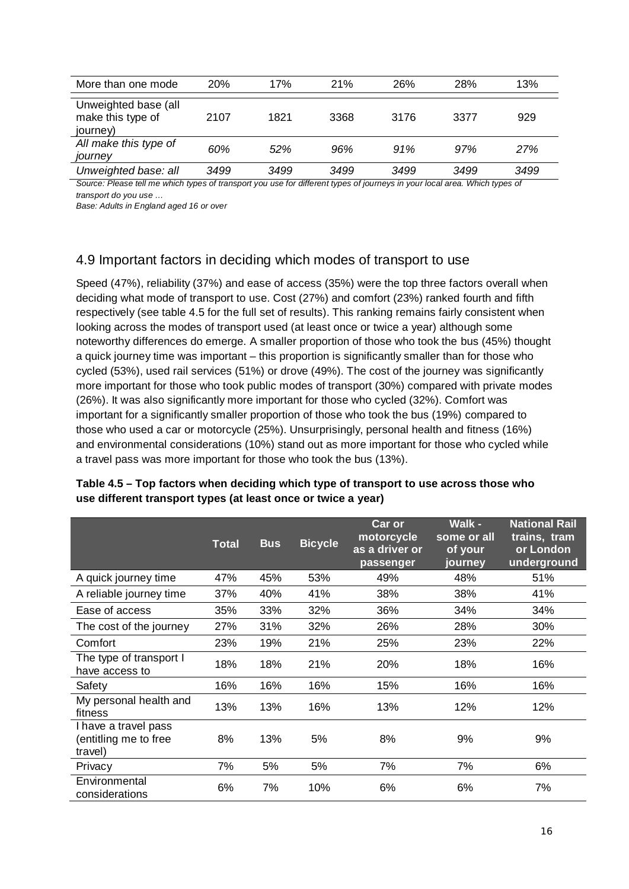| More than one mode | 20% | 17% | 21% | 26% | 28% | 13% |
|---|---|---|---|---|---|---|
| Unweighted base (all make this type of journey) | 2107 | 1821 | 3368 | 3176 | 3377 | 929 |
| *All make this type of journey* | *60%* | *52%* | *96%* | *91%* | *97%* | *27%* |
| *Unweighted base: all* | *3499* | *3499* | *3499* | *3499* | *3499* | *3499* |

*Source: Please tell me which types of transport you use for different types of journeys in your local area. Which types of transport do you use …*

*Base: Adults in England aged 16 or over*

## 4.9 Important factors in deciding which modes of transport to use

Speed (47%), reliability (37%) and ease of access (35%) were the top three factors overall when deciding what mode of transport to use. Cost (27%) and comfort (23%) ranked fourth and fifth respectively (see table 4.5 for the full set of results). This ranking remains fairly consistent when looking across the modes of transport used (at least once or twice a year) although some noteworthy differences do emerge. A smaller proportion of those who took the bus (45%) thought a quick journey time was important – this proportion is significantly smaller than for those who cycled (53%), used rail services (51%) or drove (49%). The cost of the journey was significantly more important for those who took public modes of transport (30%) compared with private modes (26%). It was also significantly more important for those who cycled (32%). Comfort was important for a significantly smaller proportion of those who took the bus (19%) compared to those who used a car or motorcycle (25%). Unsurprisingly, personal health and fitness (16%) and environmental considerations (10%) stand out as more important for those who cycled while a travel pass was more important for those who took the bus (13%).

**Table 4.5 – Top factors when deciding which type of transport to use across those who use different transport types (at least once or twice a year)**

| | Total | Bus | Bicycle | Car or motorcycle as a driver or passenger | Walk - some or all of your journey | National Rail trains, tram or London underground |
|---|---|---|---|---|---|---|
| A quick journey time | 47% | 45% | 53% | 49% | 48% | 51% |
| A reliable journey time | 37% | 40% | 41% | 38% | 38% | 41% |
| Ease of access | 35% | 33% | 32% | 36% | 34% | 34% |
| The cost of the journey | 27% | 31% | 32% | 26% | 28% | 30% |
| Comfort | 23% | 19% | 21% | 25% | 23% | 22% |
| The type of transport I have access to | 18% | 18% | 21% | 20% | 18% | 16% |
| Safety | 16% | 16% | 16% | 15% | 16% | 16% |
| My personal health and fitness | 13% | 13% | 16% | 13% | 12% | 12% |
| I have a travel pass (entitling me to free travel) | 8% | 13% | 5% | 8% | 9% | 9% |
| Privacy | 7% | 5% | 5% | 7% | 7% | 6% |
| Environmental considerations | 6% | 7% | 10% | 6% | 6% | 7% |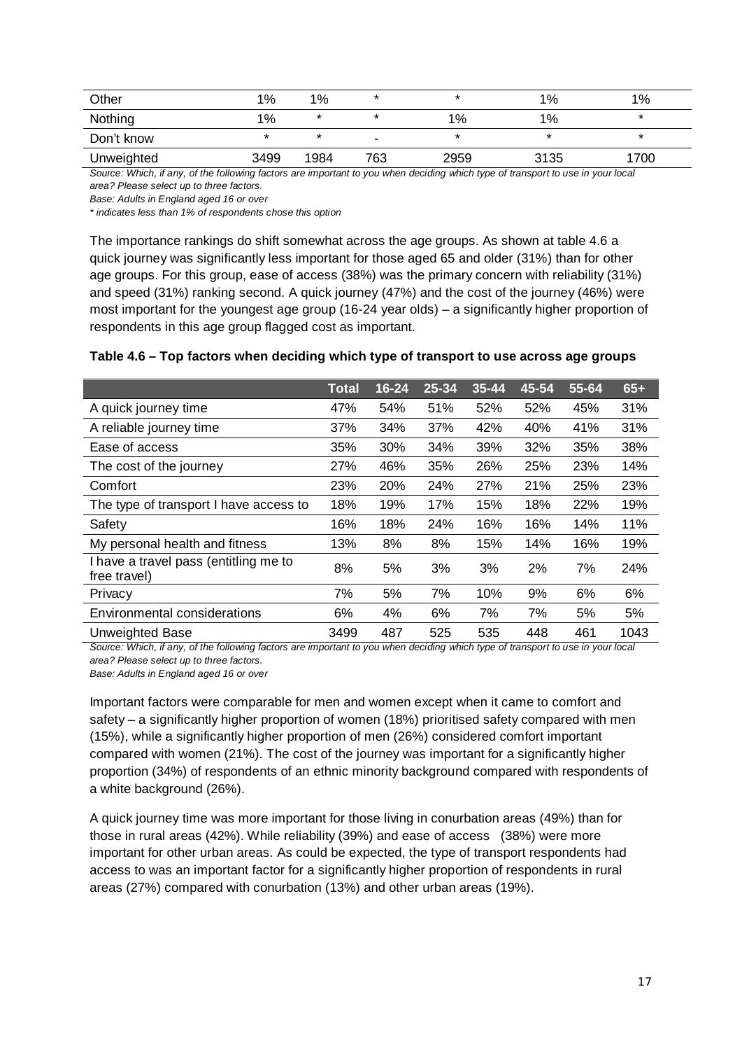| Other | 1% | 1% | * | * | 1% | 1% |
|---|---|---|---|---|---|---|
| Nothing | 1% | * | * | 1% | 1% | * |
| Don't know | * | * | - | * | * | * |
| Unweighted | 3499 | 1984 | 763 | 2959 | 3135 | 1700 |

*Source: Which, if any, of the following factors are important to you when deciding which type of transport to use in your local area? Please select up to three factors.*

*Base: Adults in England aged 16 or over*

*\* indicates less than 1% of respondents chose this option*

The importance rankings do shift somewhat across the age groups. As shown at table 4.6 a quick journey was significantly less important for those aged 65 and older (31%) than for other age groups. For this group, ease of access (38%) was the primary concern with reliability (31%) and speed (31%) ranking second. A quick journey (47%) and the cost of the journey (46%) were most important for the youngest age group (16-24 year olds) – a significantly higher proportion of respondents in this age group flagged cost as important.

**Table 4.6 – Top factors when deciding which type of transport to use across age groups**

| | Total | 16-24 | 25-34 | 35-44 | 45-54 | 55-64 | 65+ |
|---|---|---|---|---|---|---|---|
| A quick journey time | 47% | 54% | 51% | 52% | 52% | 45% | 31% |
| A reliable journey time | 37% | 34% | 37% | 42% | 40% | 41% | 31% |
| Ease of access | 35% | 30% | 34% | 39% | 32% | 35% | 38% |
| The cost of the journey | 27% | 46% | 35% | 26% | 25% | 23% | 14% |
| Comfort | 23% | 20% | 24% | 27% | 21% | 25% | 23% |
| The type of transport I have access to | 18% | 19% | 17% | 15% | 18% | 22% | 19% |
| Safety | 16% | 18% | 24% | 16% | 16% | 14% | 11% |
| My personal health and fitness | 13% | 8% | 8% | 15% | 14% | 16% | 19% |
| I have a travel pass (entitling me to free travel) | 8% | 5% | 3% | 3% | 2% | 7% | 24% |
| Privacy | 7% | 5% | 7% | 10% | 9% | 6% | 6% |
| Environmental considerations | 6% | 4% | 6% | 7% | 7% | 5% | 5% |
| Unweighted Base | 3499 | 487 | 525 | 535 | 448 | 461 | 1043 |

*Source: Which, if any, of the following factors are important to you when deciding which type of transport to use in your local area? Please select up to three factors.*

*Base: Adults in England aged 16 or over*

Important factors were comparable for men and women except when it came to comfort and safety – a significantly higher proportion of women (18%) prioritised safety compared with men (15%), while a significantly higher proportion of men (26%) considered comfort important compared with women (21%). The cost of the journey was important for a significantly higher proportion (34%) of respondents of an ethnic minority background compared with respondents of a white background (26%).

A quick journey time was more important for those living in conurbation areas (49%) than for those in rural areas (42%). While reliability (39%) and ease of access (38%) were more important for other urban areas. As could be expected, the type of transport respondents had access to was an important factor for a significantly higher proportion of respondents in rural areas (27%) compared with conurbation (13%) and other urban areas (19%).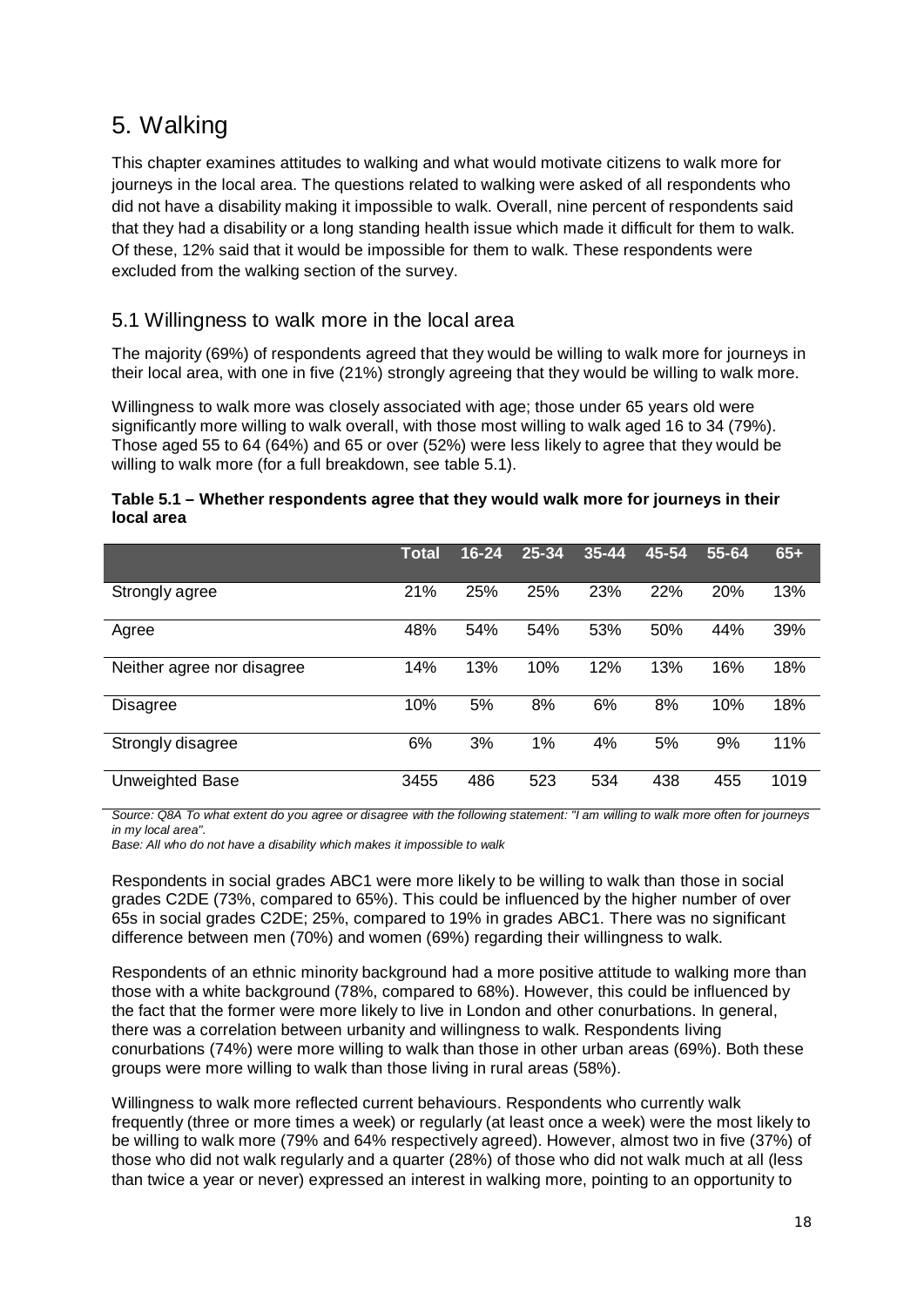# 5. Walking

This chapter examines attitudes to walking and what would motivate citizens to walk more for journeys in the local area. The questions related to walking were asked of all respondents who did not have a disability making it impossible to walk. Overall, nine percent of respondents said that they had a disability or a long standing health issue which made it difficult for them to walk. Of these, 12% said that it would be impossible for them to walk. These respondents were excluded from the walking section of the survey.

## 5.1 Willingness to walk more in the local area

The majority (69%) of respondents agreed that they would be willing to walk more for journeys in their local area, with one in five (21%) strongly agreeing that they would be willing to walk more.

Willingness to walk more was closely associated with age; those under 65 years old were significantly more willing to walk overall, with those most willing to walk aged 16 to 34 (79%). Those aged 55 to 64 (64%) and 65 or over (52%) were less likely to agree that they would be willing to walk more (for a full breakdown, see table 5.1).

**Table 5.1 – Whether respondents agree that they would walk more for journeys in their local area**

| | Total | 16-24 | 25-34 | 35-44 | 45-54 | 55-64 | 65+ |
|---|---|---|---|---|---|---|---|
| Strongly agree | 21% | 25% | 25% | 23% | 22% | 20% | 13% |
| Agree | 48% | 54% | 54% | 53% | 50% | 44% | 39% |
| Neither agree nor disagree | 14% | 13% | 10% | 12% | 13% | 16% | 18% |
| Disagree | 10% | 5% | 8% | 6% | 8% | 10% | 18% |
| Strongly disagree | 6% | 3% | 1% | 4% | 5% | 9% | 11% |
| Unweighted Base | 3455 | 486 | 523 | 534 | 438 | 455 | 1019 |

*Source: Q8A To what extent do you agree or disagree with the following statement: "I am willing to walk more often for journeys in my local area".*

*Base: All who do not have a disability which makes it impossible to walk*

Respondents in social grades ABC1 were more likely to be willing to walk than those in social grades C2DE (73%, compared to 65%). This could be influenced by the higher number of over 65s in social grades C2DE; 25%, compared to 19% in grades ABC1. There was no significant difference between men (70%) and women (69%) regarding their willingness to walk.

Respondents of an ethnic minority background had a more positive attitude to walking more than those with a white background (78%, compared to 68%). However, this could be influenced by the fact that the former were more likely to live in London and other conurbations. In general, there was a correlation between urbanity and willingness to walk. Respondents living conurbations (74%) were more willing to walk than those in other urban areas (69%). Both these groups were more willing to walk than those living in rural areas (58%).

Willingness to walk more reflected current behaviours. Respondents who currently walk frequently (three or more times a week) or regularly (at least once a week) were the most likely to be willing to walk more (79% and 64% respectively agreed). However, almost two in five (37%) of those who did not walk regularly and a quarter (28%) of those who did not walk much at all (less than twice a year or never) expressed an interest in walking more, pointing to an opportunity to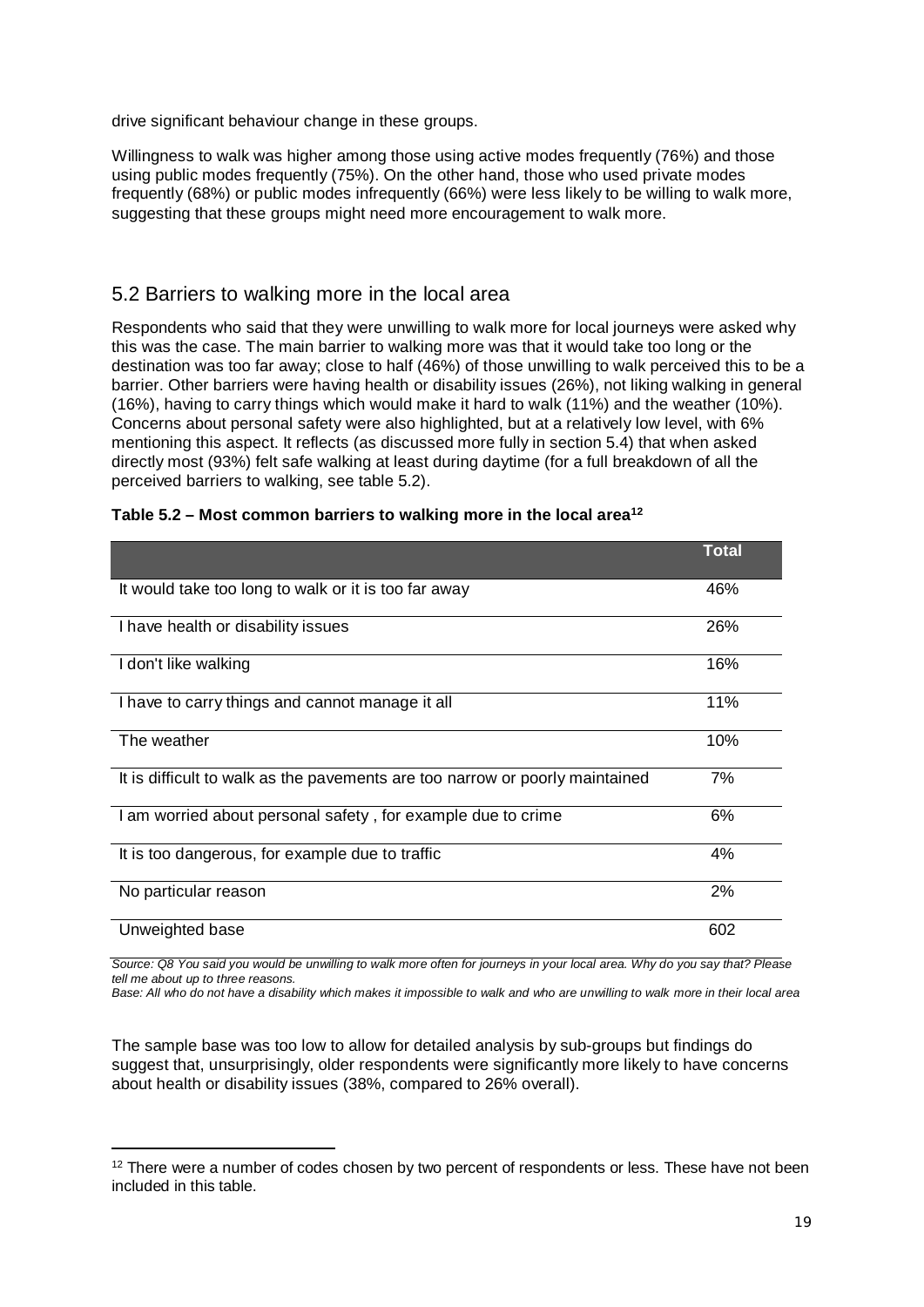drive significant behaviour change in these groups.

Willingness to walk was higher among those using active modes frequently (76%) and those using public modes frequently (75%). On the other hand, those who used private modes frequently (68%) or public modes infrequently (66%) were less likely to be willing to walk more, suggesting that these groups might need more encouragement to walk more.

## 5.2 Barriers to walking more in the local area

Respondents who said that they were unwilling to walk more for local journeys were asked why this was the case. The main barrier to walking more was that it would take too long or the destination was too far away; close to half (46%) of those unwilling to walk perceived this to be a barrier. Other barriers were having health or disability issues (26%), not liking walking in general (16%), having to carry things which would make it hard to walk (11%) and the weather (10%). Concerns about personal safety were also highlighted, but at a relatively low level, with 6% mentioning this aspect. It reflects (as discussed more fully in section 5.4) that when asked directly most (93%) felt safe walking at least during daytime (for a full breakdown of all the perceived barriers to walking, see table 5.2).

**Table 5.2 – Most common barriers to walking more in the local area[12]**

| | Total |
|---|---|
| It would take too long to walk or it is too far away | 46% |
| I have health or disability issues | 26% |
| I don't like walking | 16% |
| I have to carry things and cannot manage it all | 11% |
| The weather | 10% |
| It is difficult to walk as the pavements are too narrow or poorly maintained | 7% |
| I am worried about personal safety , for example due to crime | 6% |
| It is too dangerous, for example due to traffic | 4% |
| No particular reason | 2% |
| Unweighted base | 602 |

*Source: Q8 You said you would be unwilling to walk more often for journeys in your local area. Why do you say that? Please tell me about up to three reasons.*

*Base: All who do not have a disability which makes it impossible to walk and who are unwilling to walk more in their local area*

The sample base was too low to allow for detailed analysis by sub-groups but findings do suggest that, unsurprisingly, older respondents were significantly more likely to have concerns about health or disability issues (38%, compared to 26% overall).

[12] There were a number of codes chosen by two percent of respondents or less. These have not been included in this table.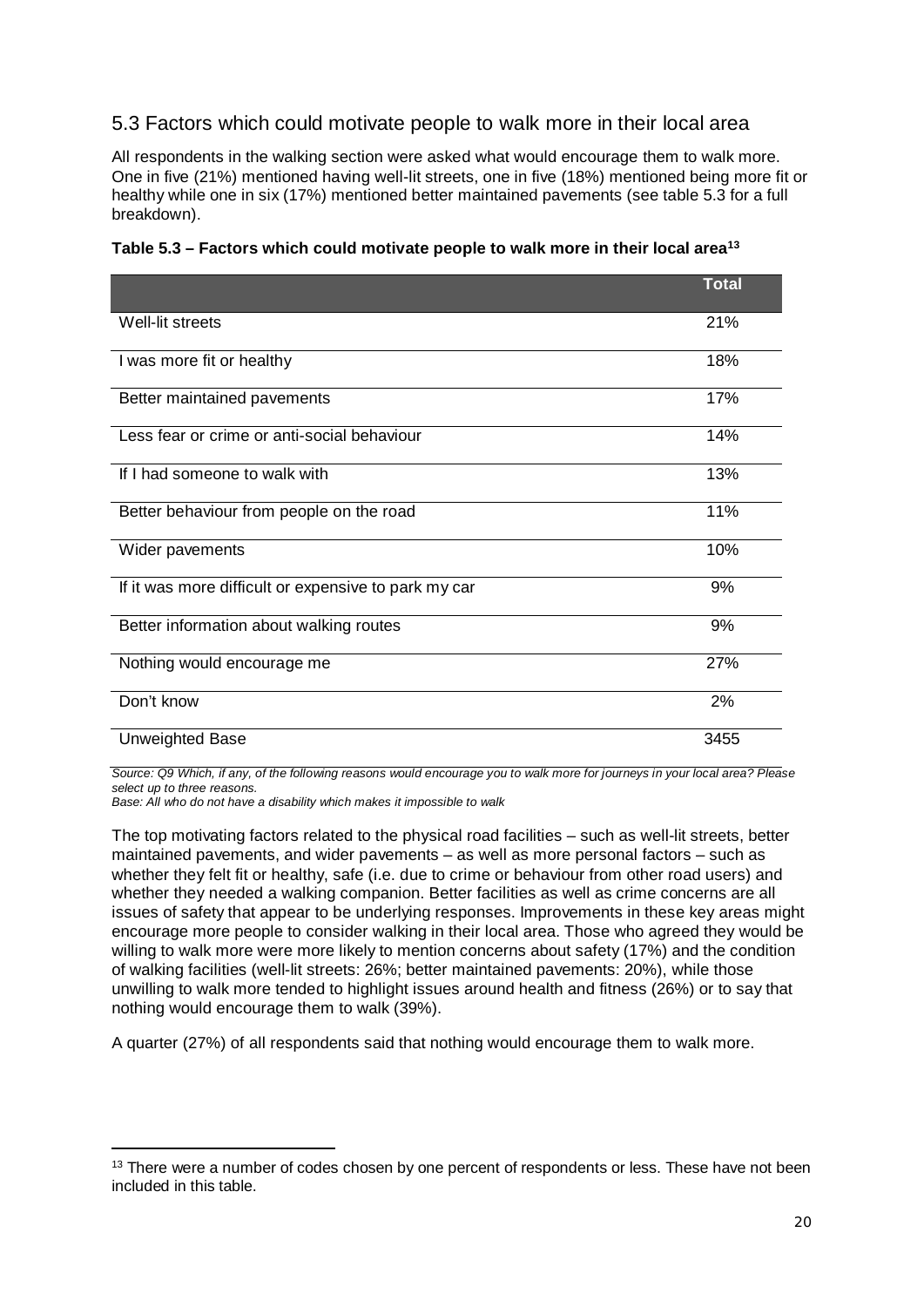## 5.3 Factors which could motivate people to walk more in their local area

All respondents in the walking section were asked what would encourage them to walk more. One in five (21%) mentioned having well-lit streets, one in five (18%) mentioned being more fit or healthy while one in six (17%) mentioned better maintained pavements (see table 5.3 for a full breakdown).

**Table 5.3 – Factors which could motivate people to walk more in their local area[13]**

| | Total |
|---|---|
| Well-lit streets | 21% |
| I was more fit or healthy | 18% |
| Better maintained pavements | 17% |
| Less fear or crime or anti-social behaviour | 14% |
| If I had someone to walk with | 13% |
| Better behaviour from people on the road | 11% |
| Wider pavements | 10% |
| If it was more difficult or expensive to park my car | 9% |
| Better information about walking routes | 9% |
| Nothing would encourage me | 27% |
| Don't know | 2% |
| Unweighted Base | 3455 |

*Source: Q9 Which, if any, of the following reasons would encourage you to walk more for journeys in your local area? Please select up to three reasons.*
*Base: All who do not have a disability which makes it impossible to walk*

The top motivating factors related to the physical road facilities – such as well-lit streets, better maintained pavements, and wider pavements – as well as more personal factors – such as whether they felt fit or healthy, safe (i.e. due to crime or behaviour from other road users) and whether they needed a walking companion. Better facilities as well as crime concerns are all issues of safety that appear to be underlying responses. Improvements in these key areas might encourage more people to consider walking in their local area. Those who agreed they would be willing to walk more were more likely to mention concerns about safety (17%) and the condition of walking facilities (well-lit streets: 26%; better maintained pavements: 20%), while those unwilling to walk more tended to highlight issues around health and fitness (26%) or to say that nothing would encourage them to walk (39%).

A quarter (27%) of all respondents said that nothing would encourage them to walk more.

[13] There were a number of codes chosen by one percent of respondents or less. These have not been included in this table.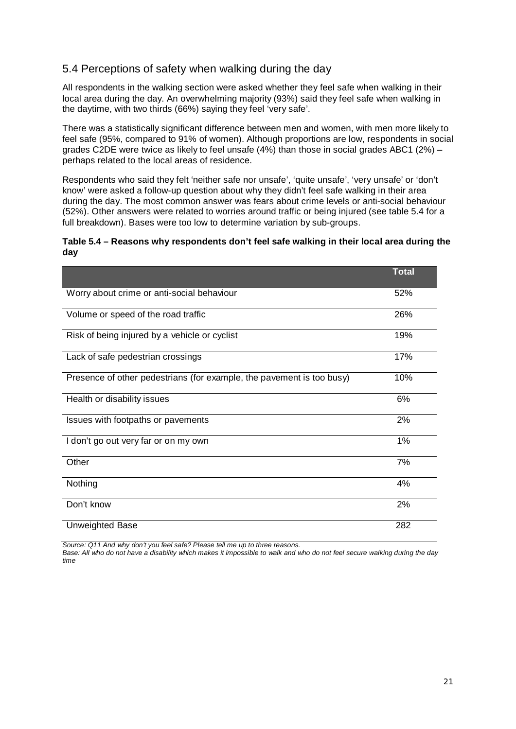## 5.4 Perceptions of safety when walking during the day

All respondents in the walking section were asked whether they feel safe when walking in their local area during the day. An overwhelming majority (93%) said they feel safe when walking in the daytime, with two thirds (66%) saying they feel 'very safe'.

There was a statistically significant difference between men and women, with men more likely to feel safe (95%, compared to 91% of women). Although proportions are low, respondents in social grades C2DE were twice as likely to feel unsafe (4%) than those in social grades ABC1 (2%) – perhaps related to the local areas of residence.

Respondents who said they felt 'neither safe nor unsafe', 'quite unsafe', 'very unsafe' or 'don't know' were asked a follow-up question about why they didn't feel safe walking in their area during the day. The most common answer was fears about crime levels or anti-social behaviour (52%). Other answers were related to worries around traffic or being injured (see table 5.4 for a full breakdown). Bases were too low to determine variation by sub-groups.

**Table 5.4 – Reasons why respondents don't feel safe walking in their local area during the day**

| | Total |
|---|---|
| Worry about crime or anti-social behaviour | 52% |
| Volume or speed of the road traffic | 26% |
| Risk of being injured by a vehicle or cyclist | 19% |
| Lack of safe pedestrian crossings | 17% |
| Presence of other pedestrians (for example, the pavement is too busy) | 10% |
| Health or disability issues | 6% |
| Issues with footpaths or pavements | 2% |
| I don't go out very far or on my own | 1% |
| Other | 7% |
| Nothing | 4% |
| Don't know | 2% |
| Unweighted Base | 282 |

*Source: Q11 And why don't you feel safe? Please tell me up to three reasons.*
*Base: All who do not have a disability which makes it impossible to walk and who do not feel secure walking during the day time*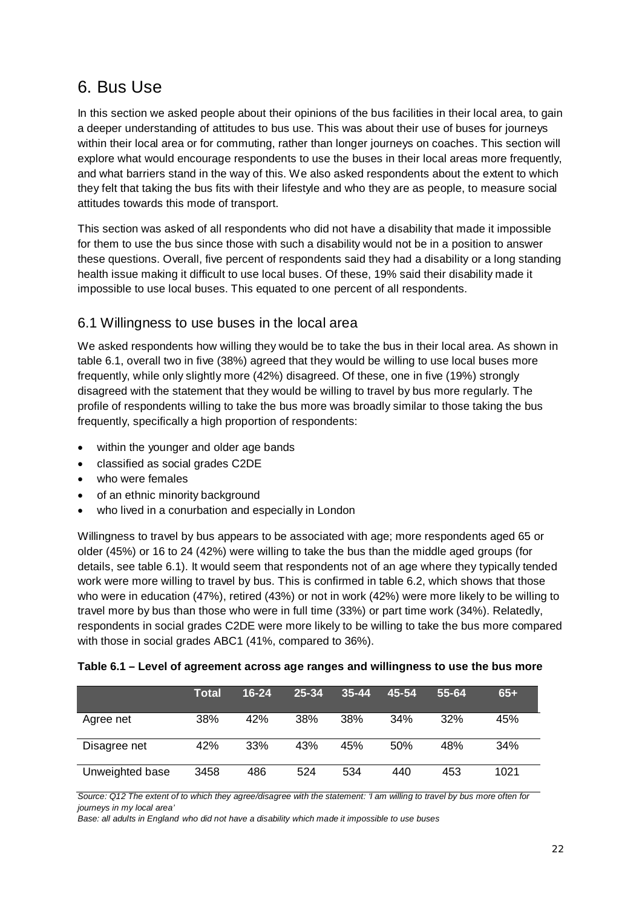# 6. Bus Use

In this section we asked people about their opinions of the bus facilities in their local area, to gain a deeper understanding of attitudes to bus use. This was about their use of buses for journeys within their local area or for commuting, rather than longer journeys on coaches. This section will explore what would encourage respondents to use the buses in their local areas more frequently, and what barriers stand in the way of this. We also asked respondents about the extent to which they felt that taking the bus fits with their lifestyle and who they are as people, to measure social attitudes towards this mode of transport.

This section was asked of all respondents who did not have a disability that made it impossible for them to use the bus since those with such a disability would not be in a position to answer these questions. Overall, five percent of respondents said they had a disability or a long standing health issue making it difficult to use local buses. Of these, 19% said their disability made it impossible to use local buses. This equated to one percent of all respondents.

## 6.1 Willingness to use buses in the local area

We asked respondents how willing they would be to take the bus in their local area. As shown in table 6.1, overall two in five (38%) agreed that they would be willing to use local buses more frequently, while only slightly more (42%) disagreed. Of these, one in five (19%) strongly disagreed with the statement that they would be willing to travel by bus more regularly. The profile of respondents willing to take the bus more was broadly similar to those taking the bus frequently, specifically a high proportion of respondents:

- within the younger and older age bands
- classified as social grades C2DE
- who were females
- of an ethnic minority background
- who lived in a conurbation and especially in London

Willingness to travel by bus appears to be associated with age; more respondents aged 65 or older (45%) or 16 to 24 (42%) were willing to take the bus than the middle aged groups (for details, see table 6.1). It would seem that respondents not of an age where they typically tended work were more willing to travel by bus. This is confirmed in table 6.2, which shows that those who were in education (47%), retired (43%) or not in work (42%) were more likely to be willing to travel more by bus than those who were in full time (33%) or part time work (34%). Relatedly, respondents in social grades C2DE were more likely to be willing to take the bus more compared with those in social grades ABC1 (41%, compared to 36%).

**Table 6.1 – Level of agreement across age ranges and willingness to use the bus more**

| | Total | 16-24 | 25-34 | 35-44 | 45-54 | 55-64 | 65+ |
|---|---|---|---|---|---|---|---|
| Agree net | 38% | 42% | 38% | 38% | 34% | 32% | 45% |
| Disagree net | 42% | 33% | 43% | 45% | 50% | 48% | 34% |
| Unweighted base | 3458 | 486 | 524 | 534 | 440 | 453 | 1021 |

*Source: Q12 The extent of to which they agree/disagree with the statement: 'I am willing to travel by bus more often for journeys in my local area'*

*Base: all adults in England who did not have a disability which made it impossible to use buses*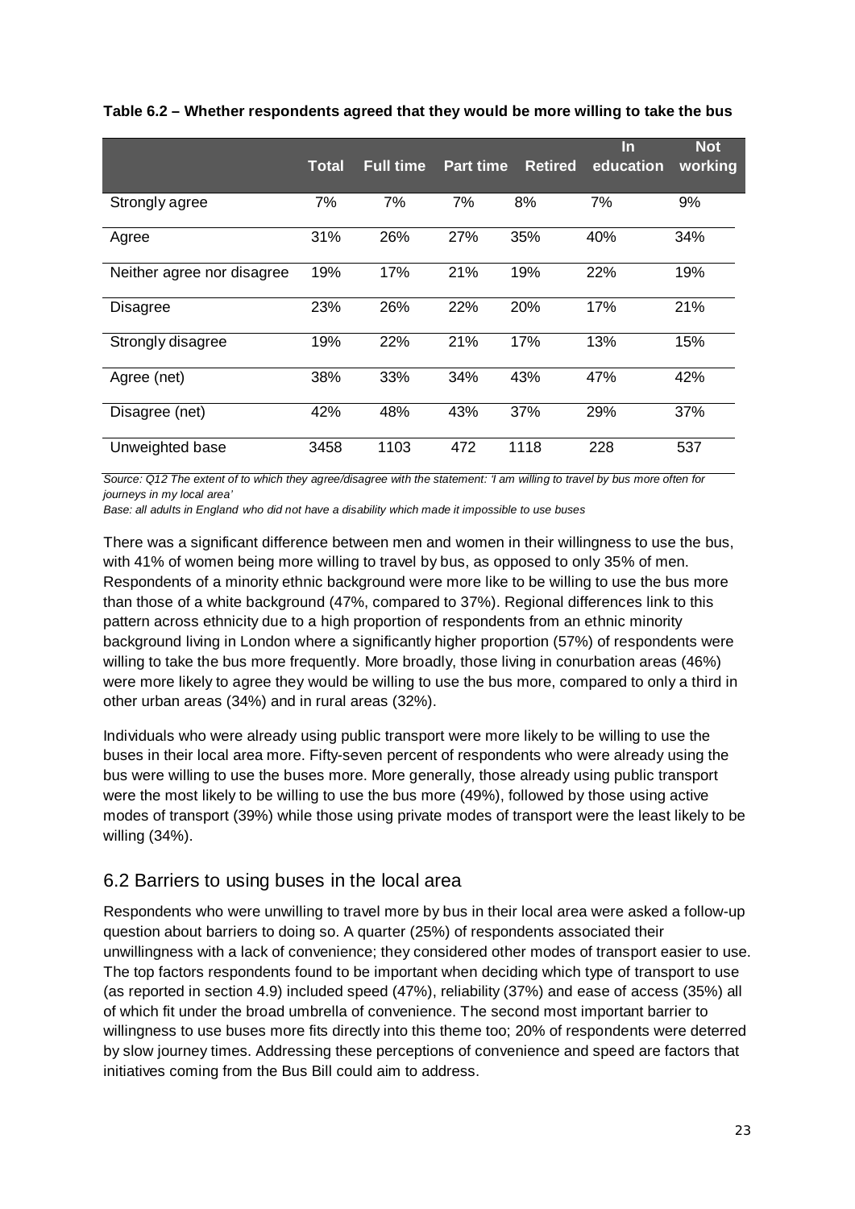**Table 6.2 – Whether respondents agreed that they would be more willing to take the bus**

| | Total | Full time | Part time | Retired | In education | Not working |
|---|---|---|---|---|---|---|
| Strongly agree | 7% | 7% | 7% | 8% | 7% | 9% |
| Agree | 31% | 26% | 27% | 35% | 40% | 34% |
| Neither agree nor disagree | 19% | 17% | 21% | 19% | 22% | 19% |
| Disagree | 23% | 26% | 22% | 20% | 17% | 21% |
| Strongly disagree | 19% | 22% | 21% | 17% | 13% | 15% |
| Agree (net) | 38% | 33% | 34% | 43% | 47% | 42% |
| Disagree (net) | 42% | 48% | 43% | 37% | 29% | 37% |
| Unweighted base | 3458 | 1103 | 472 | 1118 | 228 | 537 |

*Source: Q12 The extent of to which they agree/disagree with the statement: 'I am willing to travel by bus more often for journeys in my local area'*

*Base: all adults in England who did not have a disability which made it impossible to use buses*

There was a significant difference between men and women in their willingness to use the bus, with 41% of women being more willing to travel by bus, as opposed to only 35% of men. Respondents of a minority ethnic background were more like to be willing to use the bus more than those of a white background (47%, compared to 37%). Regional differences link to this pattern across ethnicity due to a high proportion of respondents from an ethnic minority background living in London where a significantly higher proportion (57%) of respondents were willing to take the bus more frequently. More broadly, those living in conurbation areas (46%) were more likely to agree they would be willing to use the bus more, compared to only a third in other urban areas (34%) and in rural areas (32%).

Individuals who were already using public transport were more likely to be willing to use the buses in their local area more. Fifty-seven percent of respondents who were already using the bus were willing to use the buses more. More generally, those already using public transport were the most likely to be willing to use the bus more (49%), followed by those using active modes of transport (39%) while those using private modes of transport were the least likely to be willing (34%).

## 6.2 Barriers to using buses in the local area

Respondents who were unwilling to travel more by bus in their local area were asked a follow-up question about barriers to doing so. A quarter (25%) of respondents associated their unwillingness with a lack of convenience; they considered other modes of transport easier to use. The top factors respondents found to be important when deciding which type of transport to use (as reported in section 4.9) included speed (47%), reliability (37%) and ease of access (35%) all of which fit under the broad umbrella of convenience. The second most important barrier to willingness to use buses more fits directly into this theme too; 20% of respondents were deterred by slow journey times. Addressing these perceptions of convenience and speed are factors that initiatives coming from the Bus Bill could aim to address.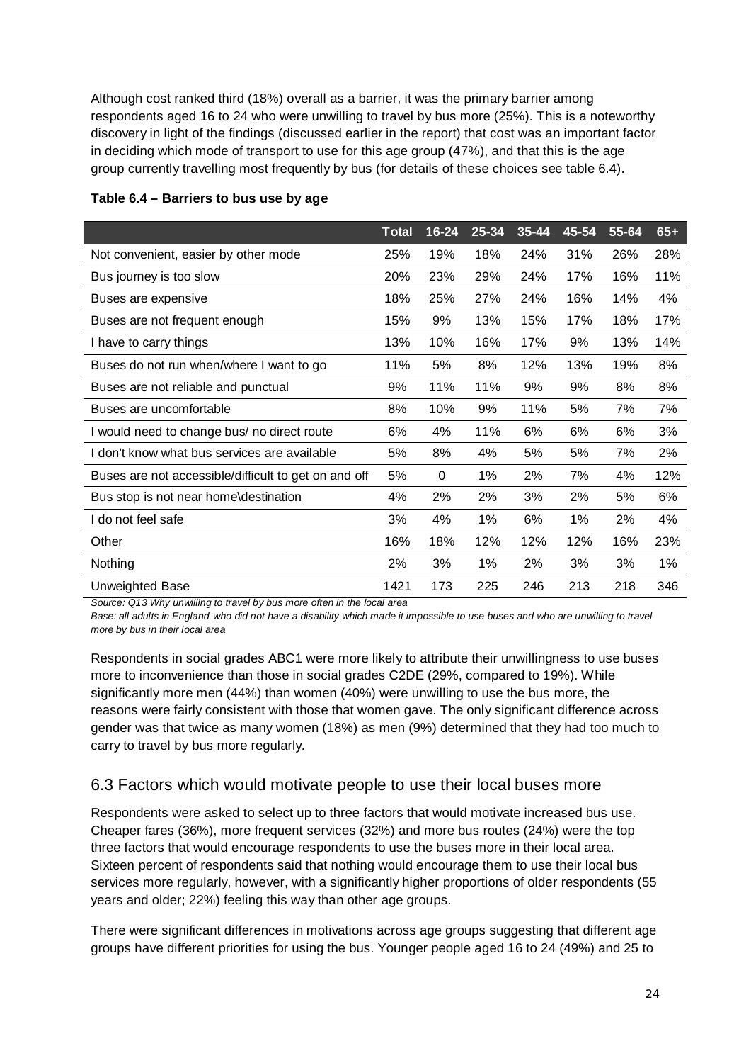Although cost ranked third (18%) overall as a barrier, it was the primary barrier among respondents aged 16 to 24 who were unwilling to travel by bus more (25%). This is a noteworthy discovery in light of the findings (discussed earlier in the report) that cost was an important factor in deciding which mode of transport to use for this age group (47%), and that this is the age group currently travelling most frequently by bus (for details of these choices see table 6.4).

**Table 6.4 – Barriers to bus use by age**

| | Total | 16-24 | 25-34 | 35-44 | 45-54 | 55-64 | 65+ |
|---|---|---|---|---|---|---|---|
| Not convenient, easier by other mode | 25% | 19% | 18% | 24% | 31% | 26% | 28% |
| Bus journey is too slow | 20% | 23% | 29% | 24% | 17% | 16% | 11% |
| Buses are expensive | 18% | 25% | 27% | 24% | 16% | 14% | 4% |
| Buses are not frequent enough | 15% | 9% | 13% | 15% | 17% | 18% | 17% |
| I have to carry things | 13% | 10% | 16% | 17% | 9% | 13% | 14% |
| Buses do not run when/where I want to go | 11% | 5% | 8% | 12% | 13% | 19% | 8% |
| Buses are not reliable and punctual | 9% | 11% | 11% | 9% | 9% | 8% | 8% |
| Buses are uncomfortable | 8% | 10% | 9% | 11% | 5% | 7% | 7% |
| I would need to change bus/ no direct route | 6% | 4% | 11% | 6% | 6% | 6% | 3% |
| I don't know what bus services are available | 5% | 8% | 4% | 5% | 5% | 7% | 2% |
| Buses are not accessible/difficult to get on and off | 5% | 0 | 1% | 2% | 7% | 4% | 12% |
| Bus stop is not near home\destination | 4% | 2% | 2% | 3% | 2% | 5% | 6% |
| I do not feel safe | 3% | 4% | 1% | 6% | 1% | 2% | 4% |
| Other | 16% | 18% | 12% | 12% | 12% | 16% | 23% |
| Nothing | 2% | 3% | 1% | 2% | 3% | 3% | 1% |
| Unweighted Base | 1421 | 173 | 225 | 246 | 213 | 218 | 346 |

*Source: Q13 Why unwilling to travel by bus more often in the local area*

*Base: all adults in England who did not have a disability which made it impossible to use buses and who are unwilling to travel more by bus in their local area*

Respondents in social grades ABC1 were more likely to attribute their unwillingness to use buses more to inconvenience than those in social grades C2DE (29%, compared to 19%). While significantly more men (44%) than women (40%) were unwilling to use the bus more, the reasons were fairly consistent with those that women gave. The only significant difference across gender was that twice as many women (18%) as men (9%) determined that they had too much to carry to travel by bus more regularly.

## 6.3 Factors which would motivate people to use their local buses more

Respondents were asked to select up to three factors that would motivate increased bus use. Cheaper fares (36%), more frequent services (32%) and more bus routes (24%) were the top three factors that would encourage respondents to use the buses more in their local area. Sixteen percent of respondents said that nothing would encourage them to use their local bus services more regularly, however, with a significantly higher proportions of older respondents (55 years and older; 22%) feeling this way than other age groups.

There were significant differences in motivations across age groups suggesting that different age groups have different priorities for using the bus. Younger people aged 16 to 24 (49%) and 25 to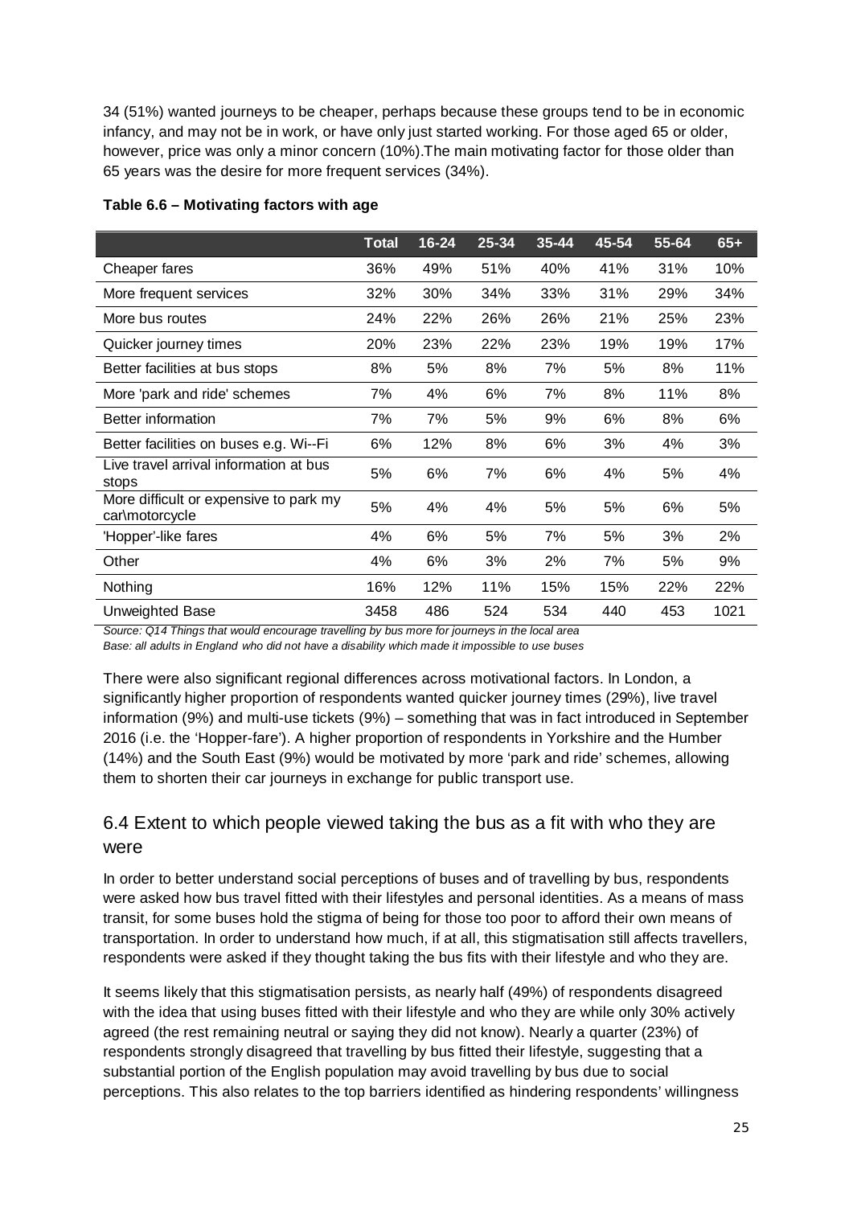34 (51%) wanted journeys to be cheaper, perhaps because these groups tend to be in economic infancy, and may not be in work, or have only just started working. For those aged 65 or older, however, price was only a minor concern (10%).The main motivating factor for those older than 65 years was the desire for more frequent services (34%).

**Table 6.6 – Motivating factors with age**

| | Total | 16-24 | 25-34 | 35-44 | 45-54 | 55-64 | 65+ |
|---|---|---|---|---|---|---|---|
| Cheaper fares | 36% | 49% | 51% | 40% | 41% | 31% | 10% |
| More frequent services | 32% | 30% | 34% | 33% | 31% | 29% | 34% |
| More bus routes | 24% | 22% | 26% | 26% | 21% | 25% | 23% |
| Quicker journey times | 20% | 23% | 22% | 23% | 19% | 19% | 17% |
| Better facilities at bus stops | 8% | 5% | 8% | 7% | 5% | 8% | 11% |
| More 'park and ride' schemes | 7% | 4% | 6% | 7% | 8% | 11% | 8% |
| Better information | 7% | 7% | 5% | 9% | 6% | 8% | 6% |
| Better facilities on buses e.g. Wi--Fi | 6% | 12% | 8% | 6% | 3% | 4% | 3% |
| Live travel arrival information at bus stops | 5% | 6% | 7% | 6% | 4% | 5% | 4% |
| More difficult or expensive to park my car\motorcycle | 5% | 4% | 4% | 5% | 5% | 6% | 5% |
| 'Hopper'-like fares | 4% | 6% | 5% | 7% | 5% | 3% | 2% |
| Other | 4% | 6% | 3% | 2% | 7% | 5% | 9% |
| Nothing | 16% | 12% | 11% | 15% | 15% | 22% | 22% |
| Unweighted Base | 3458 | 486 | 524 | 534 | 440 | 453 | 1021 |

*Source: Q14 Things that would encourage travelling by bus more for journeys in the local area*
*Base: all adults in England who did not have a disability which made it impossible to use buses*

There were also significant regional differences across motivational factors. In London, a significantly higher proportion of respondents wanted quicker journey times (29%), live travel information (9%) and multi-use tickets (9%) – something that was in fact introduced in September 2016 (i.e. the 'Hopper-fare'). A higher proportion of respondents in Yorkshire and the Humber (14%) and the South East (9%) would be motivated by more 'park and ride' schemes, allowing them to shorten their car journeys in exchange for public transport use.

## 6.4 Extent to which people viewed taking the bus as a fit with who they are were

In order to better understand social perceptions of buses and of travelling by bus, respondents were asked how bus travel fitted with their lifestyles and personal identities. As a means of mass transit, for some buses hold the stigma of being for those too poor to afford their own means of transportation. In order to understand how much, if at all, this stigmatisation still affects travellers, respondents were asked if they thought taking the bus fits with their lifestyle and who they are.

It seems likely that this stigmatisation persists, as nearly half (49%) of respondents disagreed with the idea that using buses fitted with their lifestyle and who they are while only 30% actively agreed (the rest remaining neutral or saying they did not know). Nearly a quarter (23%) of respondents strongly disagreed that travelling by bus fitted their lifestyle, suggesting that a substantial portion of the English population may avoid travelling by bus due to social perceptions. This also relates to the top barriers identified as hindering respondents' willingness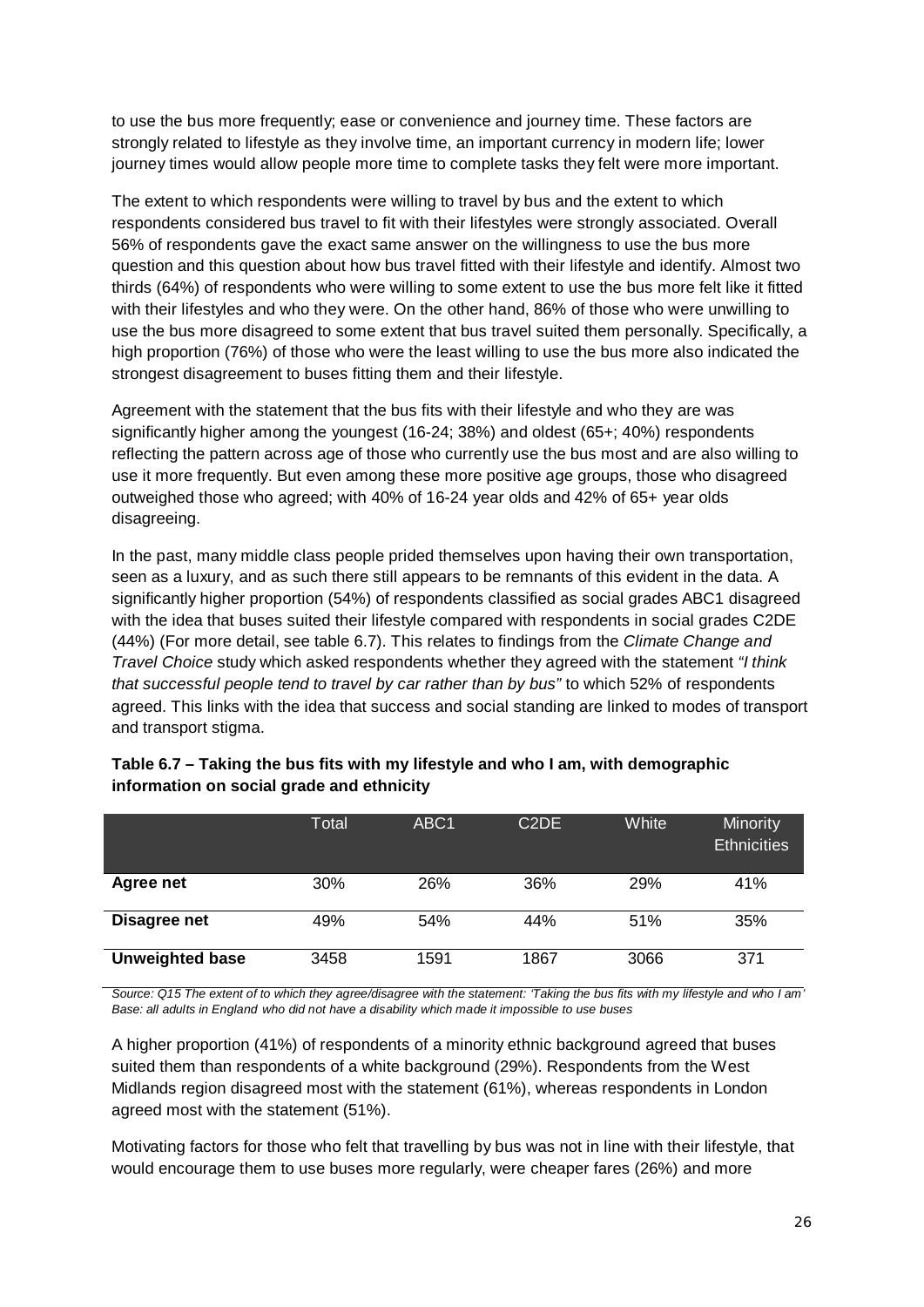to use the bus more frequently; ease or convenience and journey time. These factors are strongly related to lifestyle as they involve time, an important currency in modern life; lower journey times would allow people more time to complete tasks they felt were more important.

The extent to which respondents were willing to travel by bus and the extent to which respondents considered bus travel to fit with their lifestyles were strongly associated. Overall 56% of respondents gave the exact same answer on the willingness to use the bus more question and this question about how bus travel fitted with their lifestyle and identify. Almost two thirds (64%) of respondents who were willing to some extent to use the bus more felt like it fitted with their lifestyles and who they were. On the other hand, 86% of those who were unwilling to use the bus more disagreed to some extent that bus travel suited them personally. Specifically, a high proportion (76%) of those who were the least willing to use the bus more also indicated the strongest disagreement to buses fitting them and their lifestyle.

Agreement with the statement that the bus fits with their lifestyle and who they are was significantly higher among the youngest (16-24; 38%) and oldest (65+; 40%) respondents reflecting the pattern across age of those who currently use the bus most and are also willing to use it more frequently. But even among these more positive age groups, those who disagreed outweighed those who agreed; with 40% of 16-24 year olds and 42% of 65+ year olds disagreeing.

In the past, many middle class people prided themselves upon having their own transportation, seen as a luxury, and as such there still appears to be remnants of this evident in the data. A significantly higher proportion (54%) of respondents classified as social grades ABC1 disagreed with the idea that buses suited their lifestyle compared with respondents in social grades C2DE (44%) (For more detail, see table 6.7). This relates to findings from the *Climate Change and Travel Choice* study which asked respondents whether they agreed with the statement *"I think that successful people tend to travel by car rather than by bus"* to which 52% of respondents agreed. This links with the idea that success and social standing are linked to modes of transport and transport stigma.

**Table 6.7 – Taking the bus fits with my lifestyle and who I am, with demographic information on social grade and ethnicity**

| | Total | ABC1 | C2DE | White | Minority Ethnicities |
|---|---|---|---|---|---|
| **Agree net** | 30% | 26% | 36% | 29% | 41% |
| **Disagree net** | 49% | 54% | 44% | 51% | 35% |
| **Unweighted base** | 3458 | 1591 | 1867 | 3066 | 371 |

*Source: Q15 The extent of to which they agree/disagree with the statement: 'Taking the bus fits with my lifestyle and who I am'*
*Base: all adults in England who did not have a disability which made it impossible to use buses*

A higher proportion (41%) of respondents of a minority ethnic background agreed that buses suited them than respondents of a white background (29%). Respondents from the West Midlands region disagreed most with the statement (61%), whereas respondents in London agreed most with the statement (51%).

Motivating factors for those who felt that travelling by bus was not in line with their lifestyle, that would encourage them to use buses more regularly, were cheaper fares (26%) and more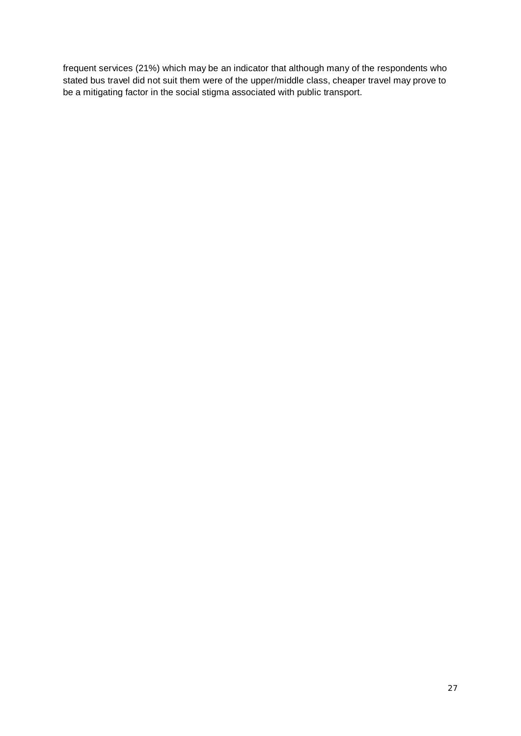frequent services (21%) which may be an indicator that although many of the respondents who stated bus travel did not suit them were of the upper/middle class, cheaper travel may prove to be a mitigating factor in the social stigma associated with public transport.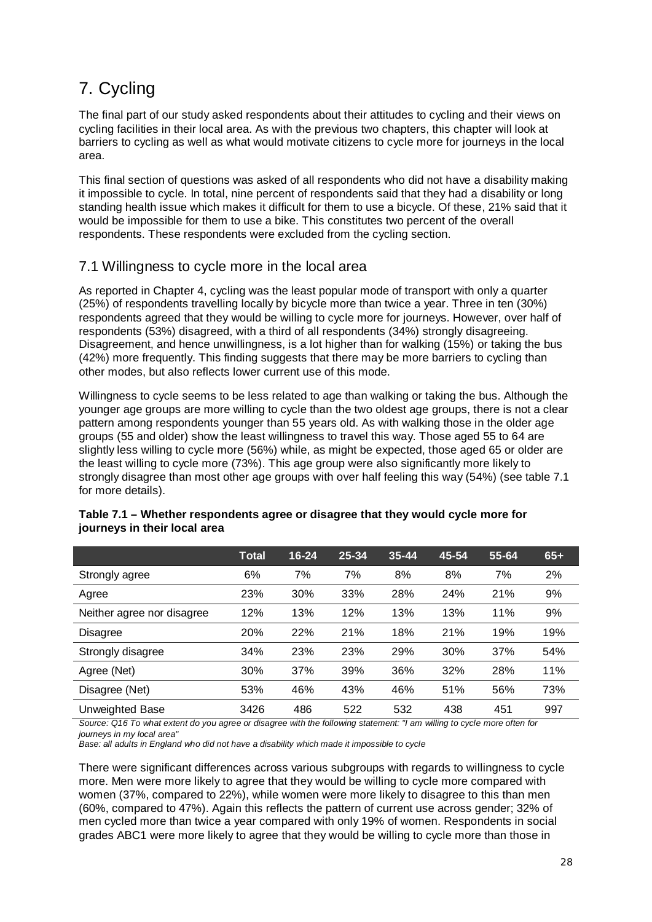# 7. Cycling

The final part of our study asked respondents about their attitudes to cycling and their views on cycling facilities in their local area. As with the previous two chapters, this chapter will look at barriers to cycling as well as what would motivate citizens to cycle more for journeys in the local area.

This final section of questions was asked of all respondents who did not have a disability making it impossible to cycle. In total, nine percent of respondents said that they had a disability or long standing health issue which makes it difficult for them to use a bicycle. Of these, 21% said that it would be impossible for them to use a bike. This constitutes two percent of the overall respondents. These respondents were excluded from the cycling section.

## 7.1 Willingness to cycle more in the local area

As reported in Chapter 4, cycling was the least popular mode of transport with only a quarter (25%) of respondents travelling locally by bicycle more than twice a year. Three in ten (30%) respondents agreed that they would be willing to cycle more for journeys. However, over half of respondents (53%) disagreed, with a third of all respondents (34%) strongly disagreeing. Disagreement, and hence unwillingness, is a lot higher than for walking (15%) or taking the bus (42%) more frequently. This finding suggests that there may be more barriers to cycling than other modes, but also reflects lower current use of this mode.

Willingness to cycle seems to be less related to age than walking or taking the bus. Although the younger age groups are more willing to cycle than the two oldest age groups, there is not a clear pattern among respondents younger than 55 years old. As with walking those in the older age groups (55 and older) show the least willingness to travel this way. Those aged 55 to 64 are slightly less willing to cycle more (56%) while, as might be expected, those aged 65 or older are the least willing to cycle more (73%). This age group were also significantly more likely to strongly disagree than most other age groups with over half feeling this way (54%) (see table 7.1 for more details).

**Table 7.1 – Whether respondents agree or disagree that they would cycle more for journeys in their local area**

| | Total | 16-24 | 25-34 | 35-44 | 45-54 | 55-64 | 65+ |
|---|---|---|---|---|---|---|---|
| Strongly agree | 6% | 7% | 7% | 8% | 8% | 7% | 2% |
| Agree | 23% | 30% | 33% | 28% | 24% | 21% | 9% |
| Neither agree nor disagree | 12% | 13% | 12% | 13% | 13% | 11% | 9% |
| Disagree | 20% | 22% | 21% | 18% | 21% | 19% | 19% |
| Strongly disagree | 34% | 23% | 23% | 29% | 30% | 37% | 54% |
| Agree (Net) | 30% | 37% | 39% | 36% | 32% | 28% | 11% |
| Disagree (Net) | 53% | 46% | 43% | 46% | 51% | 56% | 73% |
| Unweighted Base | 3426 | 486 | 522 | 532 | 438 | 451 | 997 |

*Source: Q16 To what extent do you agree or disagree with the following statement: "I am willing to cycle more often for journeys in my local area"*

*Base: all adults in England who did not have a disability which made it impossible to cycle*

There were significant differences across various subgroups with regards to willingness to cycle more. Men were more likely to agree that they would be willing to cycle more compared with women (37%, compared to 22%), while women were more likely to disagree to this than men (60%, compared to 47%). Again this reflects the pattern of current use across gender; 32% of men cycled more than twice a year compared with only 19% of women. Respondents in social grades ABC1 were more likely to agree that they would be willing to cycle more than those in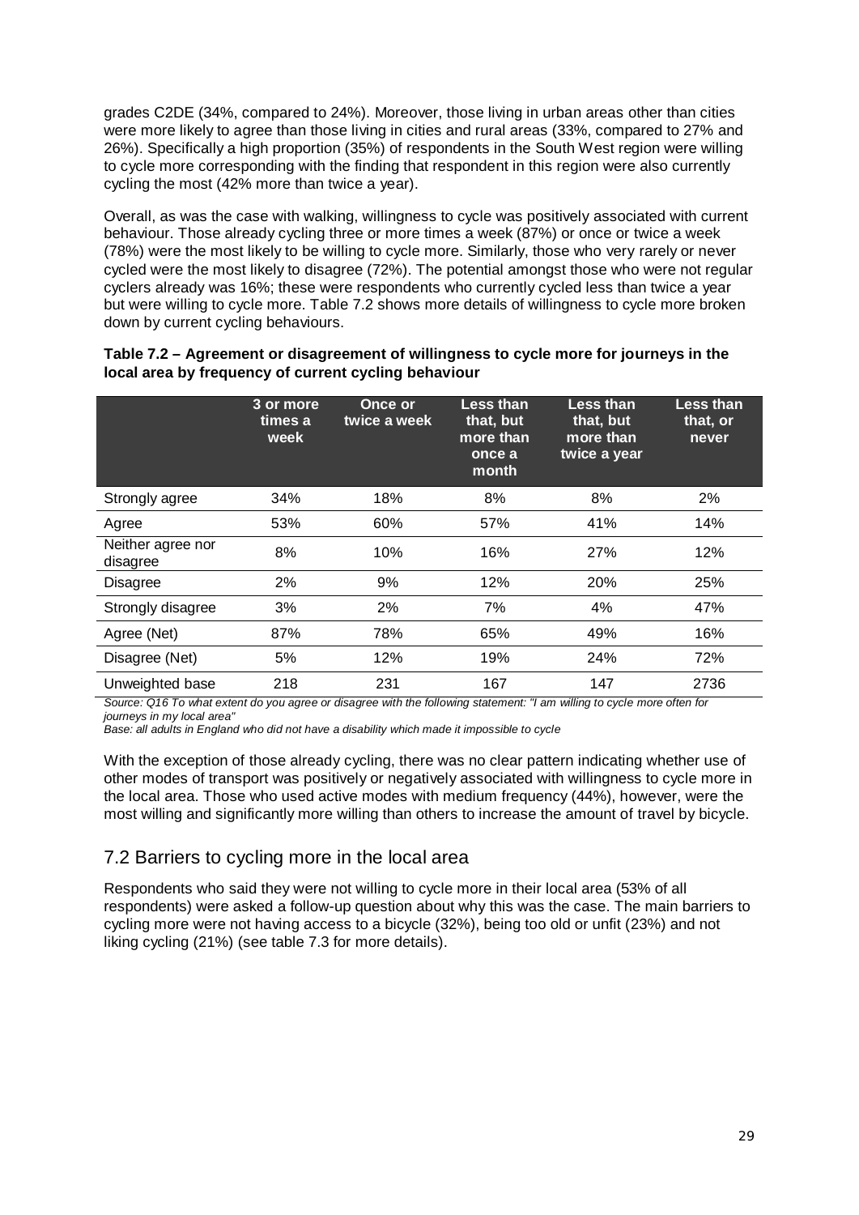grades C2DE (34%, compared to 24%). Moreover, those living in urban areas other than cities were more likely to agree than those living in cities and rural areas (33%, compared to 27% and 26%). Specifically a high proportion (35%) of respondents in the South West region were willing to cycle more corresponding with the finding that respondent in this region were also currently cycling the most (42% more than twice a year).

Overall, as was the case with walking, willingness to cycle was positively associated with current behaviour. Those already cycling three or more times a week (87%) or once or twice a week (78%) were the most likely to be willing to cycle more. Similarly, those who very rarely or never cycled were the most likely to disagree (72%). The potential amongst those who were not regular cyclers already was 16%; these were respondents who currently cycled less than twice a year but were willing to cycle more. Table 7.2 shows more details of willingness to cycle more broken down by current cycling behaviours.

**Table 7.2 – Agreement or disagreement of willingness to cycle more for journeys in the local area by frequency of current cycling behaviour**

| | 3 or more times a week | Once or twice a week | Less than that, but more than once a month | Less than that, but more than twice a year | Less than that, or never |
|---|---|---|---|---|---|
| Strongly agree | 34% | 18% | 8% | 8% | 2% |
| Agree | 53% | 60% | 57% | 41% | 14% |
| Neither agree nor disagree | 8% | 10% | 16% | 27% | 12% |
| Disagree | 2% | 9% | 12% | 20% | 25% |
| Strongly disagree | 3% | 2% | 7% | 4% | 47% |
| Agree (Net) | 87% | 78% | 65% | 49% | 16% |
| Disagree (Net) | 5% | 12% | 19% | 24% | 72% |
| Unweighted base | 218 | 231 | 167 | 147 | 2736 |

*Source: Q16 To what extent do you agree or disagree with the following statement: "I am willing to cycle more often for journeys in my local area"*
*Base: all adults in England who did not have a disability which made it impossible to cycle*

With the exception of those already cycling, there was no clear pattern indicating whether use of other modes of transport was positively or negatively associated with willingness to cycle more in the local area. Those who used active modes with medium frequency (44%), however, were the most willing and significantly more willing than others to increase the amount of travel by bicycle.

## 7.2 Barriers to cycling more in the local area

Respondents who said they were not willing to cycle more in their local area (53% of all respondents) were asked a follow-up question about why this was the case. The main barriers to cycling more were not having access to a bicycle (32%), being too old or unfit (23%) and not liking cycling (21%) (see table 7.3 for more details).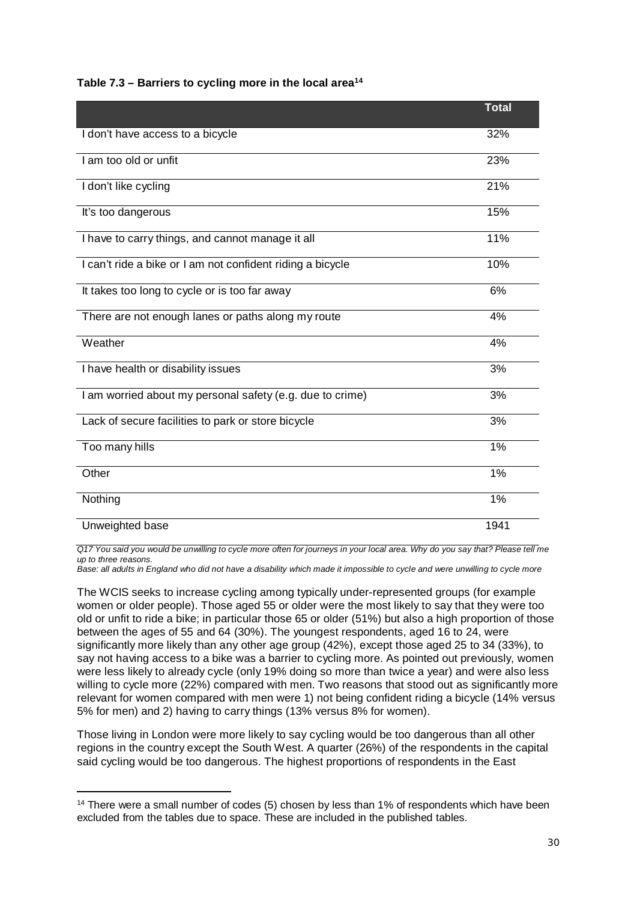**Table 7.3 – Barriers to cycling more in the local area[14]**

| | Total |
|---|---|
| I don't have access to a bicycle | 32% |
| I am too old or unfit | 23% |
| I don't like cycling | 21% |
| It's too dangerous | 15% |
| I have to carry things, and cannot manage it all | 11% |
| I can't ride a bike or I am not confident riding a bicycle | 10% |
| It takes too long to cycle or is too far away | 6% |
| There are not enough lanes or paths along my route | 4% |
| Weather | 4% |
| I have health or disability issues | 3% |
| I am worried about my personal safety (e.g. due to crime) | 3% |
| Lack of secure facilities to park or store bicycle | 3% |
| Too many hills | 1% |
| Other | 1% |
| Nothing | 1% |
| Unweighted base | 1941 |

*Q17 You said you would be unwilling to cycle more often for journeys in your local area. Why do you say that? Please tell me up to three reasons.*
*Base: all adults in England who did not have a disability which made it impossible to cycle and were unwilling to cycle more*

The WCIS seeks to increase cycling among typically under-represented groups (for example women or older people). Those aged 55 or older were the most likely to say that they were too old or unfit to ride a bike; in particular those 65 or older (51%) but also a high proportion of those between the ages of 55 and 64 (30%). The youngest respondents, aged 16 to 24, were significantly more likely than any other age group (42%), except those aged 25 to 34 (33%), to say not having access to a bike was a barrier to cycling more. As pointed out previously, women were less likely to already cycle (only 19% doing so more than twice a year) and were also less willing to cycle more (22%) compared with men. Two reasons that stood out as significantly more relevant for women compared with men were 1) not being confident riding a bicycle (14% versus 5% for men) and 2) having to carry things (13% versus 8% for women).

Those living in London were more likely to say cycling would be too dangerous than all other regions in the country except the South West. A quarter (26%) of the respondents in the capital said cycling would be too dangerous. The highest proportions of respondents in the East

[14] There were a small number of codes (5) chosen by less than 1% of respondents which have been excluded from the tables due to space. These are included in the published tables.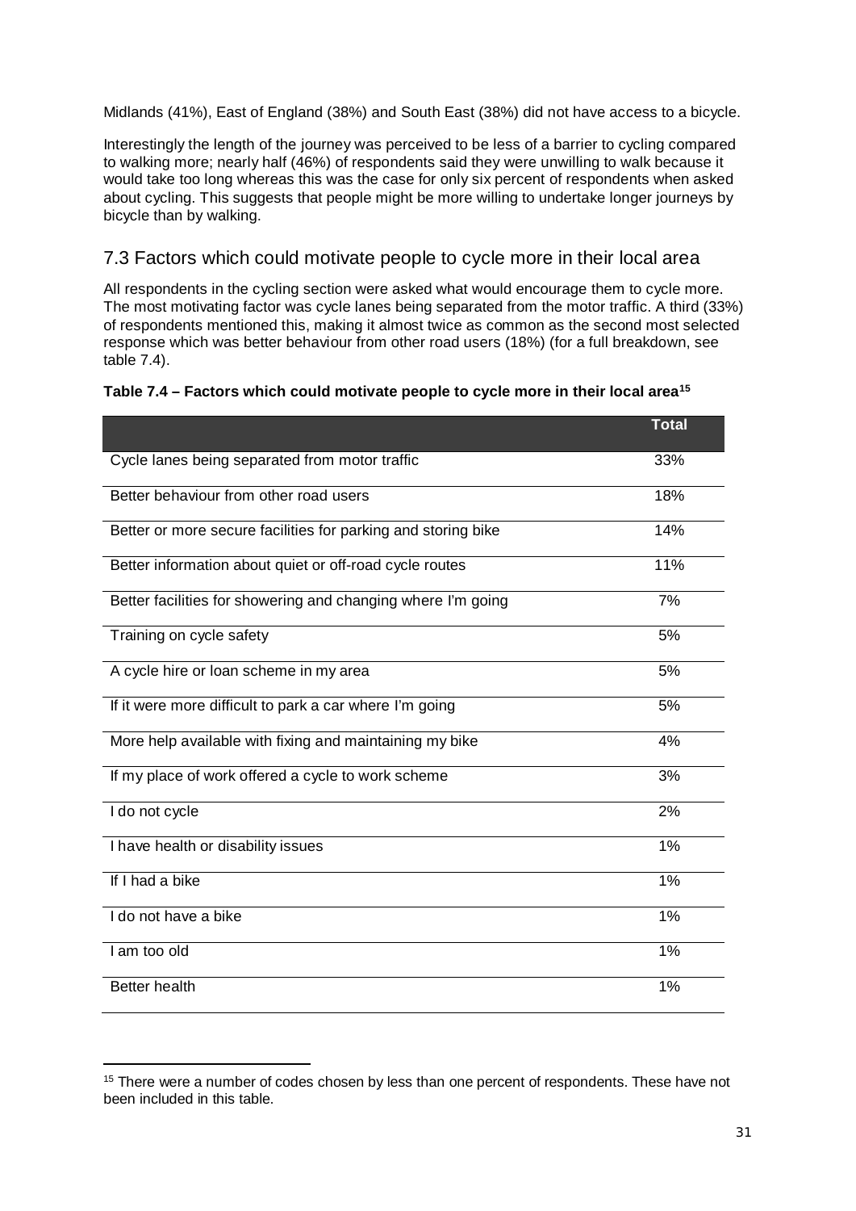Midlands (41%), East of England (38%) and South East (38%) did not have access to a bicycle.

Interestingly the length of the journey was perceived to be less of a barrier to cycling compared to walking more; nearly half (46%) of respondents said they were unwilling to walk because it would take too long whereas this was the case for only six percent of respondents when asked about cycling. This suggests that people might be more willing to undertake longer journeys by bicycle than by walking.

## 7.3 Factors which could motivate people to cycle more in their local area

All respondents in the cycling section were asked what would encourage them to cycle more. The most motivating factor was cycle lanes being separated from the motor traffic. A third (33%) of respondents mentioned this, making it almost twice as common as the second most selected response which was better behaviour from other road users (18%) (for a full breakdown, see table 7.4).

**Table 7.4 – Factors which could motivate people to cycle more in their local area[15]**

| | Total |
|---|---|
| Cycle lanes being separated from motor traffic | 33% |
| Better behaviour from other road users | 18% |
| Better or more secure facilities for parking and storing bike | 14% |
| Better information about quiet or off-road cycle routes | 11% |
| Better facilities for showering and changing where I'm going | 7% |
| Training on cycle safety | 5% |
| A cycle hire or loan scheme in my area | 5% |
| If it were more difficult to park a car where I'm going | 5% |
| More help available with fixing and maintaining my bike | 4% |
| If my place of work offered a cycle to work scheme | 3% |
| I do not cycle | 2% |
| I have health or disability issues | 1% |
| If I had a bike | 1% |
| I do not have a bike | 1% |
| I am too old | 1% |
| Better health | 1% |

[15] There were a number of codes chosen by less than one percent of respondents. These have not been included in this table.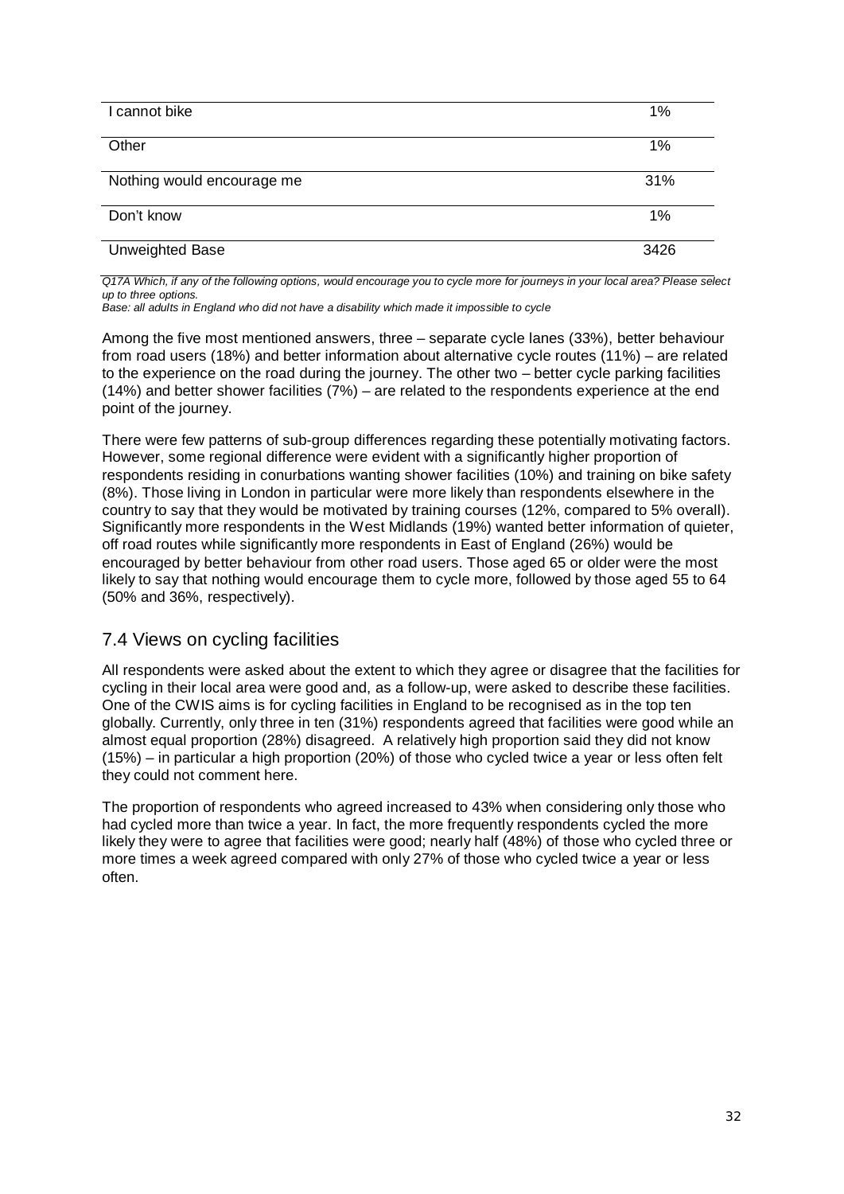| | |
|---|---|
| I cannot bike | 1% |
| Other | 1% |
| Nothing would encourage me | 31% |
| Don't know | 1% |
| Unweighted Base | 3426 |

*Q17A Which, if any of the following options, would encourage you to cycle more for journeys in your local area? Please select up to three options.*
*Base: all adults in England who did not have a disability which made it impossible to cycle*

Among the five most mentioned answers, three – separate cycle lanes (33%), better behaviour from road users (18%) and better information about alternative cycle routes (11%) – are related to the experience on the road during the journey. The other two – better cycle parking facilities (14%) and better shower facilities (7%) – are related to the respondents experience at the end point of the journey.

There were few patterns of sub-group differences regarding these potentially motivating factors. However, some regional difference were evident with a significantly higher proportion of respondents residing in conurbations wanting shower facilities (10%) and training on bike safety (8%). Those living in London in particular were more likely than respondents elsewhere in the country to say that they would be motivated by training courses (12%, compared to 5% overall). Significantly more respondents in the West Midlands (19%) wanted better information of quieter, off road routes while significantly more respondents in East of England (26%) would be encouraged by better behaviour from other road users. Those aged 65 or older were the most likely to say that nothing would encourage them to cycle more, followed by those aged 55 to 64 (50% and 36%, respectively).

## 7.4 Views on cycling facilities

All respondents were asked about the extent to which they agree or disagree that the facilities for cycling in their local area were good and, as a follow-up, were asked to describe these facilities. One of the CWIS aims is for cycling facilities in England to be recognised as in the top ten globally. Currently, only three in ten (31%) respondents agreed that facilities were good while an almost equal proportion (28%) disagreed. A relatively high proportion said they did not know (15%) – in particular a high proportion (20%) of those who cycled twice a year or less often felt they could not comment here.

The proportion of respondents who agreed increased to 43% when considering only those who had cycled more than twice a year. In fact, the more frequently respondents cycled the more likely they were to agree that facilities were good; nearly half (48%) of those who cycled three or more times a week agreed compared with only 27% of those who cycled twice a year or less often.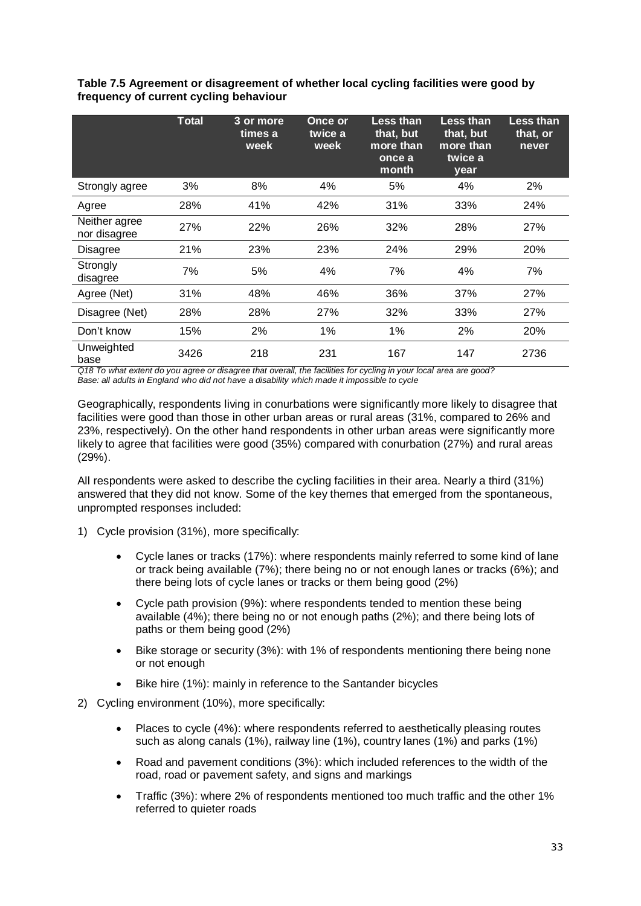**Table 7.5 Agreement or disagreement of whether local cycling facilities were good by frequency of current cycling behaviour**

| | Total | 3 or more times a week | Once or twice a week | Less than that, but more than once a month | Less than that, but more than twice a year | Less than that, or never |
|---|---|---|---|---|---|---|
| Strongly agree | 3% | 8% | 4% | 5% | 4% | 2% |
| Agree | 28% | 41% | 42% | 31% | 33% | 24% |
| Neither agree nor disagree | 27% | 22% | 26% | 32% | 28% | 27% |
| Disagree | 21% | 23% | 23% | 24% | 29% | 20% |
| Strongly disagree | 7% | 5% | 4% | 7% | 4% | 7% |
| Agree (Net) | 31% | 48% | 46% | 36% | 37% | 27% |
| Disagree (Net) | 28% | 28% | 27% | 32% | 33% | 27% |
| Don't know | 15% | 2% | 1% | 1% | 2% | 20% |
| Unweighted base | 3426 | 218 | 231 | 167 | 147 | 2736 |

*Q18 To what extent do you agree or disagree that overall, the facilities for cycling in your local area are good?*
*Base: all adults in England who did not have a disability which made it impossible to cycle*

Geographically, respondents living in conurbations were significantly more likely to disagree that facilities were good than those in other urban areas or rural areas (31%, compared to 26% and 23%, respectively). On the other hand respondents in other urban areas were significantly more likely to agree that facilities were good (35%) compared with conurbation (27%) and rural areas (29%).

All respondents were asked to describe the cycling facilities in their area. Nearly a third (31%) answered that they did not know. Some of the key themes that emerged from the spontaneous, unprompted responses included:

1) Cycle provision (31%), more specifically:

    - Cycle lanes or tracks (17%): where respondents mainly referred to some kind of lane or track being available (7%); there being no or not enough lanes or tracks (6%); and there being lots of cycle lanes or tracks or them being good (2%)
    - Cycle path provision (9%): where respondents tended to mention these being available (4%); there being no or not enough paths (2%); and there being lots of paths or them being good (2%)
    - Bike storage or security (3%): with 1% of respondents mentioning there being none or not enough
    - Bike hire (1%): mainly in reference to the Santander bicycles

2) Cycling environment (10%), more specifically:

    - Places to cycle (4%): where respondents referred to aesthetically pleasing routes such as along canals (1%), railway line (1%), country lanes (1%) and parks (1%)
    - Road and pavement conditions (3%): which included references to the width of the road, road or pavement safety, and signs and markings
    - Traffic (3%): where 2% of respondents mentioned too much traffic and the other 1% referred to quieter roads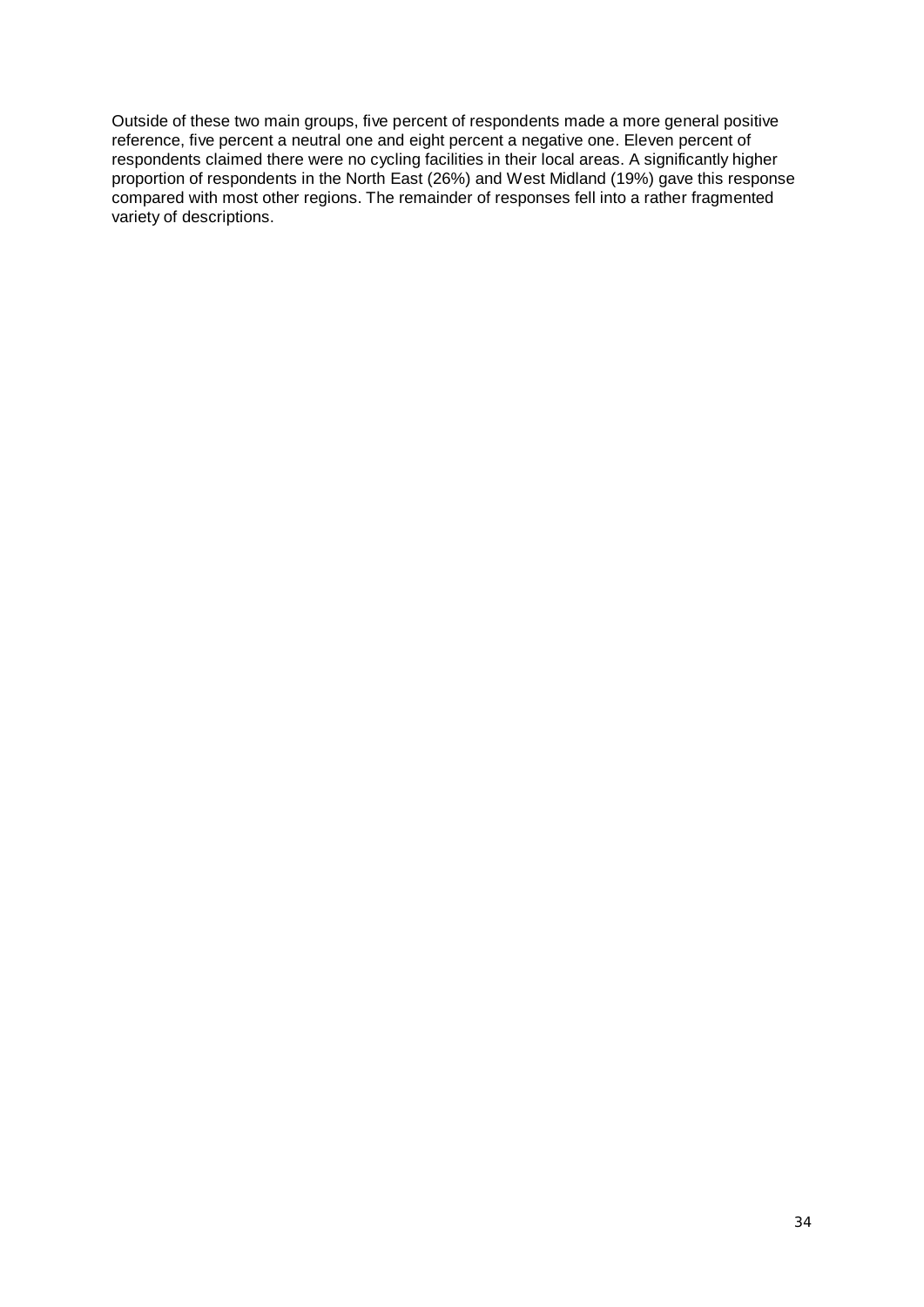Outside of these two main groups, five percent of respondents made a more general positive reference, five percent a neutral one and eight percent a negative one. Eleven percent of respondents claimed there were no cycling facilities in their local areas. A significantly higher proportion of respondents in the North East (26%) and West Midland (19%) gave this response compared with most other regions. The remainder of responses fell into a rather fragmented variety of descriptions.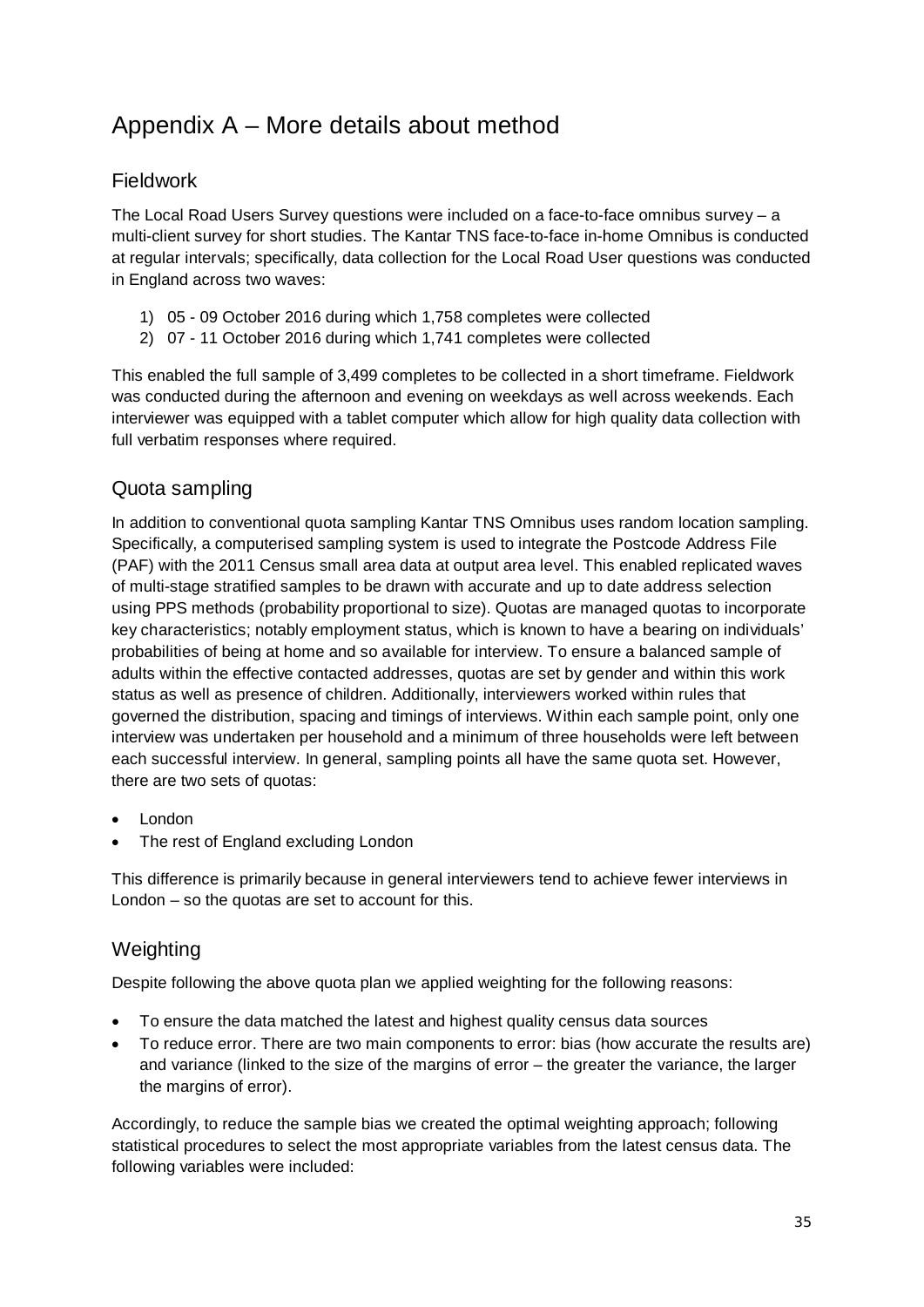# Appendix A – More details about method

## Fieldwork

The Local Road Users Survey questions were included on a face-to-face omnibus survey – a multi-client survey for short studies. The Kantar TNS face-to-face in-home Omnibus is conducted at regular intervals; specifically, data collection for the Local Road User questions was conducted in England across two waves:

1) 05 - 09 October 2016 during which 1,758 completes were collected
2) 07 - 11 October 2016 during which 1,741 completes were collected

This enabled the full sample of 3,499 completes to be collected in a short timeframe. Fieldwork was conducted during the afternoon and evening on weekdays as well across weekends. Each interviewer was equipped with a tablet computer which allow for high quality data collection with full verbatim responses where required.

## Quota sampling

In addition to conventional quota sampling Kantar TNS Omnibus uses random location sampling. Specifically, a computerised sampling system is used to integrate the Postcode Address File (PAF) with the 2011 Census small area data at output area level. This enabled replicated waves of multi-stage stratified samples to be drawn with accurate and up to date address selection using PPS methods (probability proportional to size). Quotas are managed quotas to incorporate key characteristics; notably employment status, which is known to have a bearing on individuals' probabilities of being at home and so available for interview. To ensure a balanced sample of adults within the effective contacted addresses, quotas are set by gender and within this work status as well as presence of children. Additionally, interviewers worked within rules that governed the distribution, spacing and timings of interviews. Within each sample point, only one interview was undertaken per household and a minimum of three households were left between each successful interview. In general, sampling points all have the same quota set. However, there are two sets of quotas:

- London
- The rest of England excluding London

This difference is primarily because in general interviewers tend to achieve fewer interviews in London – so the quotas are set to account for this.

## Weighting

Despite following the above quota plan we applied weighting for the following reasons:

- To ensure the data matched the latest and highest quality census data sources
- To reduce error. There are two main components to error: bias (how accurate the results are) and variance (linked to the size of the margins of error – the greater the variance, the larger the margins of error).

Accordingly, to reduce the sample bias we created the optimal weighting approach; following statistical procedures to select the most appropriate variables from the latest census data. The following variables were included: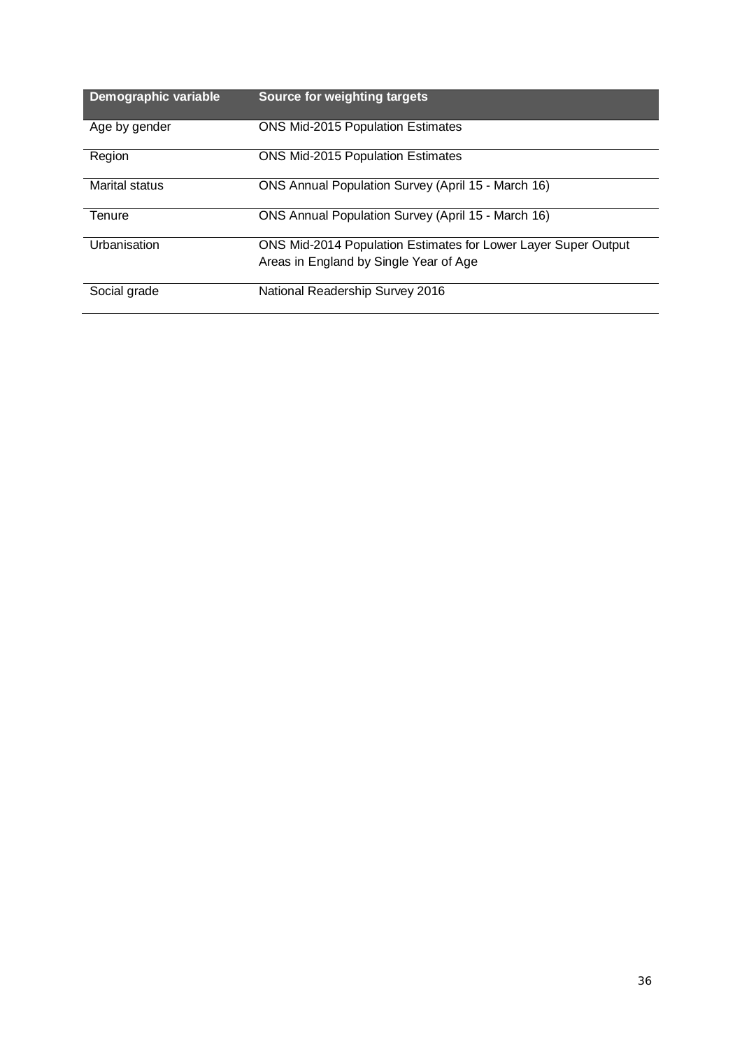| Demographic variable | Source for weighting targets |
| --- | --- |
| Age by gender | ONS Mid-2015 Population Estimates |
| Region | ONS Mid-2015 Population Estimates |
| Marital status | ONS Annual Population Survey (April 15 - March 16) |
| Tenure | ONS Annual Population Survey (April 15 - March 16) |
| Urbanisation | ONS Mid-2014 Population Estimates for Lower Layer Super Output Areas in England by Single Year of Age |
| Social grade | National Readership Survey 2016 |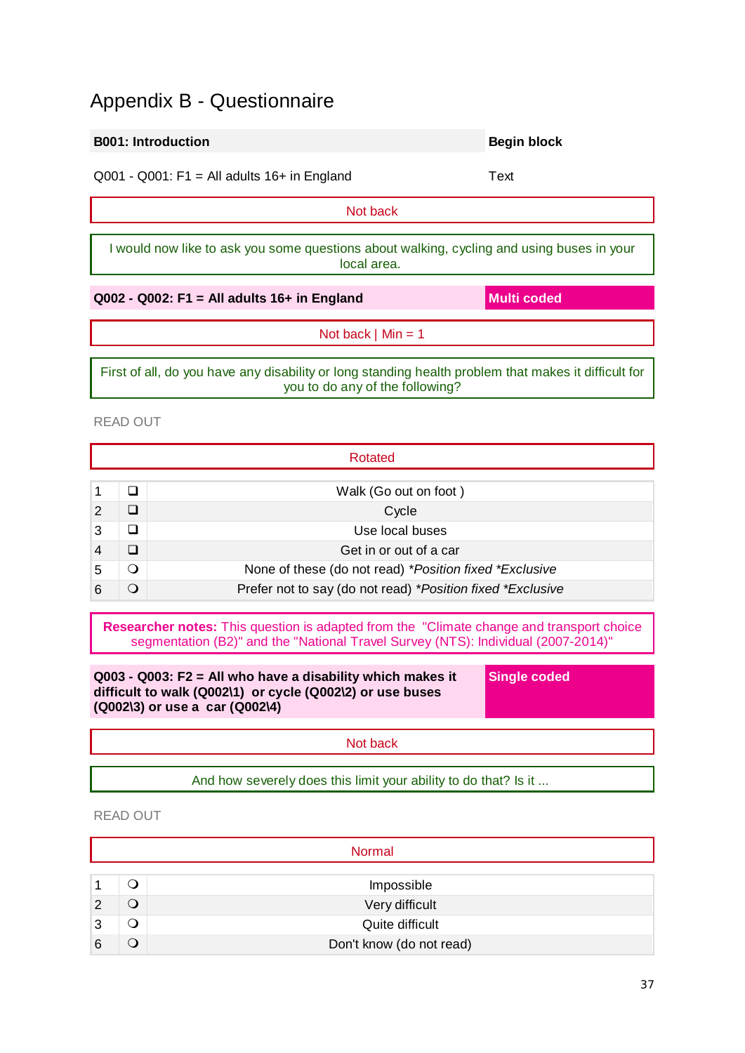# Appendix B - Questionnaire

| B001: Introduction | Begin block |
|---|---|
| Q001 - Q001: F1 = All adults 16+ in England | Text |

Not back

I would now like to ask you some questions about walking, cycling and using buses in your local area.

| Q002 - Q002: F1 = All adults 16+ in England | Multi coded |
|---|---|

Not back | Min = 1

First of all, do you have any disability or long standing health problem that makes it difficult for you to do any of the following?

READ OUT

Rotated

| | | |
|---|---|---|
| 1 | ❑ | Walk (Go out on foot ) |
| 2 | ❑ | Cycle |
| 3 | ❑ | Use local buses |
| 4 | ❑ | Get in or out of a car |
| 5 | ❍ | None of these (do not read) *Position fixed *Exclusive* |
| 6 | ❍ | Prefer not to say (do not read) *Position fixed *Exclusive* |

**Researcher notes:** This question is adapted from the "Climate change and transport choice segmentation (B2)" and the "National Travel Survey (NTS): Individual (2007-2014)"

| Q003 - Q003: F2 = All who have a disability which makes it difficult to walk (Q002\1) or cycle (Q002\2) or use buses (Q002\3) or use a car (Q002\4) | Single coded |
|---|---|

Not back

And how severely does this limit your ability to do that? Is it ...

READ OUT

Normal

| | | |
|---|---|---|
| 1 | ❍ | Impossible |
| 2 | ❍ | Very difficult |
| 3 | ❍ | Quite difficult |
| 6 | ❍ | Don't know (do not read) |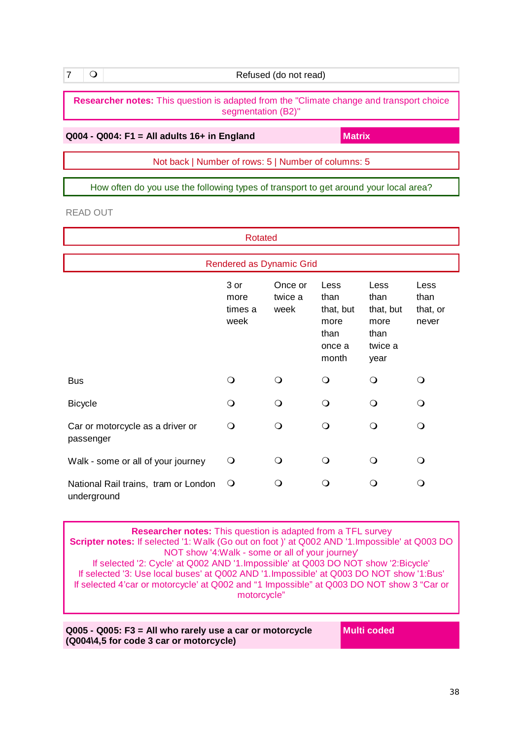| 7 | ❍ | Refused (do not read) |
|---|---|---|

**Researcher notes:** This question is adapted from the "Climate change and transport choice segmentation (B2)"

**Q004 - Q004: F1 = All adults 16+ in England** — **Matrix**

Not back | Number of rows: 5 | Number of columns: 5

How often do you use the following types of transport to get around your local area?

READ OUT

Rotated

Rendered as Dynamic Grid

| | 3 or more times a week | Once or twice a week | Less than that, but more than once a month | Less than that, but more than twice a year | Less than that, or never |
|---|---|---|---|---|---|
| Bus | ❍ | ❍ | ❍ | ❍ | ❍ |
| Bicycle | ❍ | ❍ | ❍ | ❍ | ❍ |
| Car or motorcycle as a driver or passenger | ❍ | ❍ | ❍ | ❍ | ❍ |
| Walk - some or all of your journey | ❍ | ❍ | ❍ | ❍ | ❍ |
| National Rail trains, tram or London underground | ❍ | ❍ | ❍ | ❍ | ❍ |

**Researcher notes:** This question is adapted from a TFL survey
**Scripter notes:** If selected '1: Walk (Go out on foot )' at Q002 AND '1.Impossible' at Q003 DO NOT show '4:Walk - some or all of your journey'
If selected '2: Cycle' at Q002 AND '1.Impossible' at Q003 DO NOT show '2:Bicycle'
If selected '3: Use local buses' at Q002 AND '1.Impossible' at Q003 DO NOT show '1:Bus'
If selected 4'car or motorcycle' at Q002 and "1 Impossible" at Q003 DO NOT show 3 "Car or motorcycle"

**Q005 - Q005: F3 = All who rarely use a car or motorcycle (Q004\4,5 for code 3 car or motorcycle)** — **Multi coded**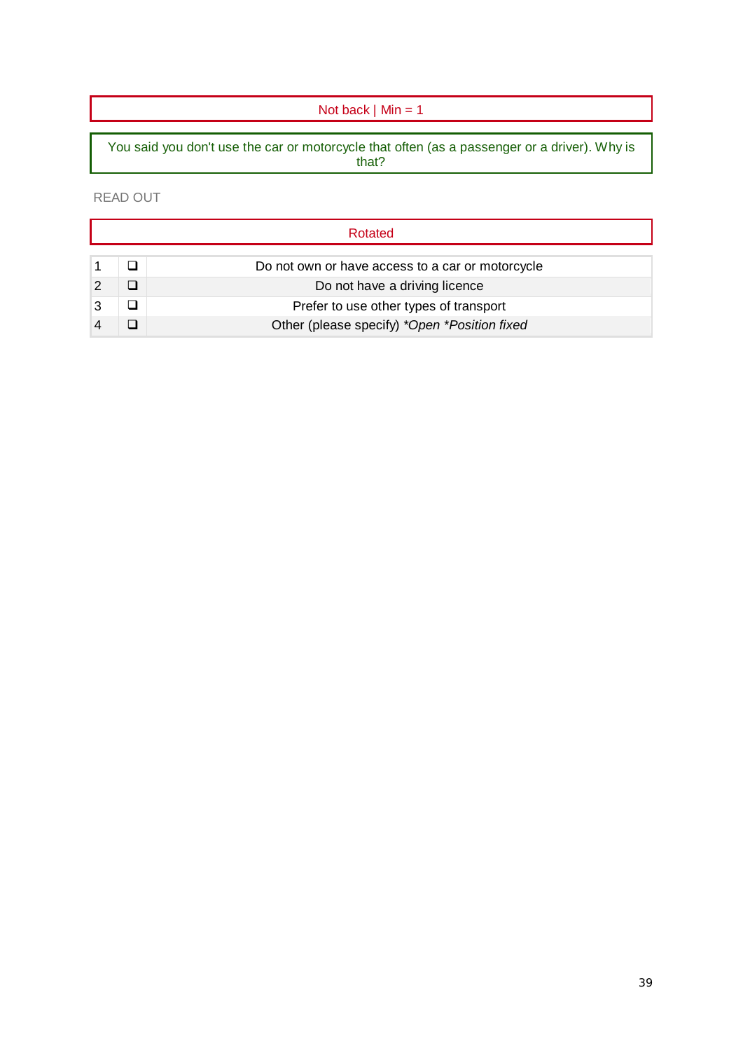Not back | Min = 1

You said you don't use the car or motorcycle that often (as a passenger or a driver). Why is that?

READ OUT

Rotated

| | | |
|---|---|---|
| 1 | ❑ | Do not own or have access to a car or motorcycle |
| 2 | ❑ | Do not have a driving licence |
| 3 | ❑ | Prefer to use other types of transport |
| 4 | ❑ | Other (please specify) *\*Open \*Position fixed* |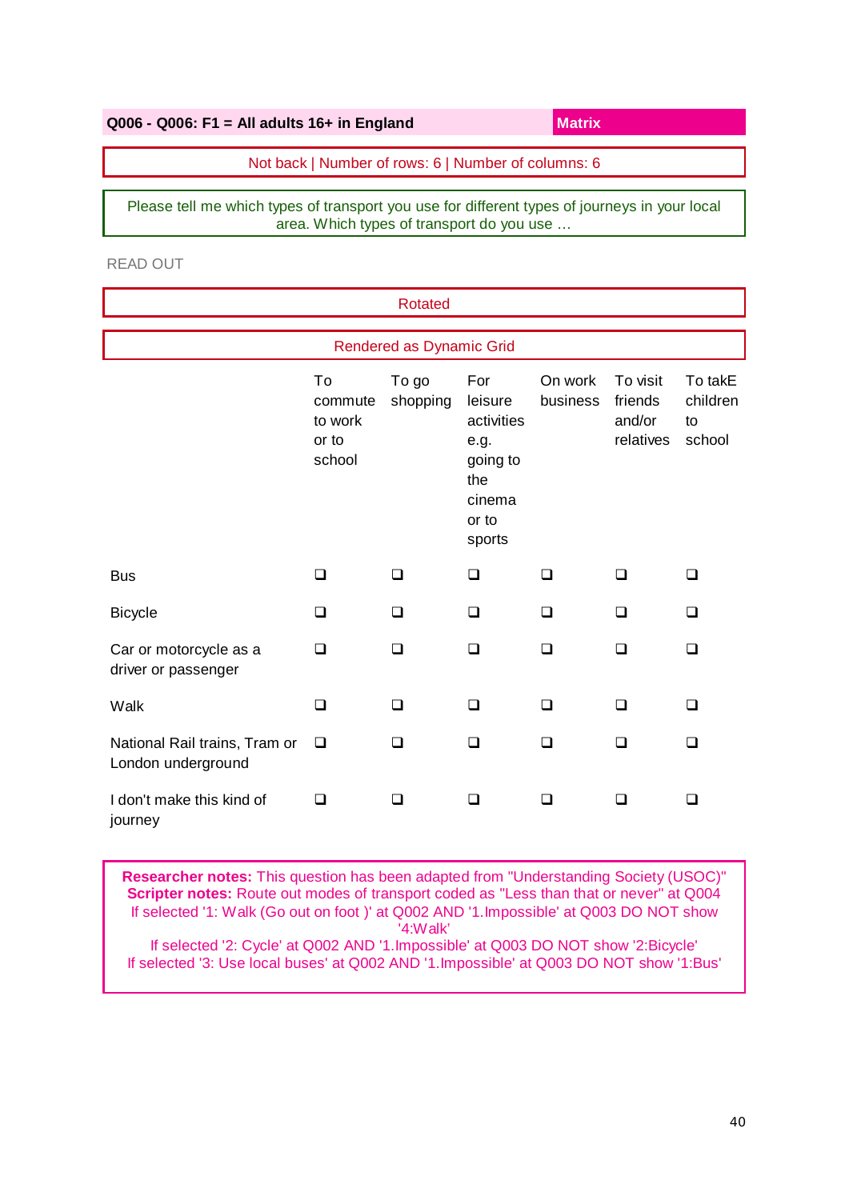**Q006 - Q006: F1 = All adults 16+ in England** | **Matrix**

Not back | Number of rows: 6 | Number of columns: 6

Please tell me which types of transport you use for different types of journeys in your local area. Which types of transport do you use …

READ OUT

Rotated

Rendered as Dynamic Grid

| | To commute to work or to school | To go shopping | For leisure activities e.g. going to the cinema or to sports | On work business | To visit friends and/or relatives | To takE children to school |
|---|---|---|---|---|---|---|
| Bus | ❑ | ❑ | ❑ | ❑ | ❑ | ❑ |
| Bicycle | ❑ | ❑ | ❑ | ❑ | ❑ | ❑ |
| Car or motorcycle as a driver or passenger | ❑ | ❑ | ❑ | ❑ | ❑ | ❑ |
| Walk | ❑ | ❑ | ❑ | ❑ | ❑ | ❑ |
| National Rail trains, Tram or London underground | ❑ | ❑ | ❑ | ❑ | ❑ | ❑ |
| I don't make this kind of journey | ❑ | ❑ | ❑ | ❑ | ❑ | ❑ |

**Researcher notes:** This question has been adapted from "Understanding Society (USOC)"
**Scripter notes:** Route out modes of transport coded as "Less than that or never" at Q004
If selected '1: Walk (Go out on foot )' at Q002 AND '1.Impossible' at Q003 DO NOT show '4:Walk'
If selected '2: Cycle' at Q002 AND '1.Impossible' at Q003 DO NOT show '2:Bicycle'
If selected '3: Use local buses' at Q002 AND '1.Impossible' at Q003 DO NOT show '1:Bus'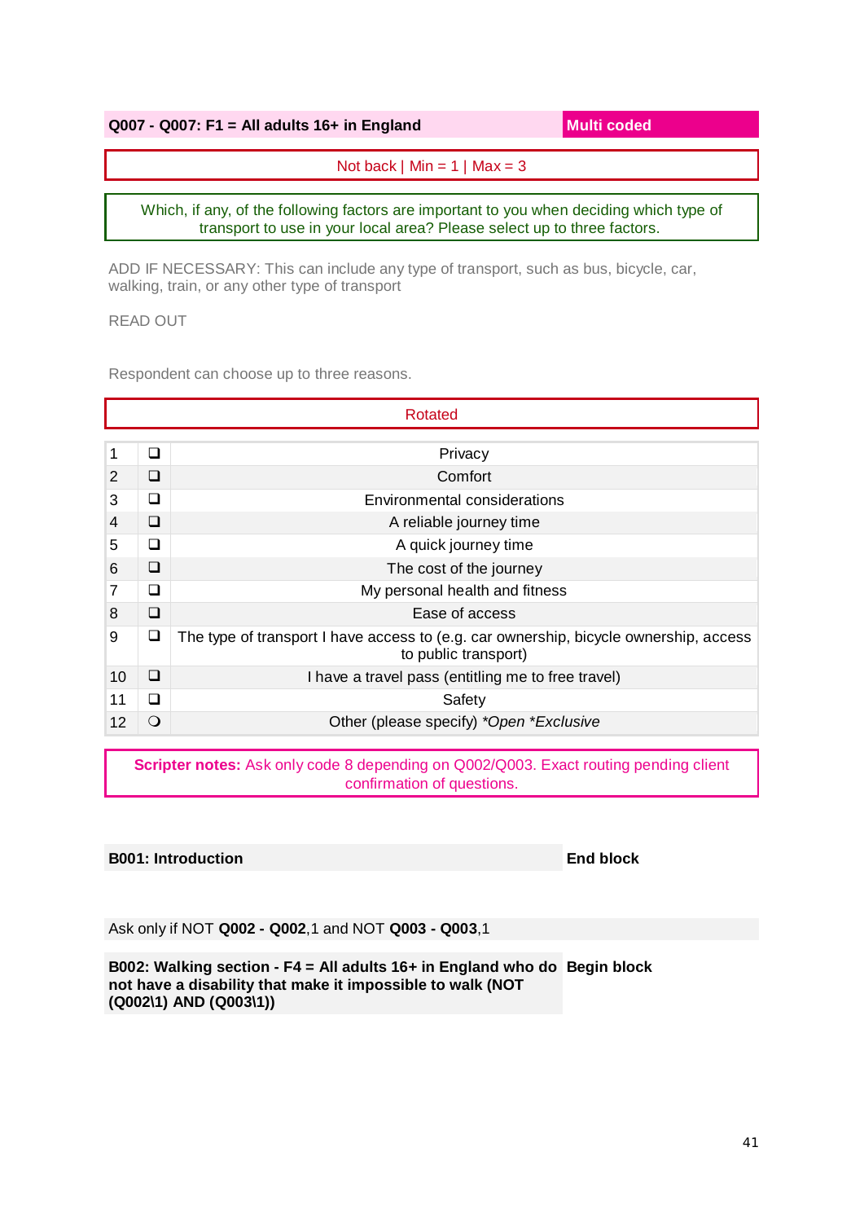**Q007 - Q007: F1 = All adults 16+ in England** | **Multi coded**

Not back | Min = 1 | Max = 3

Which, if any, of the following factors are important to you when deciding which type of transport to use in your local area? Please select up to three factors.

ADD IF NECESSARY: This can include any type of transport, such as bus, bicycle, car, walking, train, or any other type of transport

READ OUT

Respondent can choose up to three reasons.

Rotated

| | | |
|---|---|---|
| 1 | ❑ | Privacy |
| 2 | ❑ | Comfort |
| 3 | ❑ | Environmental considerations |
| 4 | ❑ | A reliable journey time |
| 5 | ❑ | A quick journey time |
| 6 | ❑ | The cost of the journey |
| 7 | ❑ | My personal health and fitness |
| 8 | ❑ | Ease of access |
| 9 | ❑ | The type of transport I have access to (e.g. car ownership, bicycle ownership, access to public transport) |
| 10 | ❑ | I have a travel pass (entitling me to free travel) |
| 11 | ❑ | Safety |
| 12 | ❍ | Other (please specify) *Open *Exclusive |

**Scripter notes:** Ask only code 8 depending on Q002/Q003. Exact routing pending client confirmation of questions.

**B001: Introduction** | **End block**

Ask only if NOT **Q002 - Q002**,1 and NOT **Q003 - Q003**,1

**B002: Walking section - F4 = All adults 16+ in England who do not have a disability that make it impossible to walk (NOT (Q002\1) AND (Q003\1))** | **Begin block**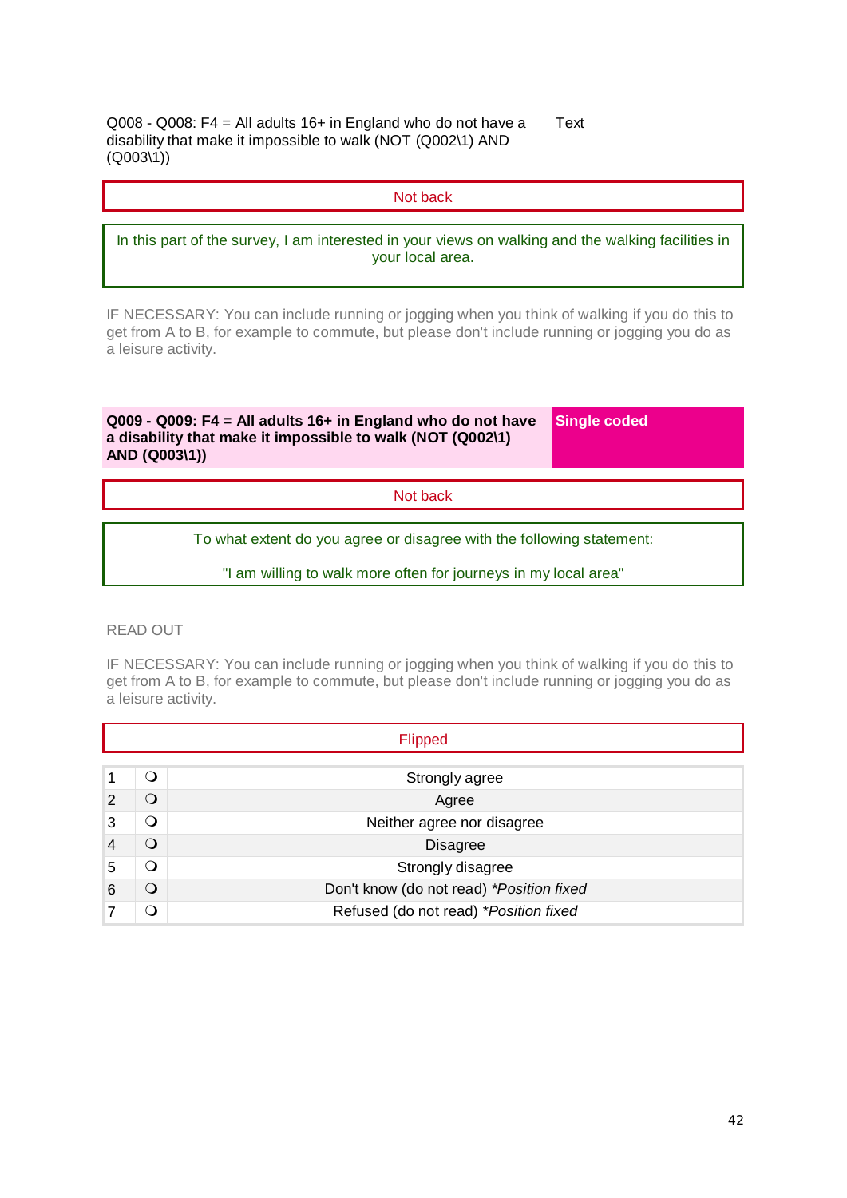Q008 - Q008: F4 = All adults 16+ in England who do not have a disability that make it impossible to walk (NOT (Q002\1) AND (Q003\1)) | Text

Not back

In this part of the survey, I am interested in your views on walking and the walking facilities in your local area.

IF NECESSARY: You can include running or jogging when you think of walking if you do this to get from A to B, for example to commute, but please don't include running or jogging you do as a leisure activity.

**Q009 - Q009: F4 = All adults 16+ in England who do not have a disability that make it impossible to walk (NOT (Q002\1) AND (Q003\1))** | **Single coded**

Not back

To what extent do you agree or disagree with the following statement:

"I am willing to walk more often for journeys in my local area"

READ OUT

IF NECESSARY: You can include running or jogging when you think of walking if you do this to get from A to B, for example to commute, but please don't include running or jogging you do as a leisure activity.

Flipped

| | | |
|---|---|---|
| 1 | ❍ | Strongly agree |
| 2 | ❍ | Agree |
| 3 | ❍ | Neither agree nor disagree |
| 4 | ❍ | Disagree |
| 5 | ❍ | Strongly disagree |
| 6 | ❍ | Don't know (do not read) *\*Position fixed* |
| 7 | ❍ | Refused (do not read) *\*Position fixed* |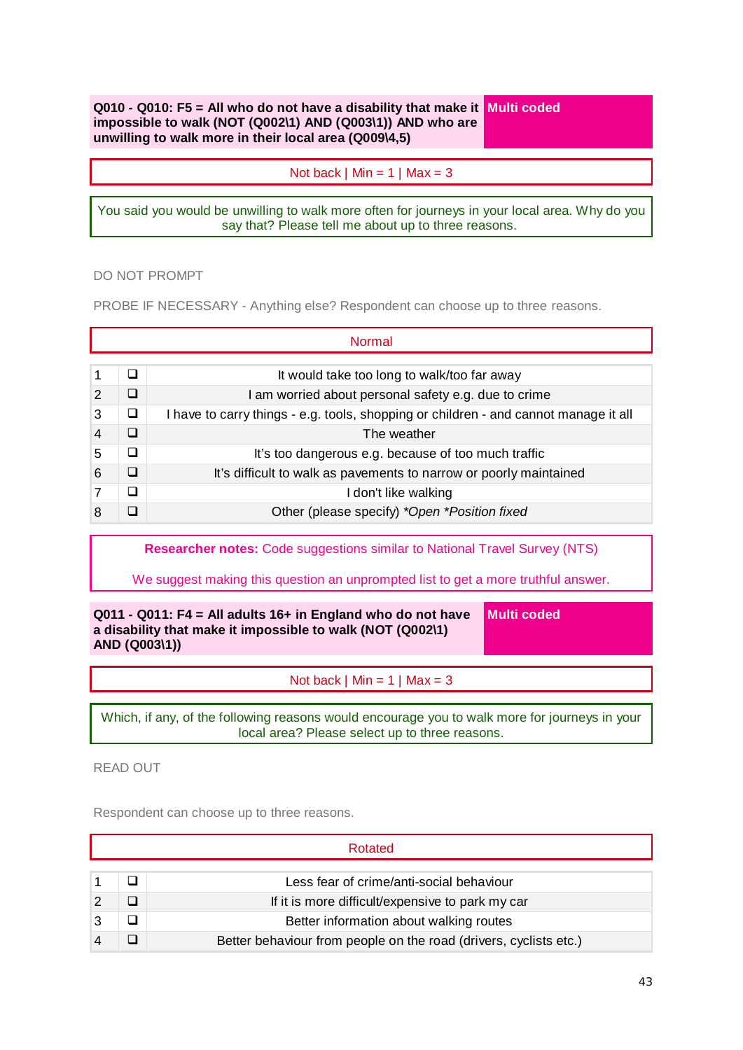**Q010 - Q010: F5 = All who do not have a disability that make it impossible to walk (NOT (Q002\1) AND (Q003\1)) AND who are unwilling to walk more in their local area (Q009\4,5)** | **Multi coded**

Not back | Min = 1 | Max = 3

You said you would be unwilling to walk more often for journeys in your local area. Why do you say that? Please tell me about up to three reasons.

DO NOT PROMPT

PROBE IF NECESSARY - Anything else? Respondent can choose up to three reasons.

Normal

| | | |
|---|---|---|
| 1 | ❑ | It would take too long to walk/too far away |
| 2 | ❑ | I am worried about personal safety e.g. due to crime |
| 3 | ❑ | I have to carry things - e.g. tools, shopping or children - and cannot manage it all |
| 4 | ❑ | The weather |
| 5 | ❑ | It's too dangerous e.g. because of too much traffic |
| 6 | ❑ | It's difficult to walk as pavements to narrow or poorly maintained |
| 7 | ❑ | I don't like walking |
| 8 | ❑ | Other (please specify) *\*Open \*Position fixed* |

**Researcher notes:** Code suggestions similar to National Travel Survey (NTS)

We suggest making this question an unprompted list to get a more truthful answer.

**Q011 - Q011: F4 = All adults 16+ in England who do not have a disability that make it impossible to walk (NOT (Q002\1) AND (Q003\1))** | **Multi coded**

Not back | Min = 1 | Max = 3

Which, if any, of the following reasons would encourage you to walk more for journeys in your local area? Please select up to three reasons.

READ OUT

Respondent can choose up to three reasons.

Rotated

| | | |
|---|---|---|
| 1 | ❑ | Less fear of crime/anti-social behaviour |
| 2 | ❑ | If it is more difficult/expensive to park my car |
| 3 | ❑ | Better information about walking routes |
| 4 | ❑ | Better behaviour from people on the road (drivers, cyclists etc.) |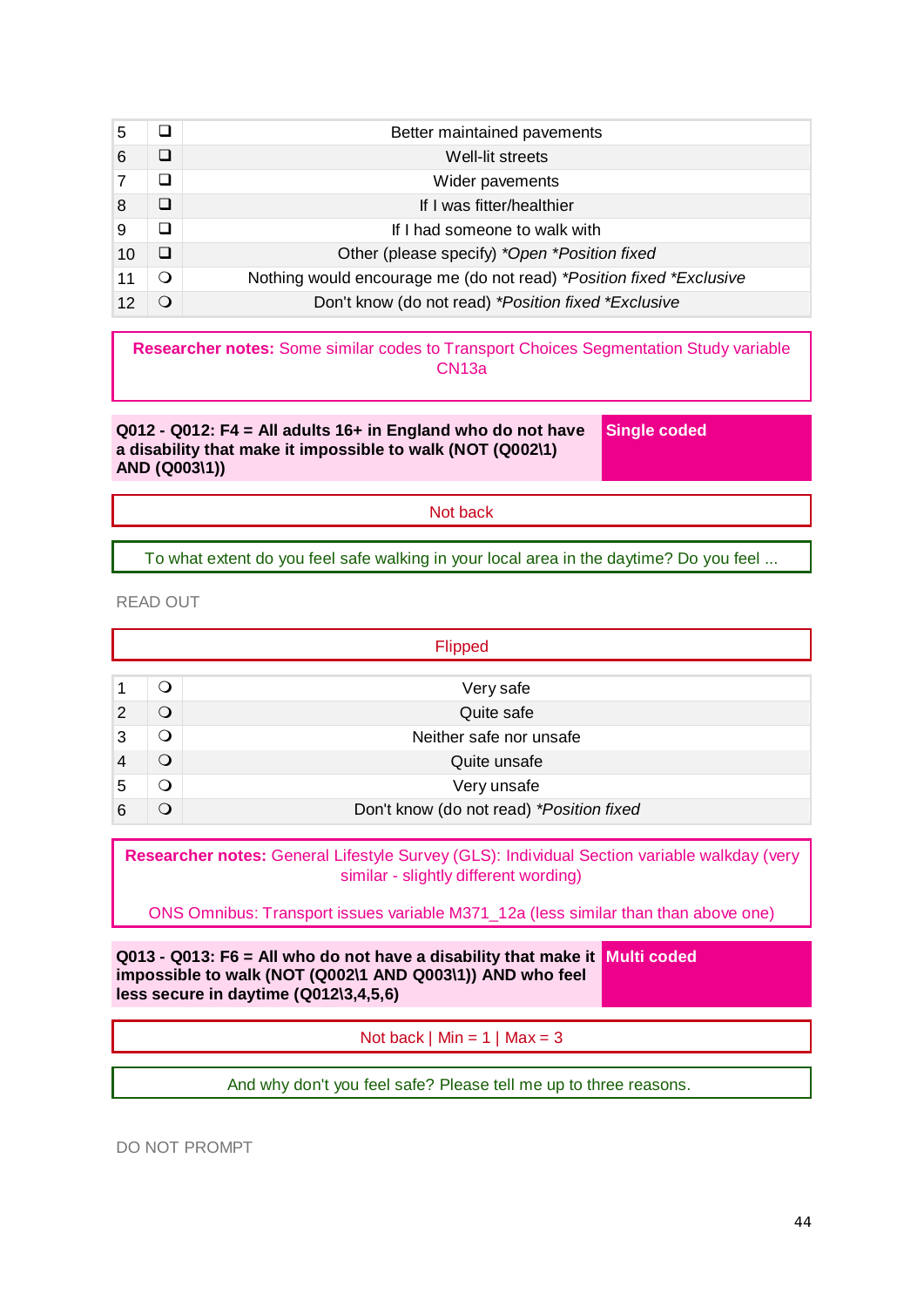| | | |
|---|---|---|
| 5 | ❑ | Better maintained pavements |
| 6 | ❑ | Well-lit streets |
| 7 | ❑ | Wider pavements |
| 8 | ❑ | If I was fitter/healthier |
| 9 | ❑ | If I had someone to walk with |
| 10 | ❑ | Other (please specify) *Open *Position fixed* |
| 11 | ❍ | Nothing would encourage me (do not read) *Position fixed *Exclusive* |
| 12 | ❍ | Don't know (do not read) *Position fixed *Exclusive* |

**Researcher notes:** Some similar codes to Transport Choices Segmentation Study variable CN13a

**Q012 - Q012: F4 = All adults 16+ in England who do not have a disability that make it impossible to walk (NOT (Q002\1) AND (Q003\1))** — **Single coded**

Not back

To what extent do you feel safe walking in your local area in the daytime? Do you feel ...

READ OUT

Flipped

| | | |
|---|---|---|
| 1 | ❍ | Very safe |
| 2 | ❍ | Quite safe |
| 3 | ❍ | Neither safe nor unsafe |
| 4 | ❍ | Quite unsafe |
| 5 | ❍ | Very unsafe |
| 6 | ❍ | Don't know (do not read) *Position fixed* |

**Researcher notes:** General Lifestyle Survey (GLS): Individual Section variable walkday (very similar - slightly different wording)

ONS Omnibus: Transport issues variable M371_12a (less similar than than above one)

**Q013 - Q013: F6 = All who do not have a disability that make it impossible to walk (NOT (Q002\1 AND Q003\1)) AND who feel less secure in daytime (Q012\3,4,5,6)** — **Multi coded**

Not back | Min = 1 | Max = 3

And why don't you feel safe? Please tell me up to three reasons.

DO NOT PROMPT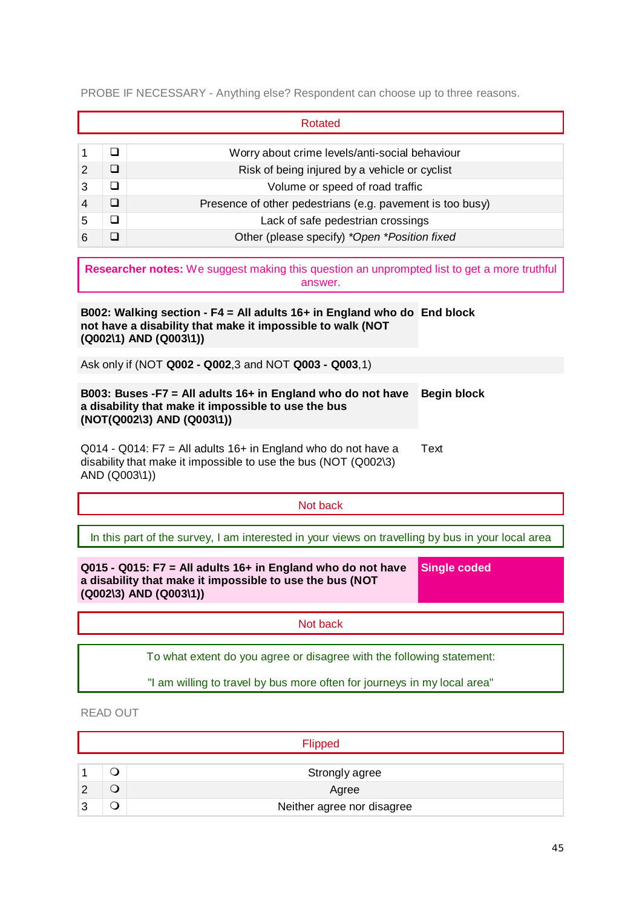PROBE IF NECESSARY - Anything else? Respondent can choose up to three reasons.

Rotated

| | | |
|---|---|---|
| 1 | ❑ | Worry about crime levels/anti-social behaviour |
| 2 | ❑ | Risk of being injured by a vehicle or cyclist |
| 3 | ❑ | Volume or speed of road traffic |
| 4 | ❑ | Presence of other pedestrians (e.g. pavement is too busy) |
| 5 | ❑ | Lack of safe pedestrian crossings |
| 6 | ❑ | Other (please specify) *Open *Position fixed |

**Researcher notes:** We suggest making this question an unprompted list to get a more truthful answer.

| | |
|---|---|
| **B002: Walking section - F4 = All adults 16+ in England who do not have a disability that make it impossible to walk (NOT (Q002\1) AND (Q003\1))** | **End block** |

Ask only if (NOT **Q002 - Q002**,3 and NOT **Q003 - Q003**,1)

| | |
|---|---|
| **B003: Buses -F7 = All adults 16+ in England who do not have a disability that make it impossible to use the bus (NOT(Q002\3) AND (Q003\1))** | **Begin block** |
| Q014 - Q014: F7 = All adults 16+ in England who do not have a disability that make it impossible to use the bus (NOT (Q002\3) AND (Q003\1)) | Text |

Not back

In this part of the survey, I am interested in your views on travelling by bus in your local area

| | |
|---|---|
| **Q015 - Q015: F7 = All adults 16+ in England who do not have a disability that make it impossible to use the bus (NOT (Q002\3) AND (Q003\1))** | **Single coded** |

Not back

To what extent do you agree or disagree with the following statement:

"I am willing to travel by bus more often for journeys in my local area"

READ OUT

Flipped

| | | |
|---|---|---|
| 1 | ❍ | Strongly agree |
| 2 | ❍ | Agree |
| 3 | ❍ | Neither agree nor disagree |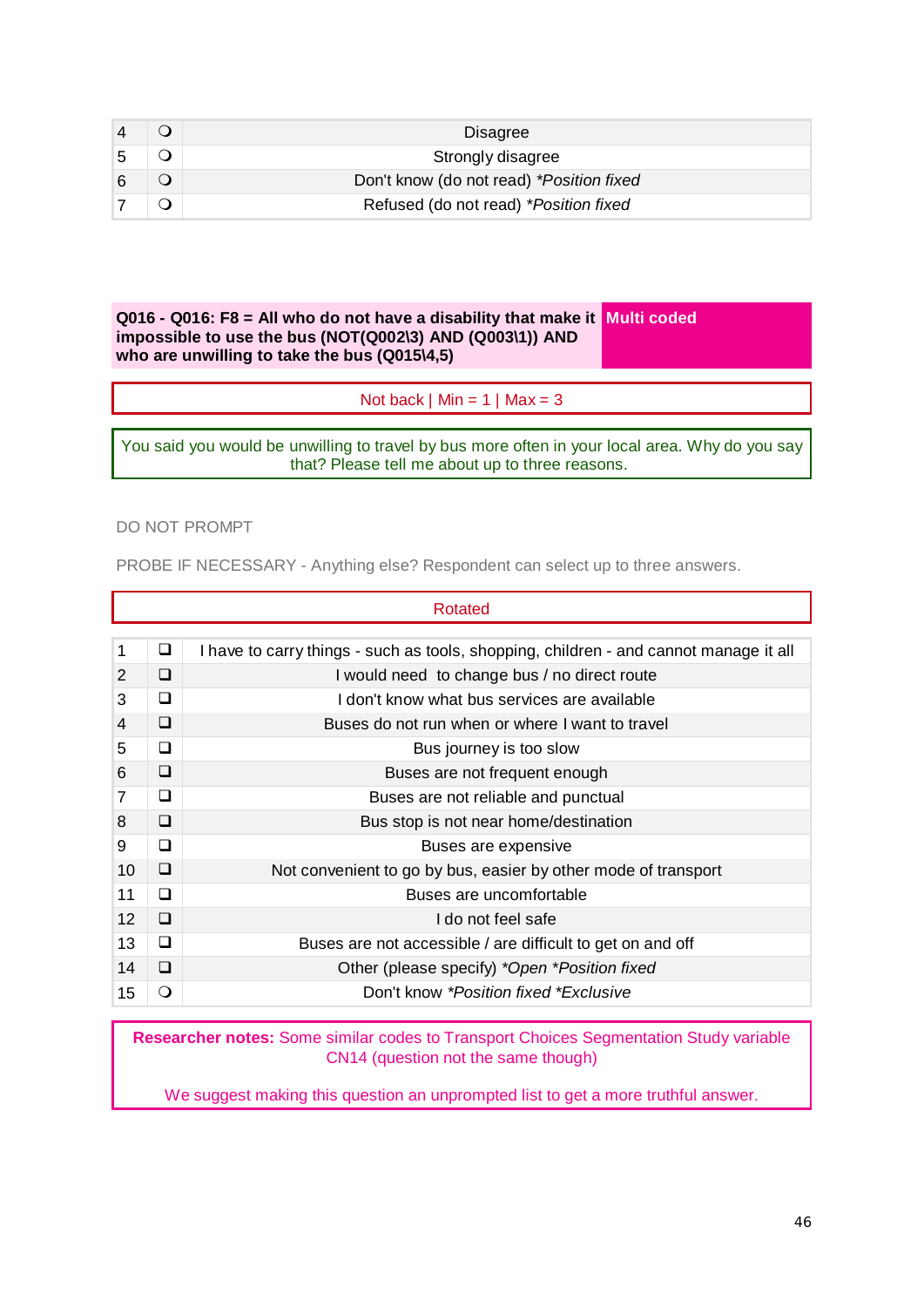| | | |
|---|---|---|
| 4 | ❍ | Disagree |
| 5 | ❍ | Strongly disagree |
| 6 | ❍ | Don't know (do not read) *Position fixed* |
| 7 | ❍ | Refused (do not read) *Position fixed* |

| **Q016 - Q016: F8 = All who do not have a disability that make it impossible to use the bus (NOT(Q002\3) AND (Q003\1)) AND who are unwilling to take the bus (Q015\4,5)** | **Multi coded** |
|---|---|

Not back | Min = 1 | Max = 3

You said you would be unwilling to travel by bus more often in your local area. Why do you say that? Please tell me about up to three reasons.

DO NOT PROMPT

PROBE IF NECESSARY - Anything else? Respondent can select up to three answers.

Rotated

| | | |
|---|---|---|
| 1 | ❑ | I have to carry things - such as tools, shopping, children - and cannot manage it all |
| 2 | ❑ | I would need to change bus / no direct route |
| 3 | ❑ | I don't know what bus services are available |
| 4 | ❑ | Buses do not run when or where I want to travel |
| 5 | ❑ | Bus journey is too slow |
| 6 | ❑ | Buses are not frequent enough |
| 7 | ❑ | Buses are not reliable and punctual |
| 8 | ❑ | Bus stop is not near home/destination |
| 9 | ❑ | Buses are expensive |
| 10 | ❑ | Not convenient to go by bus, easier by other mode of transport |
| 11 | ❑ | Buses are uncomfortable |
| 12 | ❑ | I do not feel safe |
| 13 | ❑ | Buses are not accessible / are difficult to get on and off |
| 14 | ❑ | Other (please specify) *Open *Position fixed* |
| 15 | ❍ | Don't know *Position fixed *Exclusive* |

**Researcher notes:** Some similar codes to Transport Choices Segmentation Study variable CN14 (question not the same though)

We suggest making this question an unprompted list to get a more truthful answer.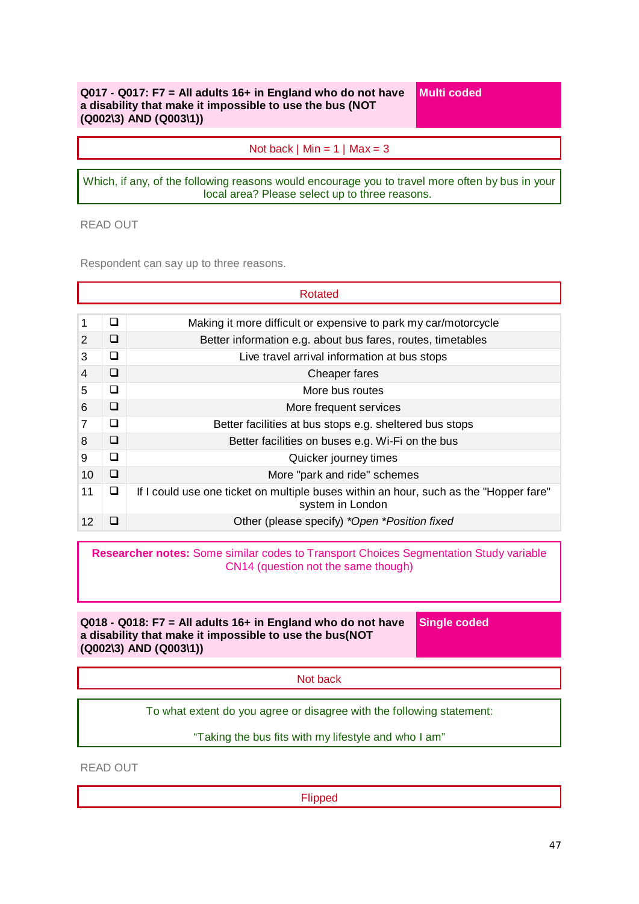**Q017 - Q017: F7 = All adults 16+ in England who do not have a disability that make it impossible to use the bus (NOT (Q002\3) AND (Q003\1))**

**Multi coded**

Not back | Min = 1 | Max = 3

Which, if any, of the following reasons would encourage you to travel more often by bus in your local area? Please select up to three reasons.

READ OUT

Respondent can say up to three reasons.

Rotated

| | | |
|---|---|---|
| 1 | ❑ | Making it more difficult or expensive to park my car/motorcycle |
| 2 | ❑ | Better information e.g. about bus fares, routes, timetables |
| 3 | ❑ | Live travel arrival information at bus stops |
| 4 | ❑ | Cheaper fares |
| 5 | ❑ | More bus routes |
| 6 | ❑ | More frequent services |
| 7 | ❑ | Better facilities at bus stops e.g. sheltered bus stops |
| 8 | ❑ | Better facilities on buses e.g. Wi-Fi on the bus |
| 9 | ❑ | Quicker journey times |
| 10 | ❑ | More "park and ride" schemes |
| 11 | ❑ | If I could use one ticket on multiple buses within an hour, such as the "Hopper fare" system in London |
| 12 | ❑ | Other (please specify) *Open *Position fixed |

**Researcher notes:** Some similar codes to Transport Choices Segmentation Study variable CN14 (question not the same though)

**Q018 - Q018: F7 = All adults 16+ in England who do not have a disability that make it impossible to use the bus(NOT (Q002\3) AND (Q003\1))**

**Single coded**

Not back

To what extent do you agree or disagree with the following statement:

"Taking the bus fits with my lifestyle and who I am"

READ OUT

Flipped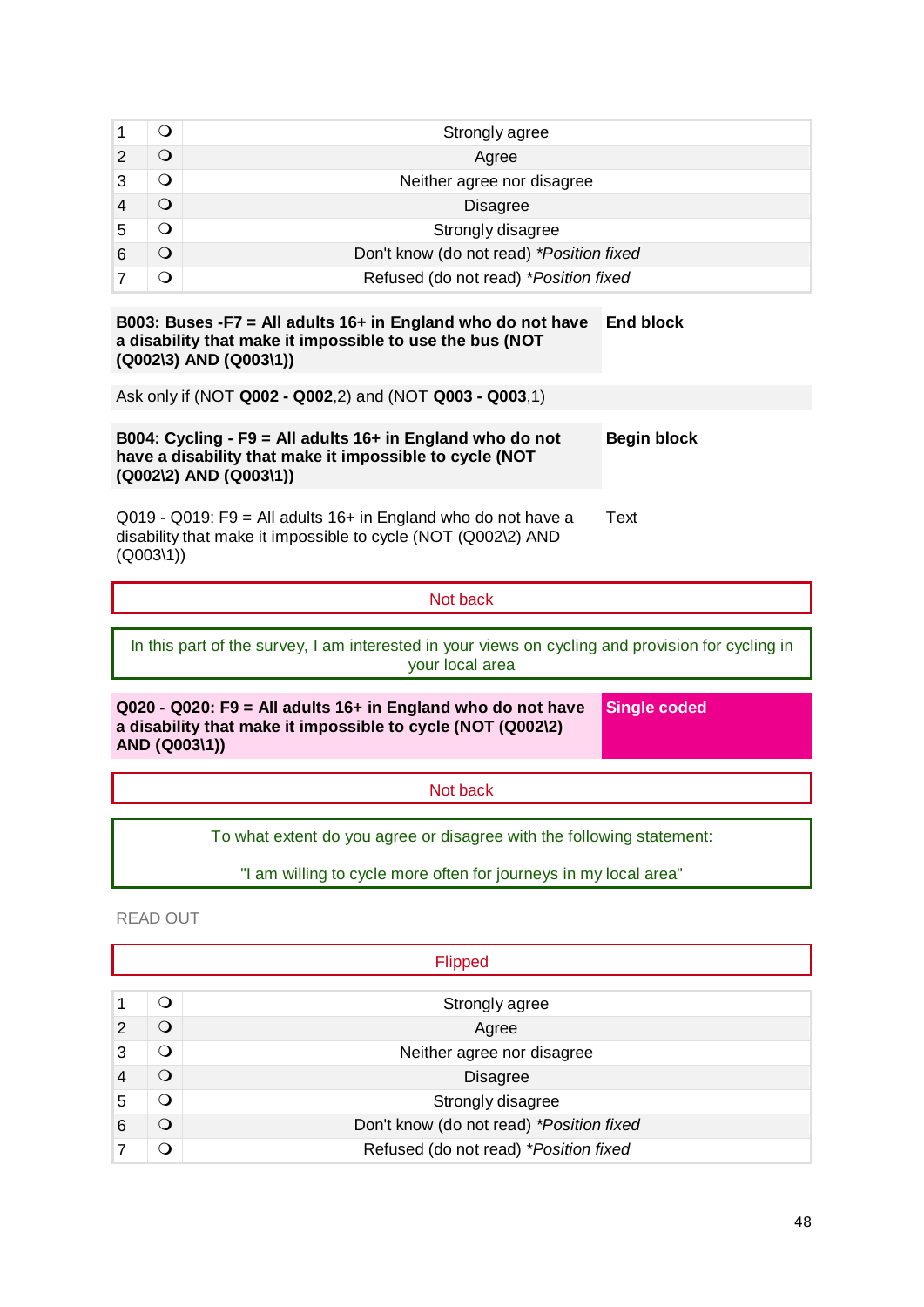| | | |
|---|---|---|
| 1 | ❍ | Strongly agree |
| 2 | ❍ | Agree |
| 3 | ❍ | Neither agree nor disagree |
| 4 | ❍ | Disagree |
| 5 | ❍ | Strongly disagree |
| 6 | ❍ | Don't know (do not read) *Position fixed* |
| 7 | ❍ | Refused (do not read) *Position fixed* |

| | |
|---|---|
| **B003: Buses -F7 = All adults 16+ in England who do not have a disability that make it impossible to use the bus (NOT (Q002\3) AND (Q003\1))** | **End block** |

Ask only if (NOT **Q002 - Q002**,2) and (NOT **Q003 - Q003**,1)

| | |
|---|---|
| **B004: Cycling - F9 = All adults 16+ in England who do not have a disability that make it impossible to cycle (NOT (Q002\2) AND (Q003\1))** | **Begin block** |

| | |
|---|---|
| Q019 - Q019: F9 = All adults 16+ in England who do not have a disability that make it impossible to cycle (NOT (Q002\2) AND (Q003\1)) | Text |

Not back

In this part of the survey, I am interested in your views on cycling and provision for cycling in your local area

| | |
|---|---|
| **Q020 - Q020: F9 = All adults 16+ in England who do not have a disability that make it impossible to cycle (NOT (Q002\2) AND (Q003\1))** | **Single coded** |

Not back

To what extent do you agree or disagree with the following statement:

"I am willing to cycle more often for journeys in my local area"

READ OUT

Flipped

| | | |
|---|---|---|
| 1 | ❍ | Strongly agree |
| 2 | ❍ | Agree |
| 3 | ❍ | Neither agree nor disagree |
| 4 | ❍ | Disagree |
| 5 | ❍ | Strongly disagree |
| 6 | ❍ | Don't know (do not read) *Position fixed* |
| 7 | ❍ | Refused (do not read) *Position fixed* |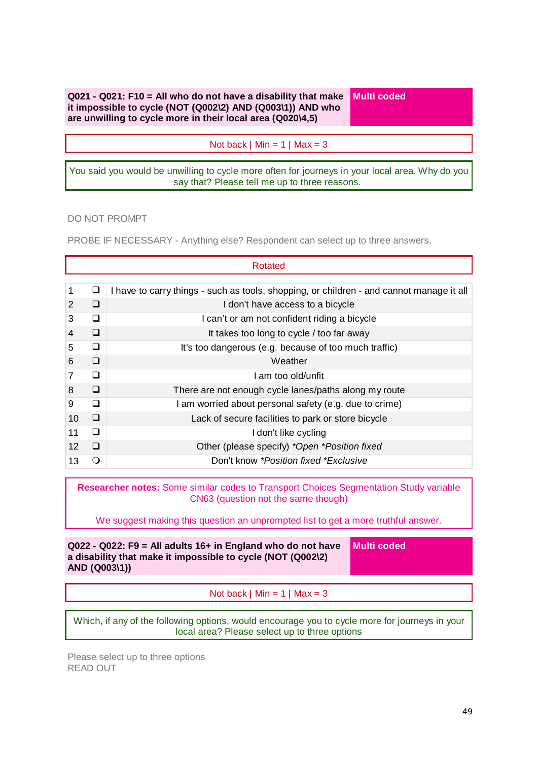**Q021 - Q021: F10 = All who do not have a disability that make it impossible to cycle (NOT (Q002\2) AND (Q003\1)) AND who are unwilling to cycle more in their local area (Q020\4,5)** | **Multi coded**

Not back | Min = 1 | Max = 3

You said you would be unwilling to cycle more often for journeys in your local area. Why do you say that? Please tell me up to three reasons.

DO NOT PROMPT

PROBE IF NECESSARY - Anything else? Respondent can select up to three answers.

Rotated

| | | |
|---|---|---|
| 1 | ❑ | I have to carry things - such as tools, shopping, or children - and cannot manage it all |
| 2 | ❑ | I don't have access to a bicycle |
| 3 | ❑ | I can't or am not confident riding a bicycle |
| 4 | ❑ | It takes too long to cycle / too far away |
| 5 | ❑ | It's too dangerous (e.g. because of too much traffic) |
| 6 | ❑ | Weather |
| 7 | ❑ | I am too old/unfit |
| 8 | ❑ | There are not enough cycle lanes/paths along my route |
| 9 | ❑ | I am worried about personal safety (e.g. due to crime) |
| 10 | ❑ | Lack of secure facilities to park or store bicycle |
| 11 | ❑ | I don't like cycling |
| 12 | ❑ | Other (please specify) *Open *Position fixed* |
| 13 | ❍ | Don't know *Position fixed *Exclusive* |

**Researcher notes:** Some similar codes to Transport Choices Segmentation Study variable CN63 (question not the same though)

We suggest making this question an unprompted list to get a more truthful answer.

**Q022 - Q022: F9 = All adults 16+ in England who do not have a disability that make it impossible to cycle (NOT (Q002\2) AND (Q003\1))** | **Multi coded**

Not back | Min = 1 | Max = 3

Which, if any of the following options, would encourage you to cycle more for journeys in your local area? Please select up to three options

Please select up to three options
READ OUT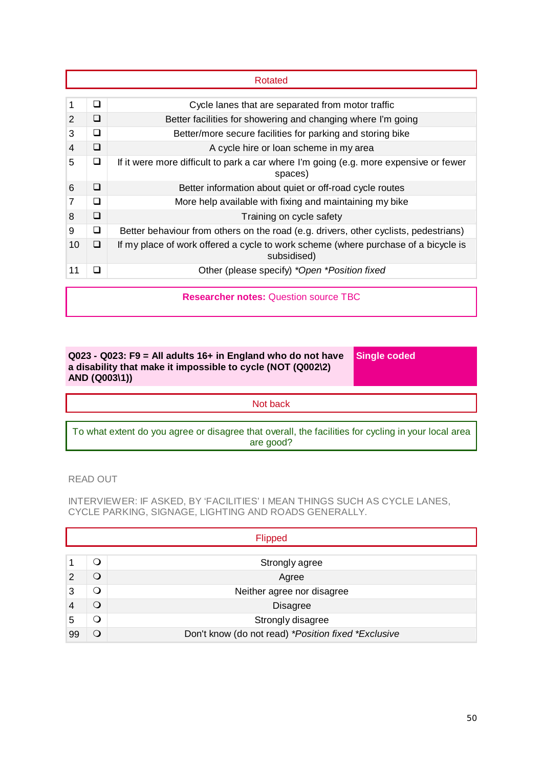Rotated

| | | |
|---|---|---|
| 1 | ❑ | Cycle lanes that are separated from motor traffic |
| 2 | ❑ | Better facilities for showering and changing where I'm going |
| 3 | ❑ | Better/more secure facilities for parking and storing bike |
| 4 | ❑ | A cycle hire or loan scheme in my area |
| 5 | ❑ | If it were more difficult to park a car where I'm going (e.g. more expensive or fewer spaces) |
| 6 | ❑ | Better information about quiet or off-road cycle routes |
| 7 | ❑ | More help available with fixing and maintaining my bike |
| 8 | ❑ | Training on cycle safety |
| 9 | ❑ | Better behaviour from others on the road (e.g. drivers, other cyclists, pedestrians) |
| 10 | ❑ | If my place of work offered a cycle to work scheme (where purchase of a bicycle is subsidised) |
| 11 | ❑ | Other (please specify) *Open *Position fixed* |

**Researcher notes:** Question source TBC

**Q023 - Q023: F9 = All adults 16+ in England who do not have a disability that make it impossible to cycle (NOT (Q002\2) AND (Q003\1))** — **Single coded**

Not back

To what extent do you agree or disagree that overall, the facilities for cycling in your local area are good?

READ OUT

INTERVIEWER: IF ASKED, BY 'FACILITIES' I MEAN THINGS SUCH AS CYCLE LANES, CYCLE PARKING, SIGNAGE, LIGHTING AND ROADS GENERALLY.

Flipped

| | | |
|---|---|---|
| 1 | ❍ | Strongly agree |
| 2 | ❍ | Agree |
| 3 | ❍ | Neither agree nor disagree |
| 4 | ❍ | Disagree |
| 5 | ❍ | Strongly disagree |
| 99 | ❍ | Don't know (do not read) *Position fixed *Exclusive* |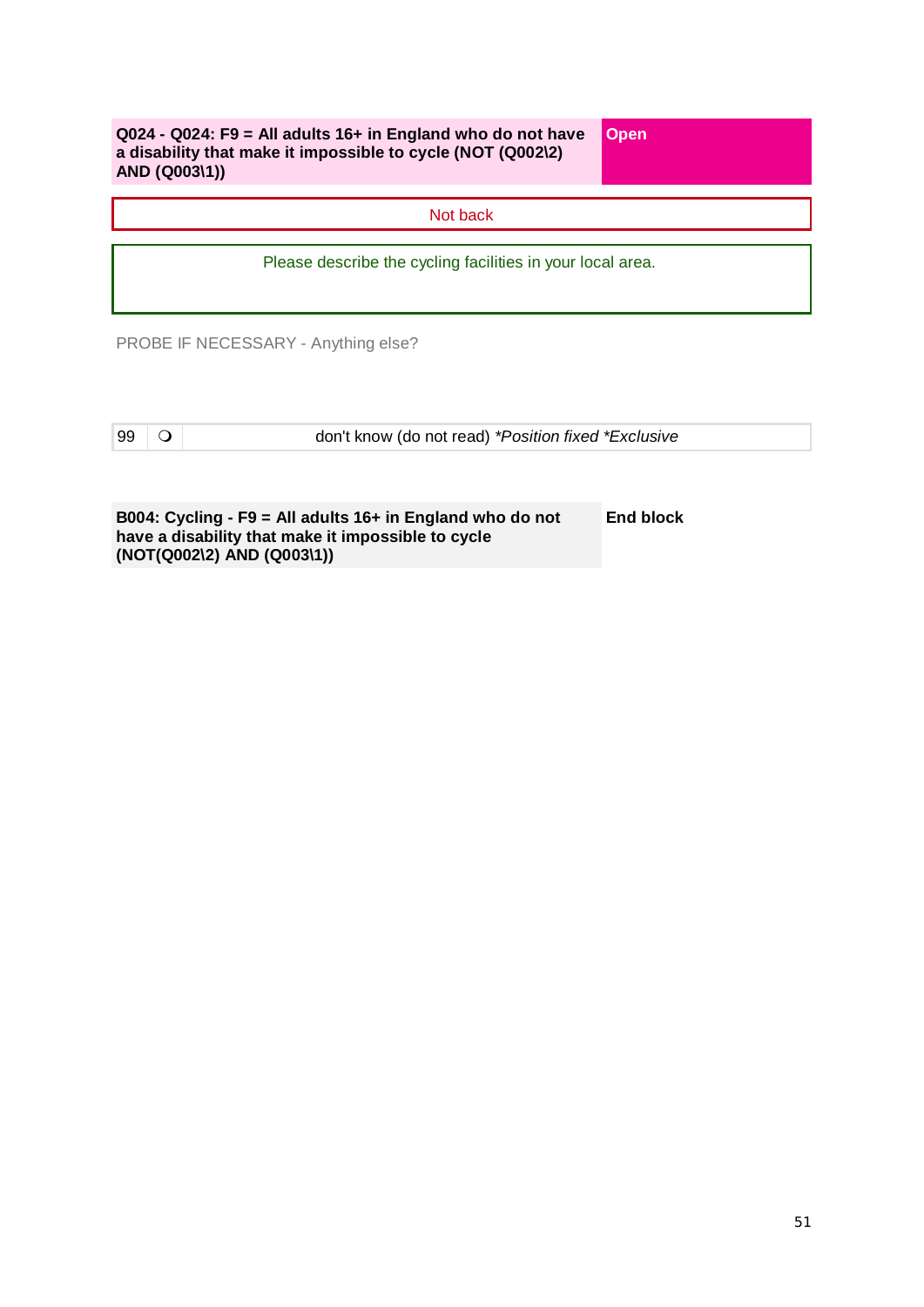| | |
|---|---|
| **Q024 - Q024: F9 = All adults 16+ in England who do not have a disability that make it impossible to cycle (NOT (Q002\2) AND (Q003\1))** | **Open** |

Not back

Please describe the cycling facilities in your local area.

PROBE IF NECESSARY - Anything else?

| | | |
|---|---|---|
| 99 | ❍ | don't know (do not read) *Position fixed *Exclusive* |

| | |
|---|---|
| **B004: Cycling - F9 = All adults 16+ in England who do not have a disability that make it impossible to cycle (NOT(Q002\2) AND (Q003\1))** | **End block** |